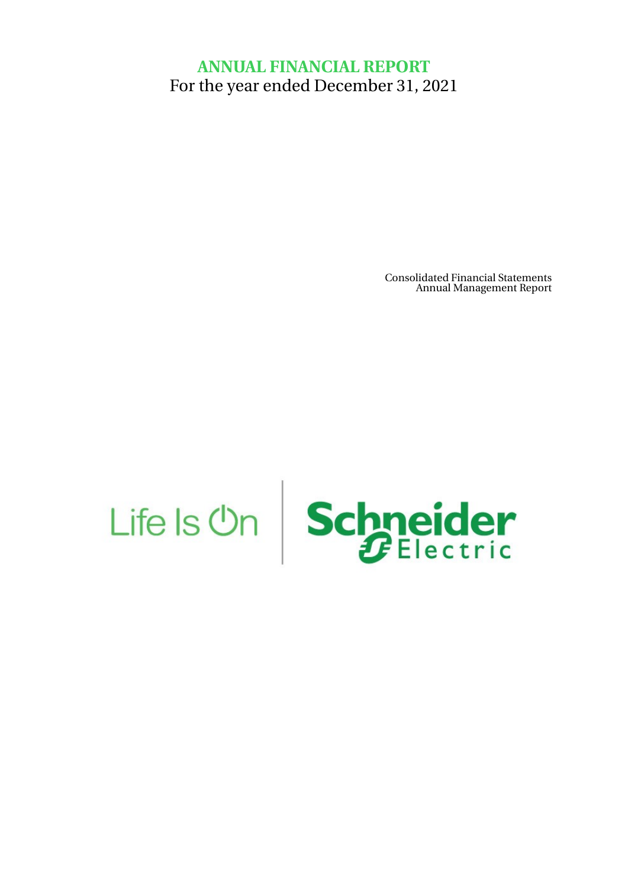# ANNUAL FINANCIAL REPORT

For the year ended December 31, 2021

Consolidated Financial Statements
Annual Management Report

Life Is On | Schneider Electric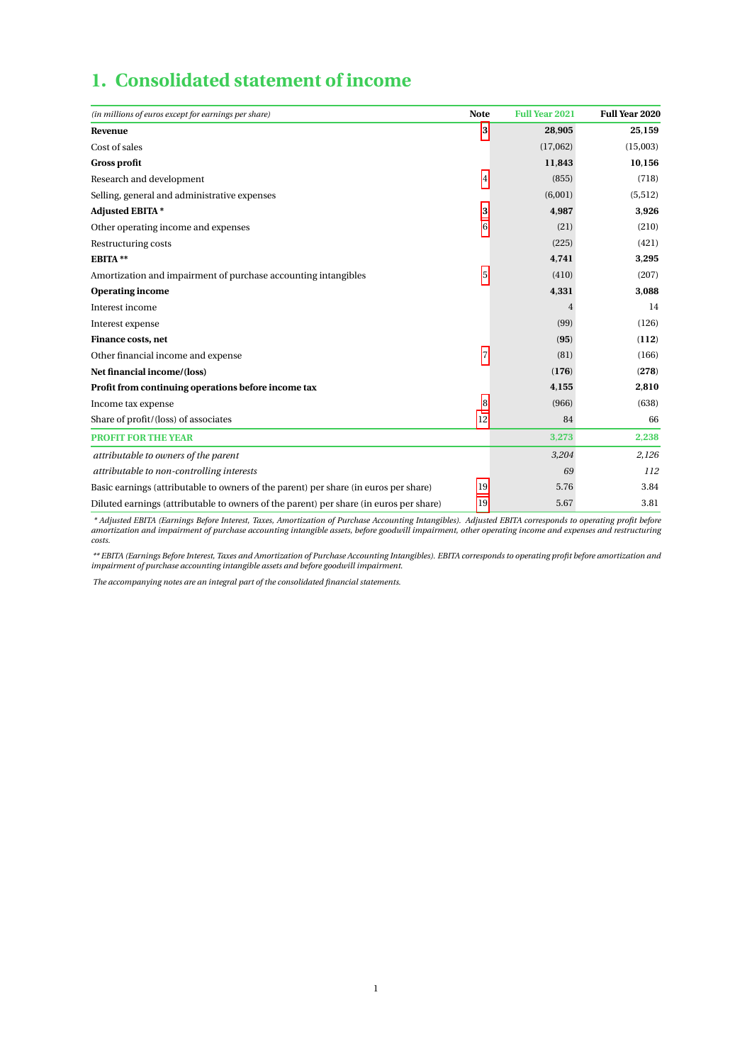# 1. Consolidated statement of income

| *(in millions of euros except for earnings per share)* | Note | Full Year 2021 | Full Year 2020 |
|---|---|---|---|
| **Revenue** | 3 | **28,905** | **25,159** |
| Cost of sales | | (17,062) | (15,003) |
| **Gross profit** | | **11,843** | **10,156** |
| Research and development | 4 | (855) | (718) |
| Selling, general and administrative expenses | | (6,001) | (5,512) |
| **Adjusted EBITA *** | 3 | **4,987** | **3,926** |
| Other operating income and expenses | 6 | (21) | (210) |
| Restructuring costs | | (225) | (421) |
| **EBITA **** | | **4,741** | **3,295** |
| Amortization and impairment of purchase accounting intangibles | 5 | (410) | (207) |
| **Operating income** | | **4,331** | **3,088** |
| Interest income | | 4 | 14 |
| Interest expense | | (99) | (126) |
| **Finance costs, net** | | **(95)** | **(112)** |
| Other financial income and expense | 7 | (81) | (166) |
| **Net financial income/(loss)** | | **(176)** | **(278)** |
| **Profit from continuing operations before income tax** | | **4,155** | **2,810** |
| Income tax expense | 8 | (966) | (638) |
| Share of profit/(loss) of associates | 12 | 84 | 66 |
| **PROFIT FOR THE YEAR** | | **3,273** | **2,238** |
| *attributable to owners of the parent* | | *3,204* | *2,126* |
| *attributable to non-controlling interests* | | *69* | *112* |
| Basic earnings (attributable to owners of the parent) per share (in euros per share) | 19 | 5.76 | 3.84 |
| Diluted earnings (attributable to owners of the parent) per share (in euros per share) | 19 | 5.67 | 3.81 |

*\* Adjusted EBITA (Earnings Before Interest, Taxes, Amortization of Purchase Accounting Intangibles). Adjusted EBITA corresponds to operating profit before amortization and impairment of purchase accounting intangible assets, before goodwill impairment, other operating income and expenses and restructuring costs.*

*\*\* EBITA (Earnings Before Interest, Taxes and Amortization of Purchase Accounting Intangibles). EBITA corresponds to operating profit before amortization and impairment of purchase accounting intangible assets and before goodwill impairment.*

*The accompanying notes are an integral part of the consolidated financial statements.*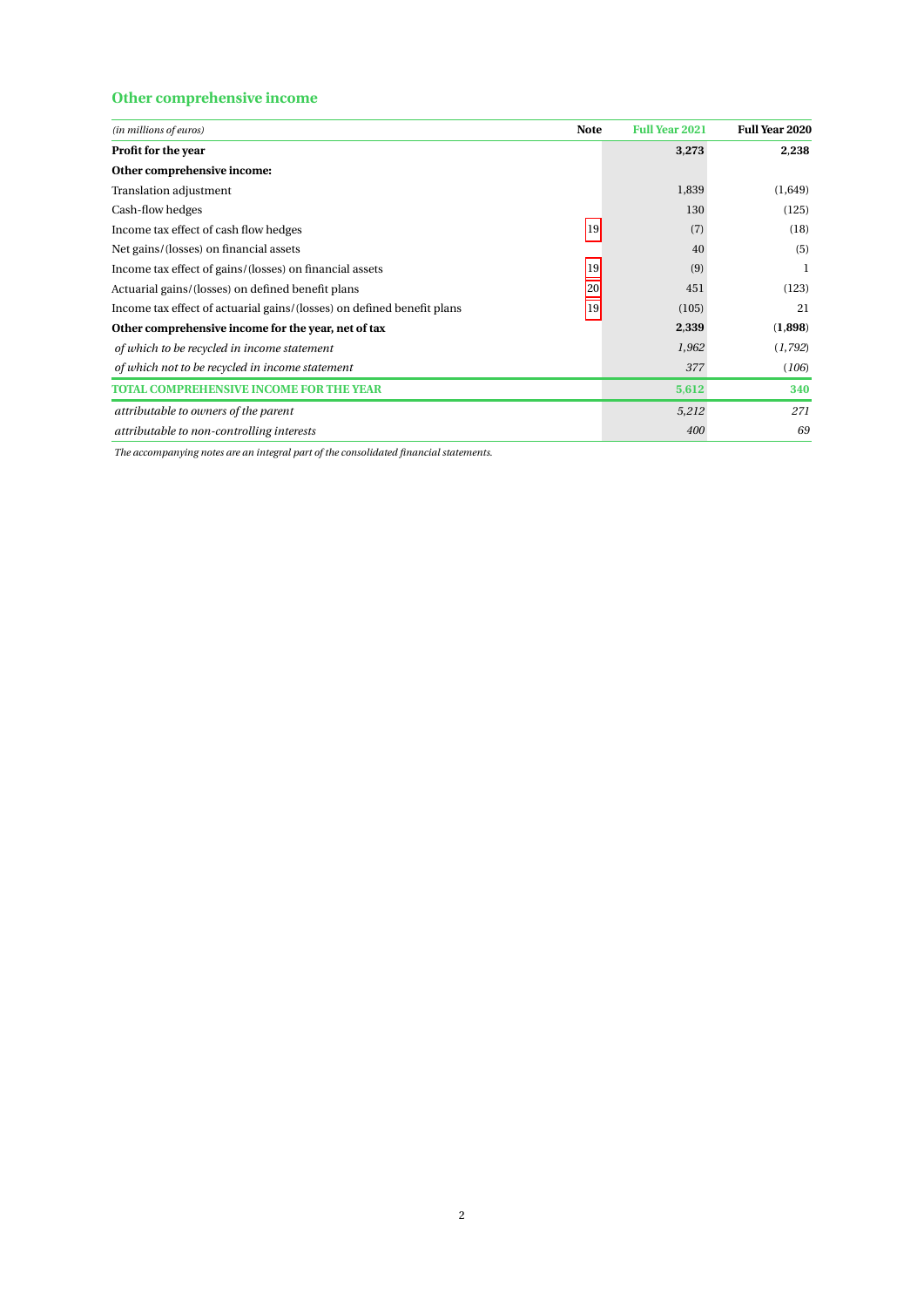## Other comprehensive income

| *(in millions of euros)* | Note | Full Year 2021 | Full Year 2020 |
|---|---|---|---|
| **Profit for the year** | | **3,273** | **2,238** |
| **Other comprehensive income:** | | | |
| Translation adjustment | | 1,839 | (1,649) |
| Cash-flow hedges | | 130 | (125) |
| Income tax effect of cash flow hedges | 19 | (7) | (18) |
| Net gains/(losses) on financial assets | | 40 | (5) |
| Income tax effect of gains/(losses) on financial assets | 19 | (9) | 1 |
| Actuarial gains/(losses) on defined benefit plans | 20 | 451 | (123) |
| Income tax effect of actuarial gains/(losses) on defined benefit plans | 19 | (105) | 21 |
| **Other comprehensive income for the year, net of tax** | | **2,339** | **(1,898)** |
| *of which to be recycled in income statement* | | *1,962* | *(1,792)* |
| *of which not to be recycled in income statement* | | *377* | *(106)* |
| **TOTAL COMPREHENSIVE INCOME FOR THE YEAR** | | **5,612** | **340** |
| *attributable to owners of the parent* | | *5,212* | *271* |
| *attributable to non-controlling interests* | | *400* | *69* |

*The accompanying notes are an integral part of the consolidated financial statements.*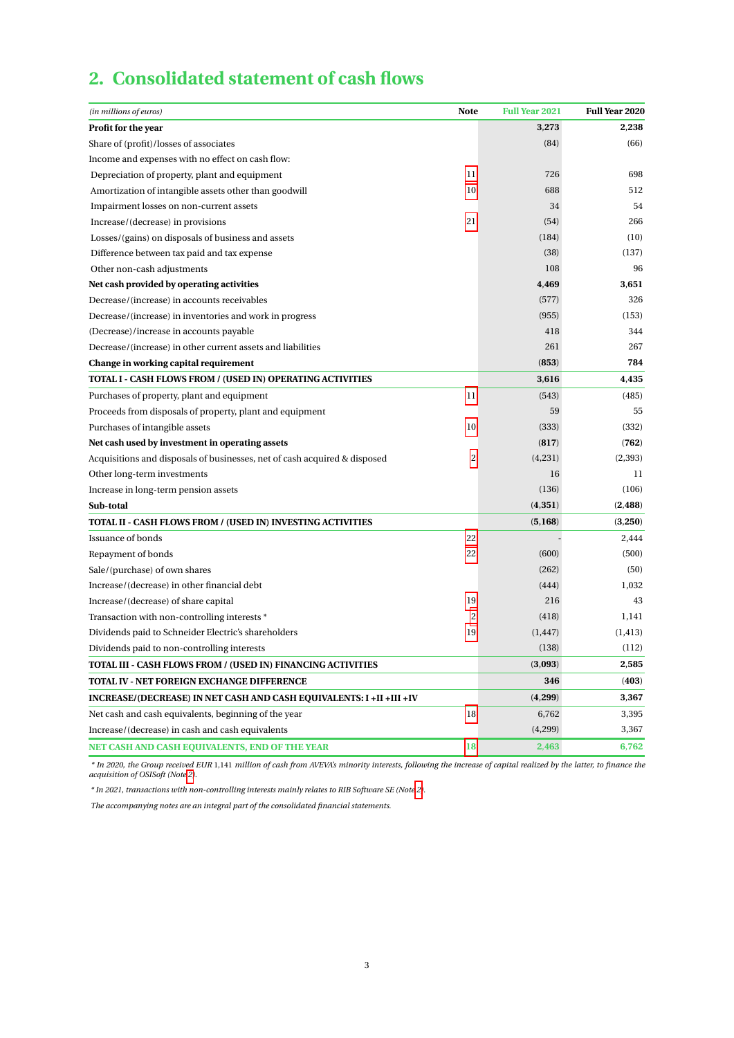## 2. Consolidated statement of cash flows

| *(in millions of euros)* | Note | Full Year 2021 | Full Year 2020 |
|---|---|---|---|
| **Profit for the year** | | **3,273** | **2,238** |
| Share of (profit)/losses of associates | | (84) | (66) |
| Income and expenses with no effect on cash flow: | | | |
| Depreciation of property, plant and equipment | 11 | 726 | 698 |
| Amortization of intangible assets other than goodwill | 10 | 688 | 512 |
| Impairment losses on non-current assets | | 34 | 54 |
| Increase/(decrease) in provisions | 21 | (54) | 266 |
| Losses/(gains) on disposals of business and assets | | (184) | (10) |
| Difference between tax paid and tax expense | | (38) | (137) |
| Other non-cash adjustments | | 108 | 96 |
| **Net cash provided by operating activities** | | **4,469** | **3,651** |
| Decrease/(increase) in accounts receivables | | (577) | 326 |
| Decrease/(increase) in inventories and work in progress | | (955) | (153) |
| (Decrease)/increase in accounts payable | | 418 | 344 |
| Decrease/(increase) in other current assets and liabilities | | 261 | 267 |
| **Change in working capital requirement** | | **(853)** | **784** |
| **TOTAL I - CASH FLOWS FROM / (USED IN) OPERATING ACTIVITIES** | | **3,616** | **4,435** |
| Purchases of property, plant and equipment | 11 | (543) | (485) |
| Proceeds from disposals of property, plant and equipment | | 59 | 55 |
| Purchases of intangible assets | 10 | (333) | (332) |
| **Net cash used by investment in operating assets** | | **(817)** | **(762)** |
| Acquisitions and disposals of businesses, net of cash acquired & disposed | 2 | (4,231) | (2,393) |
| Other long-term investments | | 16 | 11 |
| Increase in long-term pension assets | | (136) | (106) |
| **Sub-total** | | **(4,351)** | **(2,488)** |
| **TOTAL II - CASH FLOWS FROM / (USED IN) INVESTING ACTIVITIES** | | **(5,168)** | **(3,250)** |
| Issuance of bonds | 22 | - | 2,444 |
| Repayment of bonds | 22 | (600) | (500) |
| Sale/(purchase) of own shares | | (262) | (50) |
| Increase/(decrease) in other financial debt | | (444) | 1,032 |
| Increase/(decrease) of share capital | 19 | 216 | 43 |
| Transaction with non-controlling interests * | 2 | (418) | 1,141 |
| Dividends paid to Schneider Electric's shareholders | 19 | (1,447) | (1,413) |
| Dividends paid to non-controlling interests | | (138) | (112) |
| **TOTAL III - CASH FLOWS FROM / (USED IN) FINANCING ACTIVITIES** | | **(3,093)** | **2,585** |
| **TOTAL IV - NET FOREIGN EXCHANGE DIFFERENCE** | | **346** | **(403)** |
| **INCREASE/(DECREASE) IN NET CASH AND CASH EQUIVALENTS: I +II +III +IV** | | **(4,299)** | **3,367** |
| Net cash and cash equivalents, beginning of the year | 18 | 6,762 | 3,395 |
| Increase/(decrease) in cash and cash equivalents | | (4,299) | 3,367 |
| **NET CASH AND CASH EQUIVALENTS, END OF THE YEAR** | 18 | **2,463** | **6,762** |

*\* In 2020, the Group received EUR 1,141 million of cash from AVEVA's minority interests, following the increase of capital realized by the latter, to finance the acquisition of OSISoft (Note 2).*

*\* In 2021, transactions with non-controlling interests mainly relates to RIB Software SE (Note 2).*

*The accompanying notes are an integral part of the consolidated financial statements.*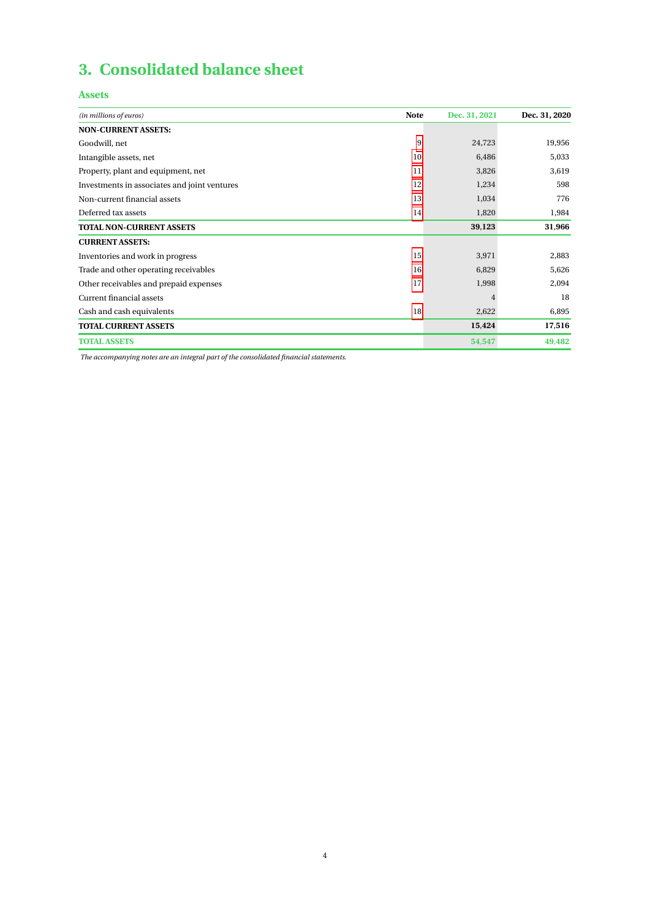# 3. Consolidated balance sheet

## Assets

| *(in millions of euros)* | Note | Dec. 31, 2021 | Dec. 31, 2020 |
|---|---|---|---|
| **NON-CURRENT ASSETS:** | | | |
| Goodwill, net | 9 | 24,723 | 19,956 |
| Intangible assets, net | 10 | 6,486 | 5,033 |
| Property, plant and equipment, net | 11 | 3,826 | 3,619 |
| Investments in associates and joint ventures | 12 | 1,234 | 598 |
| Non-current financial assets | 13 | 1,034 | 776 |
| Deferred tax assets | 14 | 1,820 | 1,984 |
| **TOTAL NON-CURRENT ASSETS** | | **39,123** | **31,966** |
| **CURRENT ASSETS:** | | | |
| Inventories and work in progress | 15 | 3,971 | 2,883 |
| Trade and other operating receivables | 16 | 6,829 | 5,626 |
| Other receivables and prepaid expenses | 17 | 1,998 | 2,094 |
| Current financial assets | | 4 | 18 |
| Cash and cash equivalents | 18 | 2,622 | 6,895 |
| **TOTAL CURRENT ASSETS** | | **15,424** | **17,516** |
| **TOTAL ASSETS** | | **54,547** | **49,482** |

*The accompanying notes are an integral part of the consolidated financial statements.*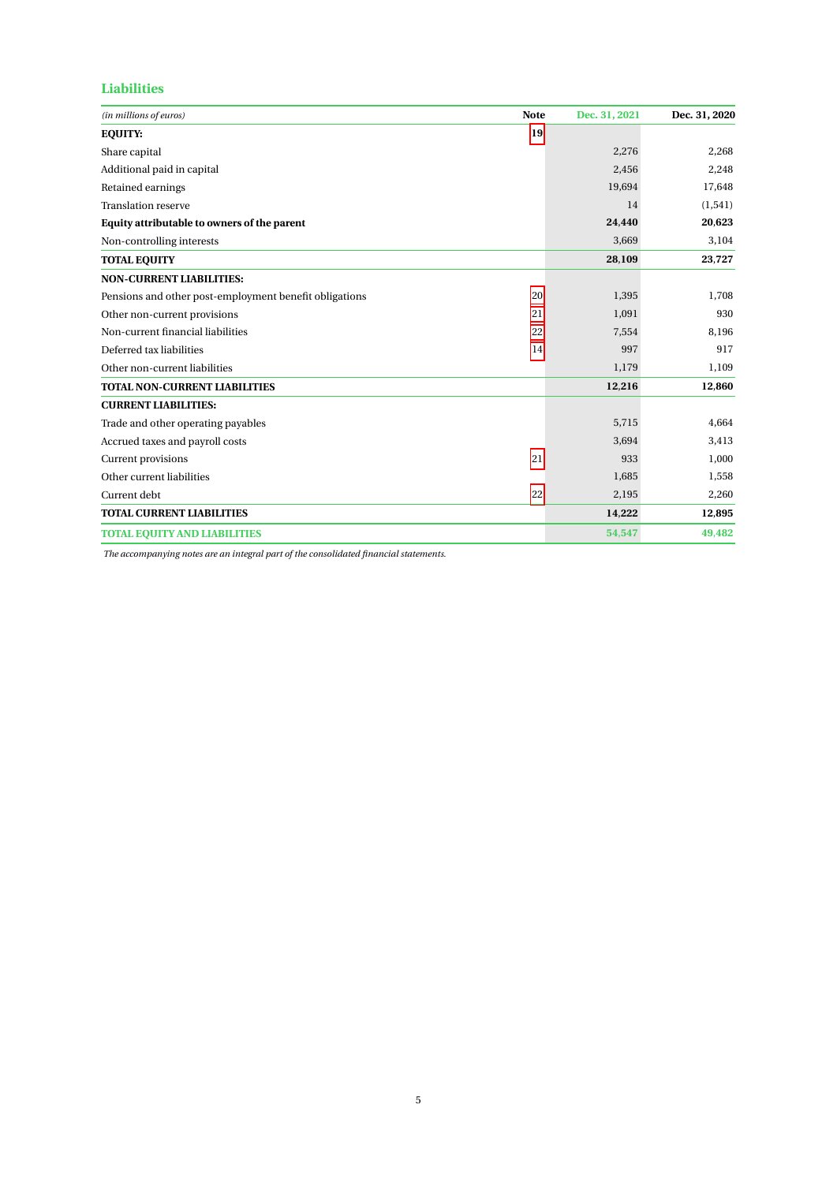## Liabilities

| *(in millions of euros)* | Note | Dec. 31, 2021 | Dec. 31, 2020 |
|---|---|---|---|
| **EQUITY:** | 19 | | |
| Share capital | | 2,276 | 2,268 |
| Additional paid in capital | | 2,456 | 2,248 |
| Retained earnings | | 19,694 | 17,648 |
| Translation reserve | | 14 | (1,541) |
| **Equity attributable to owners of the parent** | | **24,440** | **20,623** |
| Non-controlling interests | | 3,669 | 3,104 |
| **TOTAL EQUITY** | | **28,109** | **23,727** |
| **NON-CURRENT LIABILITIES:** | | | |
| Pensions and other post-employment benefit obligations | 20 | 1,395 | 1,708 |
| Other non-current provisions | 21 | 1,091 | 930 |
| Non-current financial liabilities | 22 | 7,554 | 8,196 |
| Deferred tax liabilities | 14 | 997 | 917 |
| Other non-current liabilities | | 1,179 | 1,109 |
| **TOTAL NON-CURRENT LIABILITIES** | | **12,216** | **12,860** |
| **CURRENT LIABILITIES:** | | | |
| Trade and other operating payables | | 5,715 | 4,664 |
| Accrued taxes and payroll costs | | 3,694 | 3,413 |
| Current provisions | 21 | 933 | 1,000 |
| Other current liabilities | | 1,685 | 1,558 |
| Current debt | 22 | 2,195 | 2,260 |
| **TOTAL CURRENT LIABILITIES** | | **14,222** | **12,895** |
| **TOTAL EQUITY AND LIABILITIES** | | **54,547** | **49,482** |

*The accompanying notes are an integral part of the consolidated financial statements.*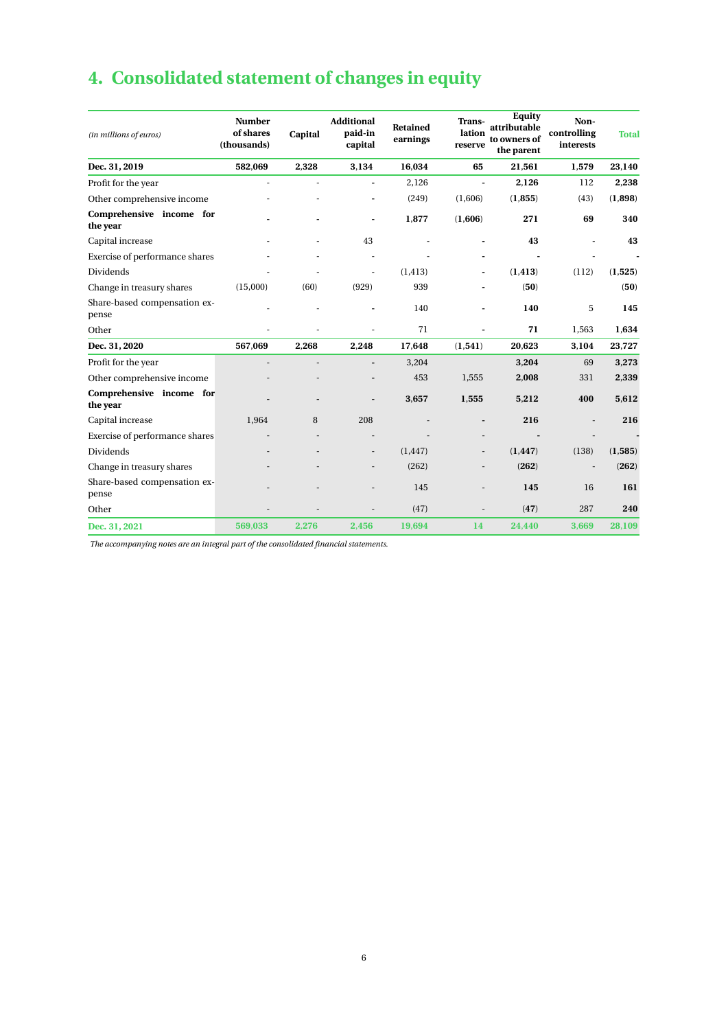# 4. Consolidated statement of changes in equity

| *(in millions of euros)* | Number of shares (thousands) | Capital | Additional paid-in capital | Retained earnings | Translation reserve | Equity attributable to owners of the parent | Non-controlling interests | Total |
|---|---|---|---|---|---|---|---|---|
| **Dec. 31, 2019** | **582,069** | **2,328** | **3,134** | **16,034** | **65** | **21,561** | **1,579** | **23,140** |
| Profit for the year | - | - | - | 2,126 | - | **2,126** | 112 | **2,238** |
| Other comprehensive income | - | - | - | (249) | (1,606) | **(1,855)** | (43) | **(1,898)** |
| **Comprehensive income for the year** | - | - | - | **1,877** | **(1,606)** | **271** | **69** | **340** |
| Capital increase | - | - | 43 | - | - | **43** | - | **43** |
| Exercise of performance shares | - | - | - | - | - | - | - | - |
| Dividends | - | - | - | (1,413) | - | **(1,413)** | (112) | **(1,525)** |
| Change in treasury shares | (15,000) | (60) | (929) | 939 | - | **(50)** | | **(50)** |
| Share-based compensation expense | - | - | - | 140 | - | **140** | 5 | **145** |
| Other | - | - | - | 71 | - | **71** | 1,563 | **1,634** |
| **Dec. 31, 2020** | **567,069** | **2,268** | **2,248** | **17,648** | **(1,541)** | **20,623** | **3,104** | **23,727** |
| Profit for the year | - | - | - | 3,204 | | **3,204** | 69 | **3,273** |
| Other comprehensive income | - | - | - | 453 | 1,555 | **2,008** | 331 | **2,339** |
| **Comprehensive income for the year** | - | - | - | **3,657** | **1,555** | **5,212** | **400** | **5,612** |
| Capital increase | 1,964 | 8 | 208 | - | - | **216** | - | **216** |
| Exercise of performance shares | - | - | - | - | - | - | - | - |
| Dividends | - | - | - | (1,447) | - | **(1,447)** | (138) | **(1,585)** |
| Change in treasury shares | - | - | - | (262) | - | **(262)** | - | **(262)** |
| Share-based compensation expense | - | - | - | 145 | - | **145** | 16 | **161** |
| Other | - | - | - | (47) | - | **(47)** | 287 | **240** |
| **Dec. 31, 2021** | **569,033** | **2,276** | **2,456** | **19,694** | **14** | **24,440** | **3,669** | **28,109** |

*The accompanying notes are an integral part of the consolidated financial statements.*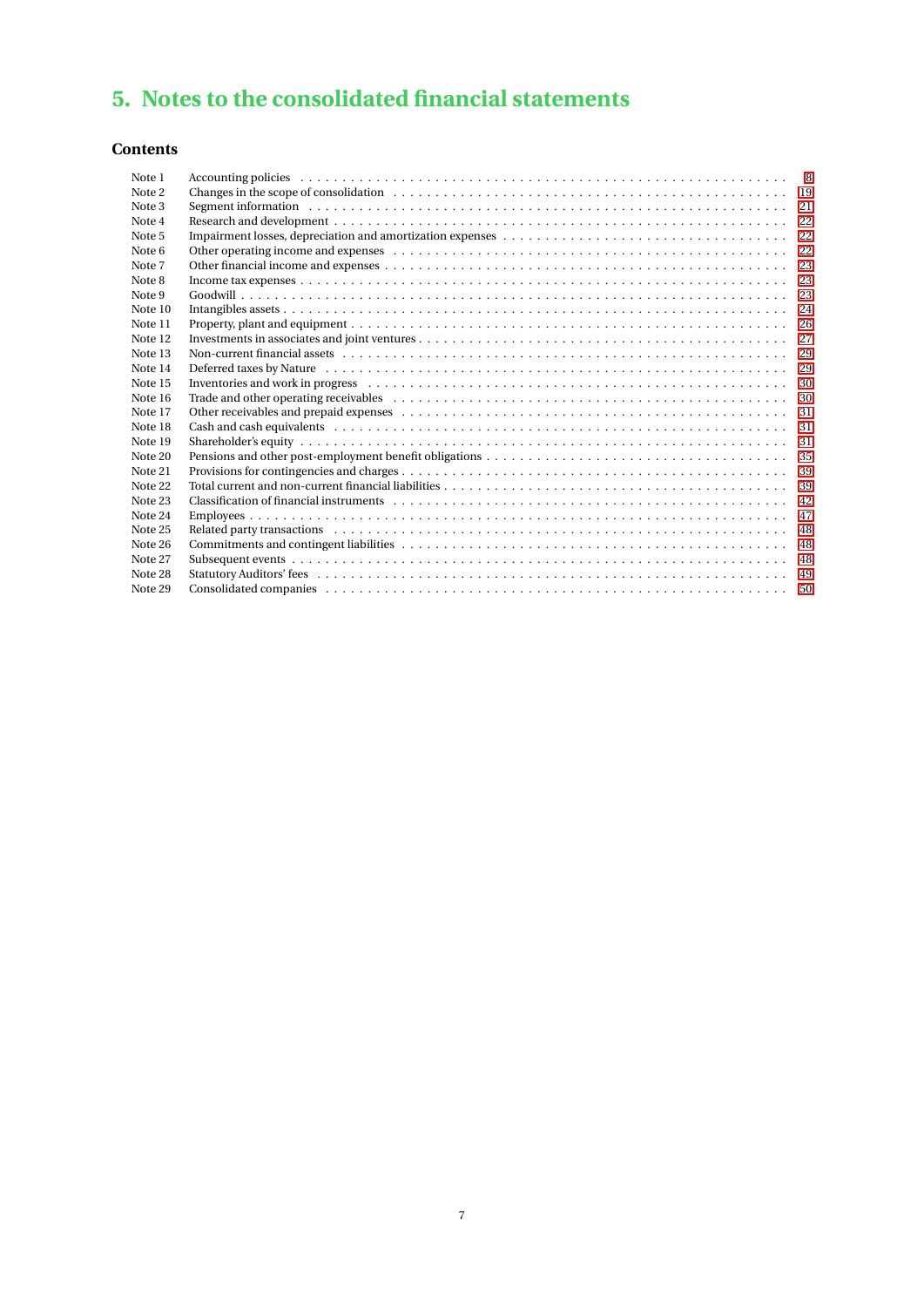# 5. Notes to the consolidated financial statements

## Contents

| | | |
|---|---|---|
| Note 1 | Accounting policies | 8 |
| Note 2 | Changes in the scope of consolidation | 19 |
| Note 3 | Segment information | 21 |
| Note 4 | Research and development | 22 |
| Note 5 | Impairment losses, depreciation and amortization expenses | 22 |
| Note 6 | Other operating income and expenses | 22 |
| Note 7 | Other financial income and expenses | 23 |
| Note 8 | Income tax expenses | 23 |
| Note 9 | Goodwill | 23 |
| Note 10 | Intangibles assets | 24 |
| Note 11 | Property, plant and equipment | 26 |
| Note 12 | Investments in associates and joint ventures | 27 |
| Note 13 | Non-current financial assets | 29 |
| Note 14 | Deferred taxes by Nature | 29 |
| Note 15 | Inventories and work in progress | 30 |
| Note 16 | Trade and other operating receivables | 30 |
| Note 17 | Other receivables and prepaid expenses | 31 |
| Note 18 | Cash and cash equivalents | 31 |
| Note 19 | Shareholder's equity | 31 |
| Note 20 | Pensions and other post-employment benefit obligations | 35 |
| Note 21 | Provisions for contingencies and charges | 39 |
| Note 22 | Total current and non-current financial liabilities | 39 |
| Note 23 | Classification of financial instruments | 42 |
| Note 24 | Employees | 47 |
| Note 25 | Related party transactions | 48 |
| Note 26 | Commitments and contingent liabilities | 48 |
| Note 27 | Subsequent events | 48 |
| Note 28 | Statutory Auditors' fees | 49 |
| Note 29 | Consolidated companies | 50 |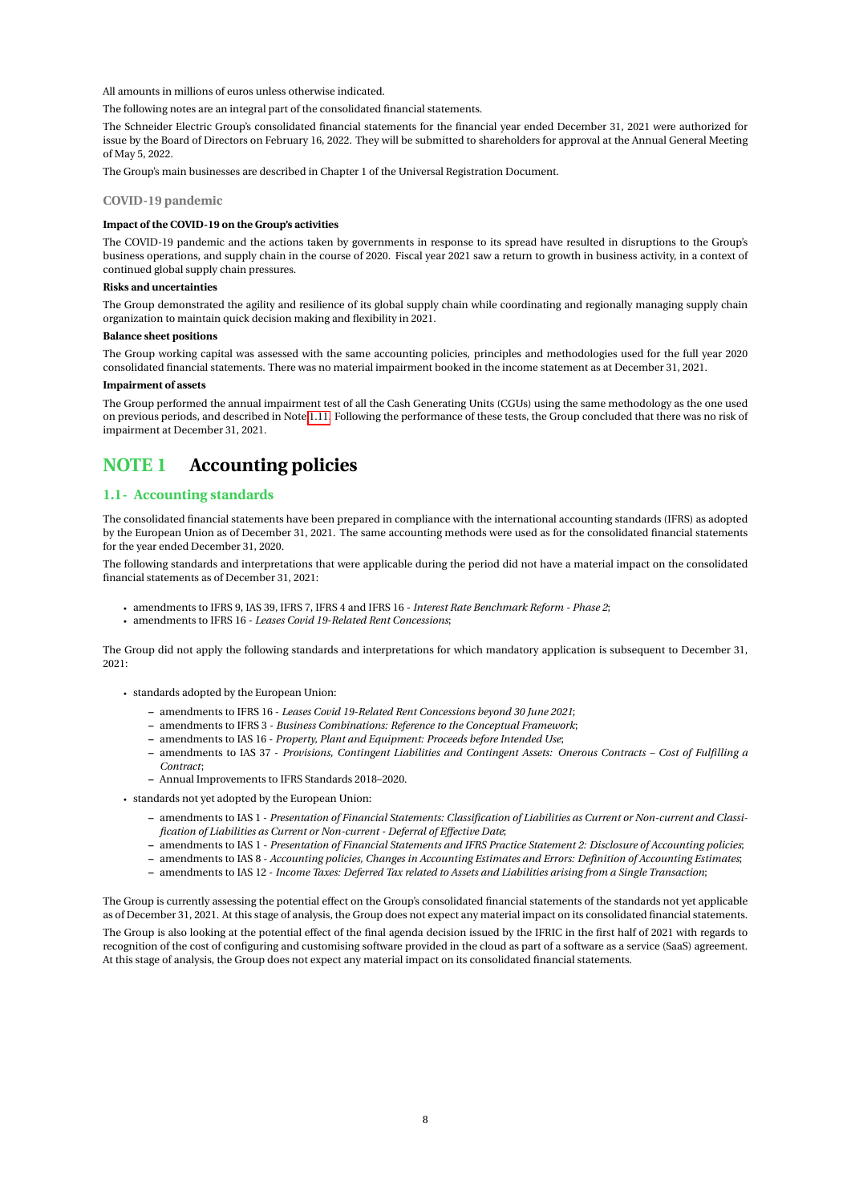All amounts in millions of euros unless otherwise indicated.

The following notes are an integral part of the consolidated financial statements.

The Schneider Electric Group's consolidated financial statements for the financial year ended December 31, 2021 were authorized for issue by the Board of Directors on February 16, 2022. They will be submitted to shareholders for approval at the Annual General Meeting of May 5, 2022.

The Group's main businesses are described in Chapter 1 of the Universal Registration Document.

### COVID-19 pandemic

**Impact of the COVID-19 on the Group's activities**

The COVID-19 pandemic and the actions taken by governments in response to its spread have resulted in disruptions to the Group's business operations, and supply chain in the course of 2020. Fiscal year 2021 saw a return to growth in business activity, in a context of continued global supply chain pressures.

**Risks and uncertainties**

The Group demonstrated the agility and resilience of its global supply chain while coordinating and regionally managing supply chain organization to maintain quick decision making and flexibility in 2021.

**Balance sheet positions**

The Group working capital was assessed with the same accounting policies, principles and methodologies used for the full year 2020 consolidated financial statements. There was no material impairment booked in the income statement as at December 31, 2021.

**Impairment of assets**

The Group performed the annual impairment test of all the Cash Generating Units (CGUs) using the same methodology as the one used on previous periods, and described in Note 1.11. Following the performance of these tests, the Group concluded that there was no risk of impairment at December 31, 2021.

# NOTE 1 Accounting policies

## 1.1- Accounting standards

The consolidated financial statements have been prepared in compliance with the international accounting standards (IFRS) as adopted by the European Union as of December 31, 2021. The same accounting methods were used as for the consolidated financial statements for the year ended December 31, 2020.

The following standards and interpretations that were applicable during the period did not have a material impact on the consolidated financial statements as of December 31, 2021:

- amendments to IFRS 9, IAS 39, IFRS 7, IFRS 4 and IFRS 16 - *Interest Rate Benchmark Reform - Phase 2*;
- amendments to IFRS 16 - *Leases Covid 19-Related Rent Concessions*;

The Group did not apply the following standards and interpretations for which mandatory application is subsequent to December 31, 2021:

- standards adopted by the European Union:
  - amendments to IFRS 16 - *Leases Covid 19-Related Rent Concessions beyond 30 June 2021*;
  - amendments to IFRS 3 - *Business Combinations: Reference to the Conceptual Framework*;
  - amendments to IAS 16 - *Property, Plant and Equipment: Proceeds before Intended Use*;
  - amendments to IAS 37 - *Provisions, Contingent Liabilities and Contingent Assets: Onerous Contracts – Cost of Fulfilling a Contract*;
  - Annual Improvements to IFRS Standards 2018–2020.
- standards not yet adopted by the European Union:
  - amendments to IAS 1 - *Presentation of Financial Statements: Classification of Liabilities as Current or Non-current and Classification of Liabilities as Current or Non-current - Deferral of Effective Date*;
  - amendments to IAS 1 - *Presentation of Financial Statements and IFRS Practice Statement 2: Disclosure of Accounting policies*;
  - amendments to IAS 8 - *Accounting policies, Changes in Accounting Estimates and Errors: Definition of Accounting Estimates*;
  - amendments to IAS 12 - *Income Taxes: Deferred Tax related to Assets and Liabilities arising from a Single Transaction*;

The Group is currently assessing the potential effect on the Group's consolidated financial statements of the standards not yet applicable as of December 31, 2021. At this stage of analysis, the Group does not expect any material impact on its consolidated financial statements.

The Group is also looking at the potential effect of the final agenda decision issued by the IFRIC in the first half of 2021 with regards to recognition of the cost of configuring and customising software provided in the cloud as part of a software as a service (SaaS) agreement. At this stage of analysis, the Group does not expect any material impact on its consolidated financial statements.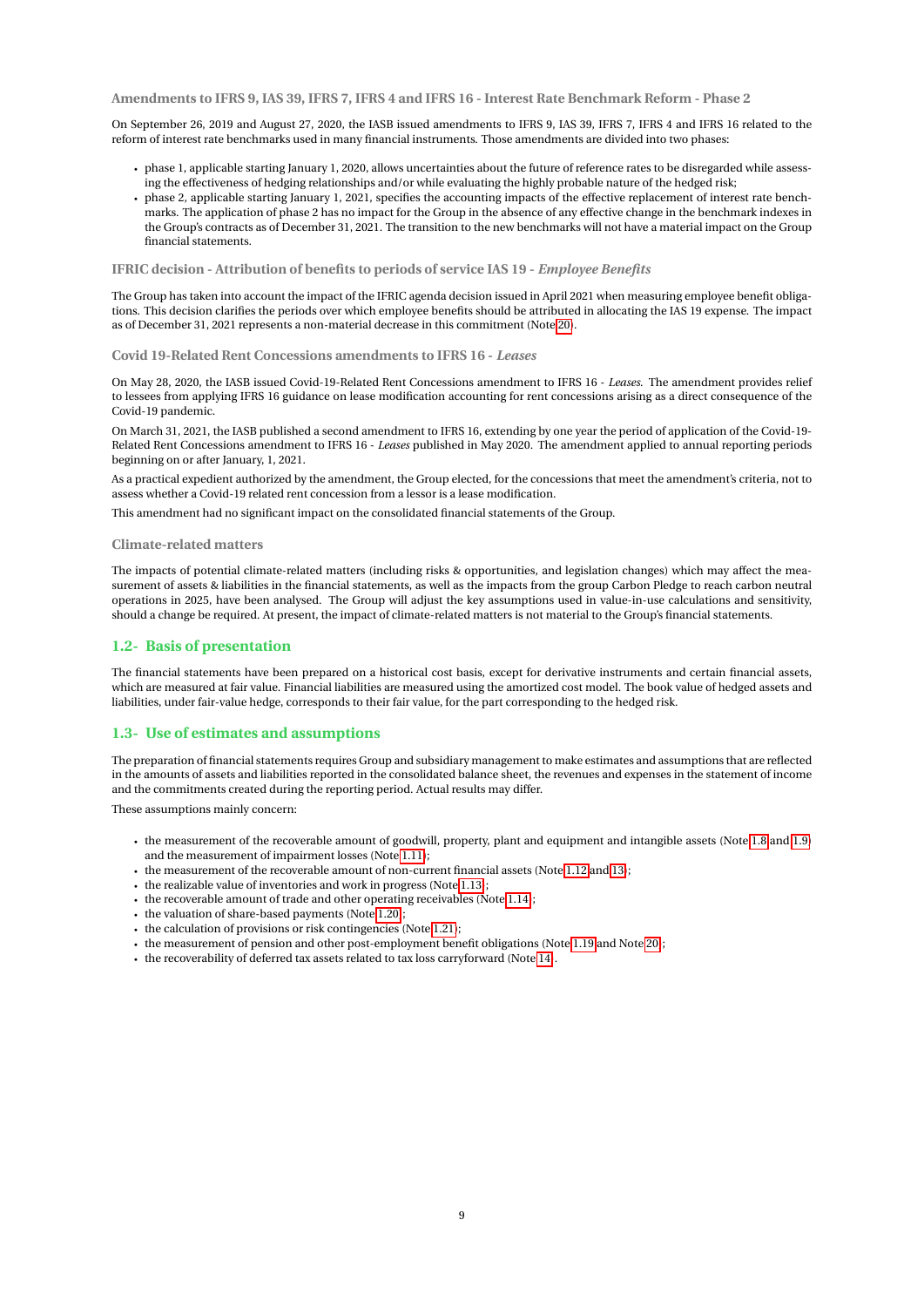#### Amendments to IFRS 9, IAS 39, IFRS 7, IFRS 4 and IFRS 16 - Interest Rate Benchmark Reform - Phase 2

On September 26, 2019 and August 27, 2020, the IASB issued amendments to IFRS 9, IAS 39, IFRS 7, IFRS 4 and IFRS 16 related to the reform of interest rate benchmarks used in many financial instruments. Those amendments are divided into two phases:

- phase 1, applicable starting January 1, 2020, allows uncertainties about the future of reference rates to be disregarded while assessing the effectiveness of hedging relationships and/or while evaluating the highly probable nature of the hedged risk;
- phase 2, applicable starting January 1, 2021, specifies the accounting impacts of the effective replacement of interest rate benchmarks. The application of phase 2 has no impact for the Group in the absence of any effective change in the benchmark indexes in the Group's contracts as of December 31, 2021. The transition to the new benchmarks will not have a material impact on the Group financial statements.

#### IFRIC decision - Attribution of benefits to periods of service IAS 19 - *Employee Benefits*

The Group has taken into account the impact of the IFRIC agenda decision issued in April 2021 when measuring employee benefit obligations. This decision clarifies the periods over which employee benefits should be attributed in allocating the IAS 19 expense. The impact as of December 31, 2021 represents a non-material decrease in this commitment (Note 20).

#### Covid 19-Related Rent Concessions amendments to IFRS 16 - *Leases*

On May 28, 2020, the IASB issued Covid-19-Related Rent Concessions amendment to IFRS 16 - *Leases*. The amendment provides relief to lessees from applying IFRS 16 guidance on lease modification accounting for rent concessions arising as a direct consequence of the Covid-19 pandemic.

On March 31, 2021, the IASB published a second amendment to IFRS 16, extending by one year the period of application of the Covid-19-Related Rent Concessions amendment to IFRS 16 - *Leases* published in May 2020. The amendment applied to annual reporting periods beginning on or after January, 1, 2021.

As a practical expedient authorized by the amendment, the Group elected, for the concessions that meet the amendment's criteria, not to assess whether a Covid-19 related rent concession from a lessor is a lease modification.

This amendment had no significant impact on the consolidated financial statements of the Group.

#### Climate-related matters

The impacts of potential climate-related matters (including risks & opportunities, and legislation changes) which may affect the measurement of assets & liabilities in the financial statements, as well as the impacts from the group Carbon Pledge to reach carbon neutral operations in 2025, have been analysed. The Group will adjust the key assumptions used in value-in-use calculations and sensitivity, should a change be required. At present, the impact of climate-related matters is not material to the Group's financial statements.

### 1.2- Basis of presentation

The financial statements have been prepared on a historical cost basis, except for derivative instruments and certain financial assets, which are measured at fair value. Financial liabilities are measured using the amortized cost model. The book value of hedged assets and liabilities, under fair-value hedge, corresponds to their fair value, for the part corresponding to the hedged risk.

### 1.3- Use of estimates and assumptions

The preparation of financial statements requires Group and subsidiary management to make estimates and assumptions that are reflected in the amounts of assets and liabilities reported in the consolidated balance sheet, the revenues and expenses in the statement of income and the commitments created during the reporting period. Actual results may differ.

These assumptions mainly concern:

- the measurement of the recoverable amount of goodwill, property, plant and equipment and intangible assets (Note 1.8 and 1.9) and the measurement of impairment losses (Note 1.11);
- the measurement of the recoverable amount of non-current financial assets (Note 1.12 and 13);
- the realizable value of inventories and work in progress (Note 1.13);
- the recoverable amount of trade and other operating receivables (Note 1.14);
- the valuation of share-based payments (Note 1.20);
- the calculation of provisions or risk contingencies (Note 1.21);
- the measurement of pension and other post-employment benefit obligations (Note 1.19 and Note 20);
- the recoverability of deferred tax assets related to tax loss carryforward (Note 14).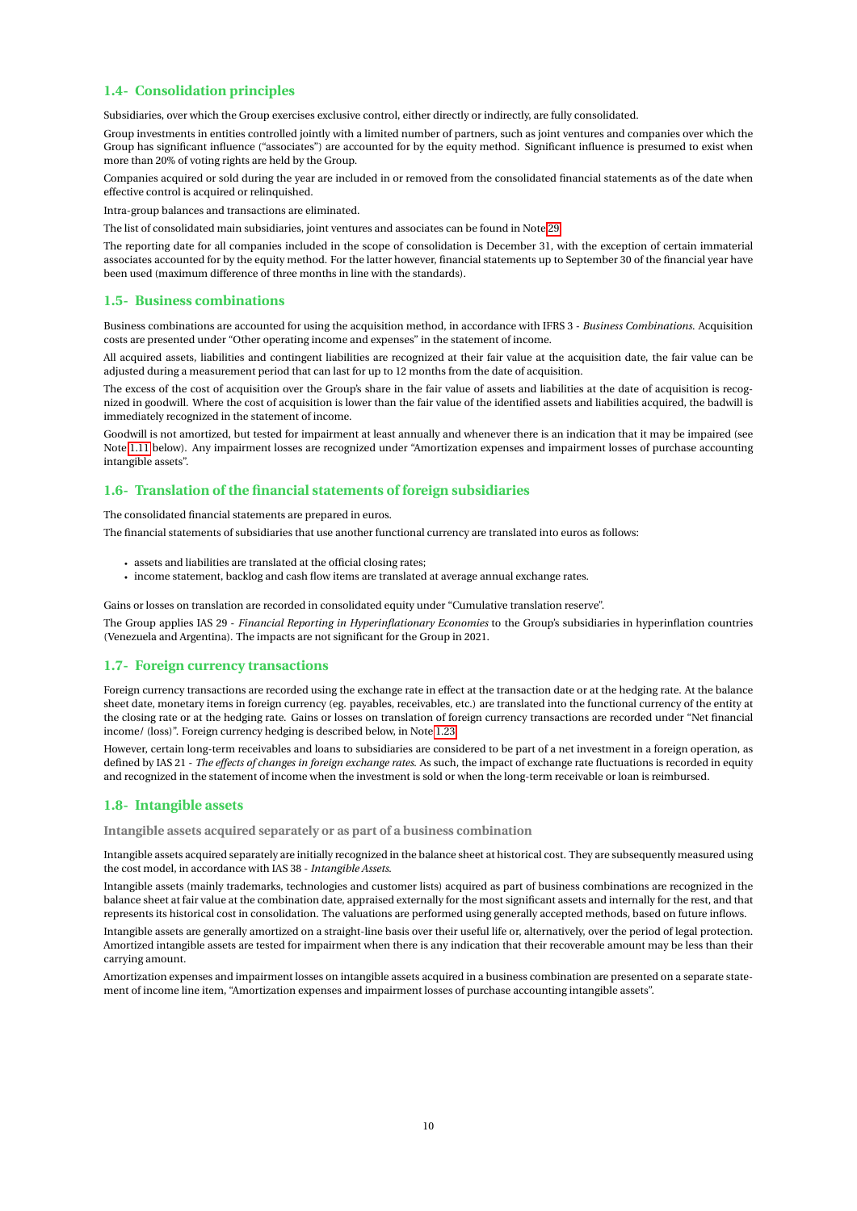## 1.4- Consolidation principles

Subsidiaries, over which the Group exercises exclusive control, either directly or indirectly, are fully consolidated.

Group investments in entities controlled jointly with a limited number of partners, such as joint ventures and companies over which the Group has significant influence ("associates") are accounted for by the equity method. Significant influence is presumed to exist when more than 20% of voting rights are held by the Group.

Companies acquired or sold during the year are included in or removed from the consolidated financial statements as of the date when effective control is acquired or relinquished.

Intra-group balances and transactions are eliminated.

The list of consolidated main subsidiaries, joint ventures and associates can be found in Note 29.

The reporting date for all companies included in the scope of consolidation is December 31, with the exception of certain immaterial associates accounted for by the equity method. For the latter however, financial statements up to September 30 of the financial year have been used (maximum difference of three months in line with the standards).

## 1.5- Business combinations

Business combinations are accounted for using the acquisition method, in accordance with IFRS 3 - *Business Combinations*. Acquisition costs are presented under "Other operating income and expenses" in the statement of income.

All acquired assets, liabilities and contingent liabilities are recognized at their fair value at the acquisition date, the fair value can be adjusted during a measurement period that can last for up to 12 months from the date of acquisition.

The excess of the cost of acquisition over the Group's share in the fair value of assets and liabilities at the date of acquisition is recognized in goodwill. Where the cost of acquisition is lower than the fair value of the identified assets and liabilities acquired, the badwill is immediately recognized in the statement of income.

Goodwill is not amortized, but tested for impairment at least annually and whenever there is an indication that it may be impaired (see Note 1.11 below). Any impairment losses are recognized under "Amortization expenses and impairment losses of purchase accounting intangible assets".

## 1.6- Translation of the financial statements of foreign subsidiaries

The consolidated financial statements are prepared in euros.

The financial statements of subsidiaries that use another functional currency are translated into euros as follows:

- assets and liabilities are translated at the official closing rates;
- income statement, backlog and cash flow items are translated at average annual exchange rates.

Gains or losses on translation are recorded in consolidated equity under "Cumulative translation reserve".

The Group applies IAS 29 - *Financial Reporting in Hyperinflationary Economies* to the Group's subsidiaries in hyperinflation countries (Venezuela and Argentina). The impacts are not significant for the Group in 2021.

## 1.7- Foreign currency transactions

Foreign currency transactions are recorded using the exchange rate in effect at the transaction date or at the hedging rate. At the balance sheet date, monetary items in foreign currency (eg. payables, receivables, etc.) are translated into the functional currency of the entity at the closing rate or at the hedging rate. Gains or losses on translation of foreign currency transactions are recorded under "Net financial income/ (loss)". Foreign currency hedging is described below, in Note 1.23.

However, certain long-term receivables and loans to subsidiaries are considered to be part of a net investment in a foreign operation, as defined by IAS 21 - *The effects of changes in foreign exchange rates*. As such, the impact of exchange rate fluctuations is recorded in equity and recognized in the statement of income when the investment is sold or when the long-term receivable or loan is reimbursed.

## 1.8- Intangible assets

### Intangible assets acquired separately or as part of a business combination

Intangible assets acquired separately are initially recognized in the balance sheet at historical cost. They are subsequently measured using the cost model, in accordance with IAS 38 - *Intangible Assets*.

Intangible assets (mainly trademarks, technologies and customer lists) acquired as part of business combinations are recognized in the balance sheet at fair value at the combination date, appraised externally for the most significant assets and internally for the rest, and that represents its historical cost in consolidation. The valuations are performed using generally accepted methods, based on future inflows.

Intangible assets are generally amortized on a straight-line basis over their useful life or, alternatively, over the period of legal protection. Amortized intangible assets are tested for impairment when there is any indication that their recoverable amount may be less than their carrying amount.

Amortization expenses and impairment losses on intangible assets acquired in a business combination are presented on a separate statement of income line item, "Amortization expenses and impairment losses of purchase accounting intangible assets".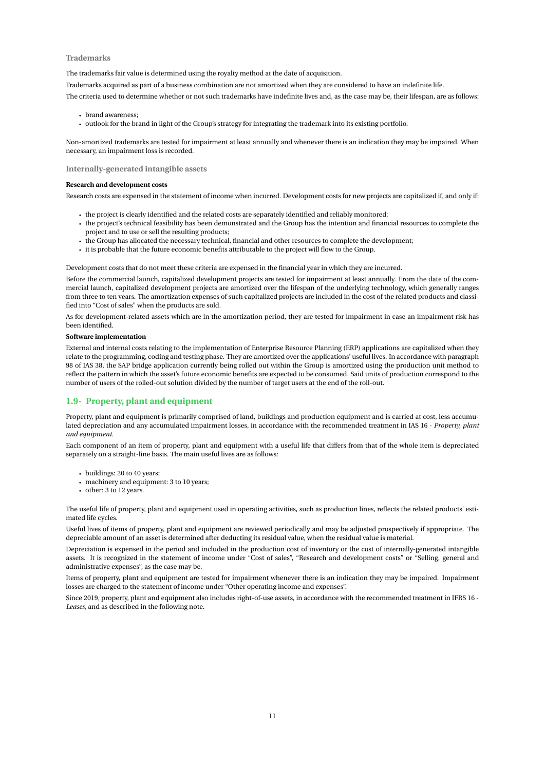### Trademarks

The trademarks fair value is determined using the royalty method at the date of acquisition.

Trademarks acquired as part of a business combination are not amortized when they are considered to have an indefinite life.

The criteria used to determine whether or not such trademarks have indefinite lives and, as the case may be, their lifespan, are as follows:

- brand awareness;
- outlook for the brand in light of the Group's strategy for integrating the trademark into its existing portfolio.

Non-amortized trademarks are tested for impairment at least annually and whenever there is an indication they may be impaired. When necessary, an impairment loss is recorded.

### Internally-generated intangible assets

**Research and development costs**

Research costs are expensed in the statement of income when incurred. Development costs for new projects are capitalized if, and only if:

- the project is clearly identified and the related costs are separately identified and reliably monitored;
- the project's technical feasibility has been demonstrated and the Group has the intention and financial resources to complete the project and to use or sell the resulting products;
- the Group has allocated the necessary technical, financial and other resources to complete the development;
- it is probable that the future economic benefits attributable to the project will flow to the Group.

Development costs that do not meet these criteria are expensed in the financial year in which they are incurred.

Before the commercial launch, capitalized development projects are tested for impairment at least annually. From the date of the commercial launch, capitalized development projects are amortized over the lifespan of the underlying technology, which generally ranges from three to ten years. The amortization expenses of such capitalized projects are included in the cost of the related products and classified into "Cost of sales" when the products are sold.

As for development-related assets which are in the amortization period, they are tested for impairment in case an impairment risk has been identified.

**Software implementation**

External and internal costs relating to the implementation of Enterprise Resource Planning (ERP) applications are capitalized when they relate to the programming, coding and testing phase. They are amortized over the applications' useful lives. In accordance with paragraph 98 of IAS 38, the SAP bridge application currently being rolled out within the Group is amortized using the production unit method to reflect the pattern in which the asset's future economic benefits are expected to be consumed. Said units of production correspond to the number of users of the rolled-out solution divided by the number of target users at the end of the roll-out.

## 1.9- Property, plant and equipment

Property, plant and equipment is primarily comprised of land, buildings and production equipment and is carried at cost, less accumulated depreciation and any accumulated impairment losses, in accordance with the recommended treatment in IAS 16 - *Property, plant and equipment*.

Each component of an item of property, plant and equipment with a useful life that differs from that of the whole item is depreciated separately on a straight-line basis. The main useful lives are as follows:

- buildings: 20 to 40 years;
- machinery and equipment: 3 to 10 years;
- other: 3 to 12 years.

The useful life of property, plant and equipment used in operating activities, such as production lines, reflects the related products' estimated life cycles.

Useful lives of items of property, plant and equipment are reviewed periodically and may be adjusted prospectively if appropriate. The depreciable amount of an asset is determined after deducting its residual value, when the residual value is material.

Depreciation is expensed in the period and included in the production cost of inventory or the cost of internally-generated intangible assets. It is recognized in the statement of income under "Cost of sales", "Research and development costs" or "Selling, general and administrative expenses", as the case may be.

Items of property, plant and equipment are tested for impairment whenever there is an indication they may be impaired. Impairment losses are charged to the statement of income under "Other operating income and expenses".

Since 2019, property, plant and equipment also includes right-of-use assets, in accordance with the recommended treatment in IFRS 16 - *Leases*, and as described in the following note.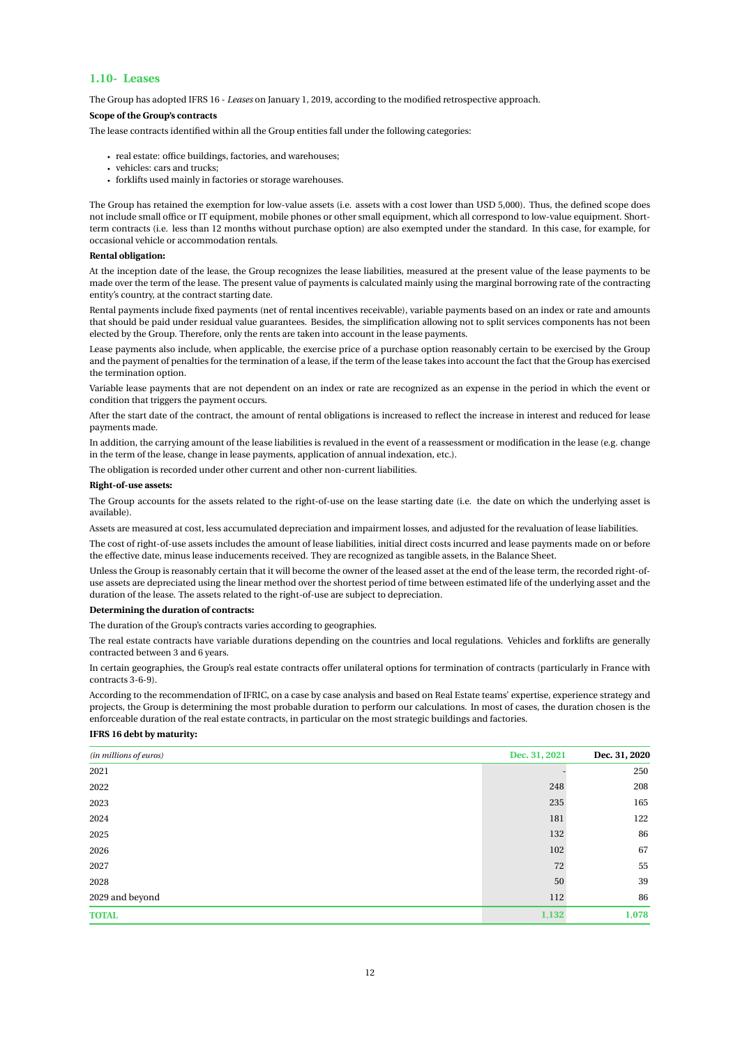## 1.10- Leases

The Group has adopted IFRS 16 - *Leases* on January 1, 2019, according to the modified retrospective approach.

**Scope of the Group's contracts**

The lease contracts identified within all the Group entities fall under the following categories:

- real estate: office buildings, factories, and warehouses;
- vehicles: cars and trucks;
- forklifts used mainly in factories or storage warehouses.

The Group has retained the exemption for low-value assets (i.e. assets with a cost lower than USD 5,000). Thus, the defined scope does not include small office or IT equipment, mobile phones or other small equipment, which all correspond to low-value equipment. Short-term contracts (i.e. less than 12 months without purchase option) are also exempted under the standard. In this case, for example, for occasional vehicle or accommodation rentals.

**Rental obligation:**

At the inception date of the lease, the Group recognizes the lease liabilities, measured at the present value of the lease payments to be made over the term of the lease. The present value of payments is calculated mainly using the marginal borrowing rate of the contracting entity's country, at the contract starting date.

Rental payments include fixed payments (net of rental incentives receivable), variable payments based on an index or rate and amounts that should be paid under residual value guarantees. Besides, the simplification allowing not to split services components has not been elected by the Group. Therefore, only the rents are taken into account in the lease payments.

Lease payments also include, when applicable, the exercise price of a purchase option reasonably certain to be exercised by the Group and the payment of penalties for the termination of a lease, if the term of the lease takes into account the fact that the Group has exercised the termination option.

Variable lease payments that are not dependent on an index or rate are recognized as an expense in the period in which the event or condition that triggers the payment occurs.

After the start date of the contract, the amount of rental obligations is increased to reflect the increase in interest and reduced for lease payments made.

In addition, the carrying amount of the lease liabilities is revalued in the event of a reassessment or modification in the lease (e.g. change in the term of the lease, change in lease payments, application of annual indexation, etc.).

The obligation is recorded under other current and other non-current liabilities.

**Right-of-use assets:**

The Group accounts for the assets related to the right-of-use on the lease starting date (i.e. the date on which the underlying asset is available).

Assets are measured at cost, less accumulated depreciation and impairment losses, and adjusted for the revaluation of lease liabilities.

The cost of right-of-use assets includes the amount of lease liabilities, initial direct costs incurred and lease payments made on or before the effective date, minus lease inducements received. They are recognized as tangible assets, in the Balance Sheet.

Unless the Group is reasonably certain that it will become the owner of the leased asset at the end of the lease term, the recorded right-of-use assets are depreciated using the linear method over the shortest period of time between estimated life of the underlying asset and the duration of the lease. The assets related to the right-of-use are subject to depreciation.

**Determining the duration of contracts:**

The duration of the Group's contracts varies according to geographies.

The real estate contracts have variable durations depending on the countries and local regulations. Vehicles and forklifts are generally contracted between 3 and 6 years.

In certain geographies, the Group's real estate contracts offer unilateral options for termination of contracts (particularly in France with contracts 3-6-9).

According to the recommendation of IFRIC, on a case by case analysis and based on Real Estate teams' expertise, experience strategy and projects, the Group is determining the most probable duration to perform our calculations. In most of cases, the duration chosen is the enforceable duration of the real estate contracts, in particular on the most strategic buildings and factories.

**IFRS 16 debt by maturity:**

| *(in millions of euros)* | Dec. 31, 2021 | Dec. 31, 2020 |
|---|---|---|
| 2021 | - | 250 |
| 2022 | 248 | 208 |
| 2023 | 235 | 165 |
| 2024 | 181 | 122 |
| 2025 | 132 | 86 |
| 2026 | 102 | 67 |
| 2027 | 72 | 55 |
| 2028 | 50 | 39 |
| 2029 and beyond | 112 | 86 |
| **TOTAL** | **1,132** | **1,078** |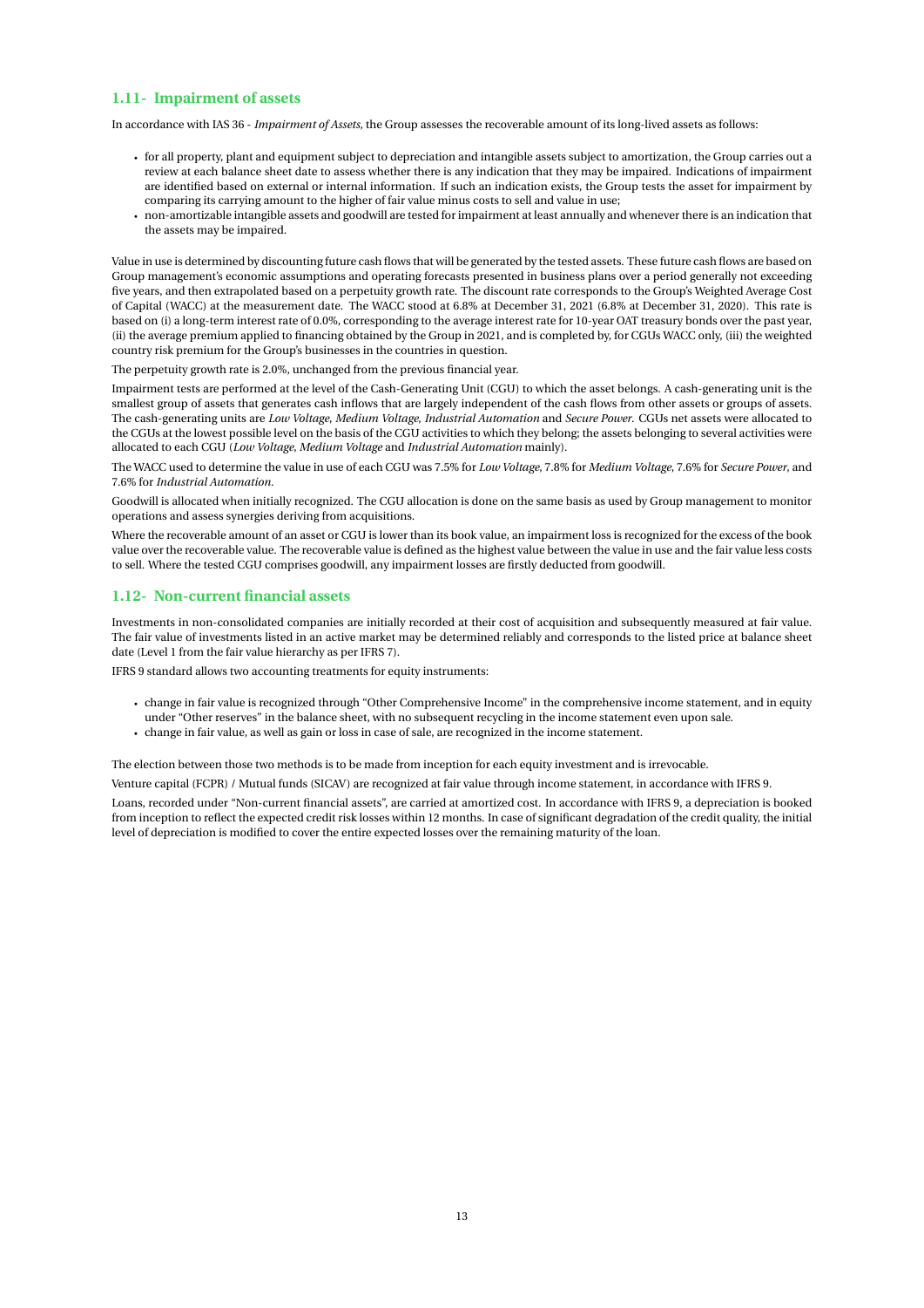## 1.11- Impairment of assets

In accordance with IAS 36 - *Impairment of Assets*, the Group assesses the recoverable amount of its long-lived assets as follows:

- for all property, plant and equipment subject to depreciation and intangible assets subject to amortization, the Group carries out a review at each balance sheet date to assess whether there is any indication that they may be impaired. Indications of impairment are identified based on external or internal information. If such an indication exists, the Group tests the asset for impairment by comparing its carrying amount to the higher of fair value minus costs to sell and value in use;
- non-amortizable intangible assets and goodwill are tested for impairment at least annually and whenever there is an indication that the assets may be impaired.

Value in use is determined by discounting future cash flows that will be generated by the tested assets. These future cash flows are based on Group management's economic assumptions and operating forecasts presented in business plans over a period generally not exceeding five years, and then extrapolated based on a perpetuity growth rate. The discount rate corresponds to the Group's Weighted Average Cost of Capital (WACC) at the measurement date. The WACC stood at 6.8% at December 31, 2021 (6.8% at December 31, 2020). This rate is based on (i) a long-term interest rate of 0.0%, corresponding to the average interest rate for 10-year OAT treasury bonds over the past year, (ii) the average premium applied to financing obtained by the Group in 2021, and is completed by, for CGUs WACC only, (iii) the weighted country risk premium for the Group's businesses in the countries in question.

The perpetuity growth rate is 2.0%, unchanged from the previous financial year.

Impairment tests are performed at the level of the Cash-Generating Unit (CGU) to which the asset belongs. A cash-generating unit is the smallest group of assets that generates cash inflows that are largely independent of the cash flows from other assets or groups of assets. The cash-generating units are *Low Voltage*, *Medium Voltage*, *Industrial Automation* and *Secure Power*. CGUs net assets were allocated to the CGUs at the lowest possible level on the basis of the CGU activities to which they belong; the assets belonging to several activities were allocated to each CGU (*Low Voltage*, *Medium Voltage* and *Industrial Automation* mainly).

The WACC used to determine the value in use of each CGU was 7.5% for *Low Voltage*, 7.8% for *Medium Voltage*, 7.6% for *Secure Power*, and 7.6% for *Industrial Automation*.

Goodwill is allocated when initially recognized. The CGU allocation is done on the same basis as used by Group management to monitor operations and assess synergies deriving from acquisitions.

Where the recoverable amount of an asset or CGU is lower than its book value, an impairment loss is recognized for the excess of the book value over the recoverable value. The recoverable value is defined as the highest value between the value in use and the fair value less costs to sell. Where the tested CGU comprises goodwill, any impairment losses are firstly deducted from goodwill.

## 1.12- Non-current financial assets

Investments in non-consolidated companies are initially recorded at their cost of acquisition and subsequently measured at fair value. The fair value of investments listed in an active market may be determined reliably and corresponds to the listed price at balance sheet date (Level 1 from the fair value hierarchy as per IFRS 7).

IFRS 9 standard allows two accounting treatments for equity instruments:

- change in fair value is recognized through "Other Comprehensive Income" in the comprehensive income statement, and in equity under "Other reserves" in the balance sheet, with no subsequent recycling in the income statement even upon sale.
- change in fair value, as well as gain or loss in case of sale, are recognized in the income statement.

The election between those two methods is to be made from inception for each equity investment and is irrevocable.

Venture capital (FCPR) / Mutual funds (SICAV) are recognized at fair value through income statement, in accordance with IFRS 9.

Loans, recorded under "Non-current financial assets", are carried at amortized cost. In accordance with IFRS 9, a depreciation is booked from inception to reflect the expected credit risk losses within 12 months. In case of significant degradation of the credit quality, the initial level of depreciation is modified to cover the entire expected losses over the remaining maturity of the loan.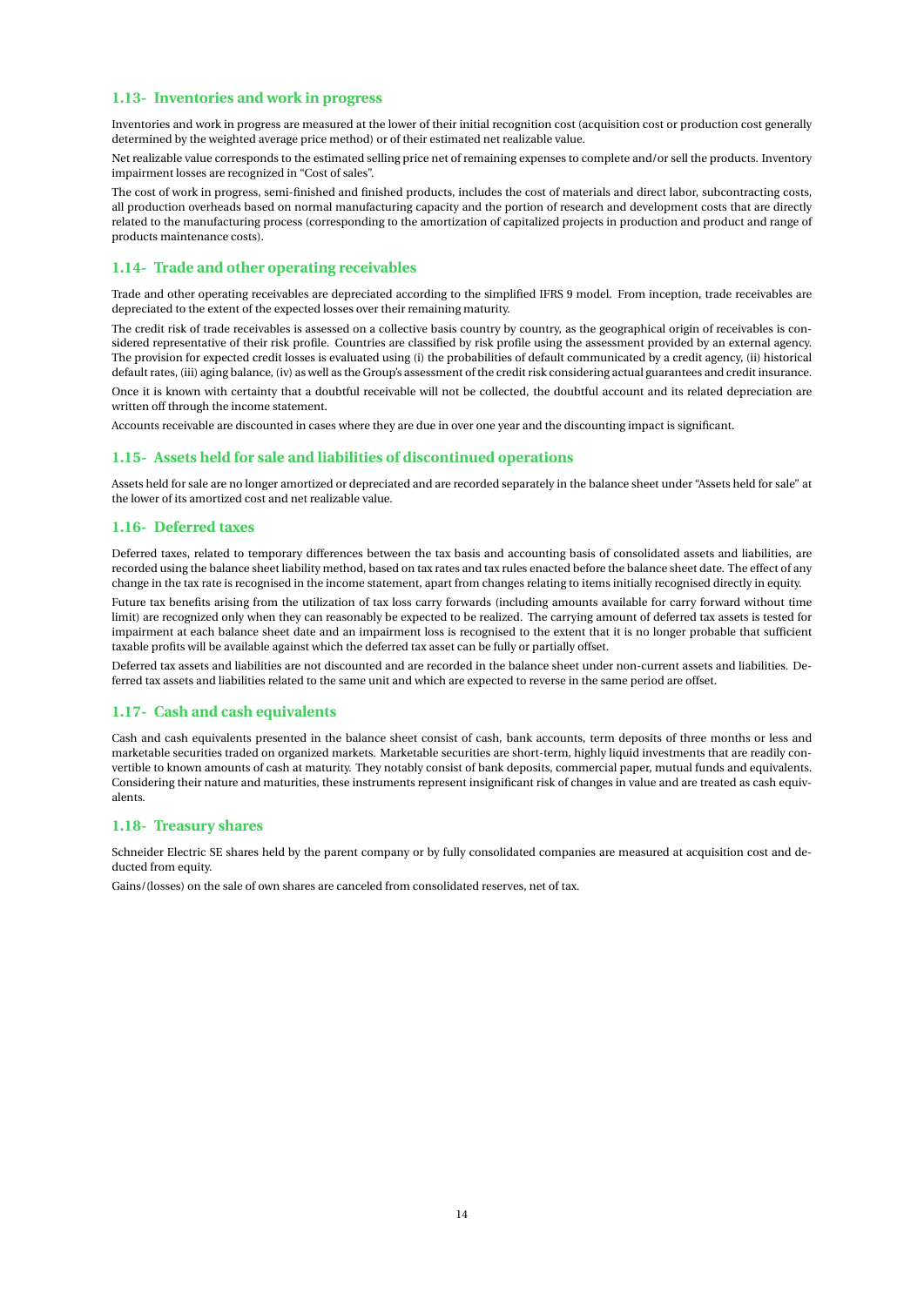### 1.13- Inventories and work in progress

Inventories and work in progress are measured at the lower of their initial recognition cost (acquisition cost or production cost generally determined by the weighted average price method) or of their estimated net realizable value.

Net realizable value corresponds to the estimated selling price net of remaining expenses to complete and/or sell the products. Inventory impairment losses are recognized in "Cost of sales".

The cost of work in progress, semi-finished and finished products, includes the cost of materials and direct labor, subcontracting costs, all production overheads based on normal manufacturing capacity and the portion of research and development costs that are directly related to the manufacturing process (corresponding to the amortization of capitalized projects in production and product and range of products maintenance costs).

### 1.14- Trade and other operating receivables

Trade and other operating receivables are depreciated according to the simplified IFRS 9 model. From inception, trade receivables are depreciated to the extent of the expected losses over their remaining maturity.

The credit risk of trade receivables is assessed on a collective basis country by country, as the geographical origin of receivables is considered representative of their risk profile. Countries are classified by risk profile using the assessment provided by an external agency. The provision for expected credit losses is evaluated using (i) the probabilities of default communicated by a credit agency, (ii) historical default rates, (iii) aging balance, (iv) as well as the Group's assessment of the credit risk considering actual guarantees and credit insurance.

Once it is known with certainty that a doubtful receivable will not be collected, the doubtful account and its related depreciation are written off through the income statement.

Accounts receivable are discounted in cases where they are due in over one year and the discounting impact is significant.

### 1.15- Assets held for sale and liabilities of discontinued operations

Assets held for sale are no longer amortized or depreciated and are recorded separately in the balance sheet under "Assets held for sale" at the lower of its amortized cost and net realizable value.

### 1.16- Deferred taxes

Deferred taxes, related to temporary differences between the tax basis and accounting basis of consolidated assets and liabilities, are recorded using the balance sheet liability method, based on tax rates and tax rules enacted before the balance sheet date. The effect of any change in the tax rate is recognised in the income statement, apart from changes relating to items initially recognised directly in equity.

Future tax benefits arising from the utilization of tax loss carry forwards (including amounts available for carry forward without time limit) are recognized only when they can reasonably be expected to be realized. The carrying amount of deferred tax assets is tested for impairment at each balance sheet date and an impairment loss is recognised to the extent that it is no longer probable that sufficient taxable profits will be available against which the deferred tax asset can be fully or partially offset.

Deferred tax assets and liabilities are not discounted and are recorded in the balance sheet under non-current assets and liabilities. Deferred tax assets and liabilities related to the same unit and which are expected to reverse in the same period are offset.

### 1.17- Cash and cash equivalents

Cash and cash equivalents presented in the balance sheet consist of cash, bank accounts, term deposits of three months or less and marketable securities traded on organized markets. Marketable securities are short-term, highly liquid investments that are readily convertible to known amounts of cash at maturity. They notably consist of bank deposits, commercial paper, mutual funds and equivalents. Considering their nature and maturities, these instruments represent insignificant risk of changes in value and are treated as cash equivalents.

### 1.18- Treasury shares

Schneider Electric SE shares held by the parent company or by fully consolidated companies are measured at acquisition cost and deducted from equity.

Gains/(losses) on the sale of own shares are canceled from consolidated reserves, net of tax.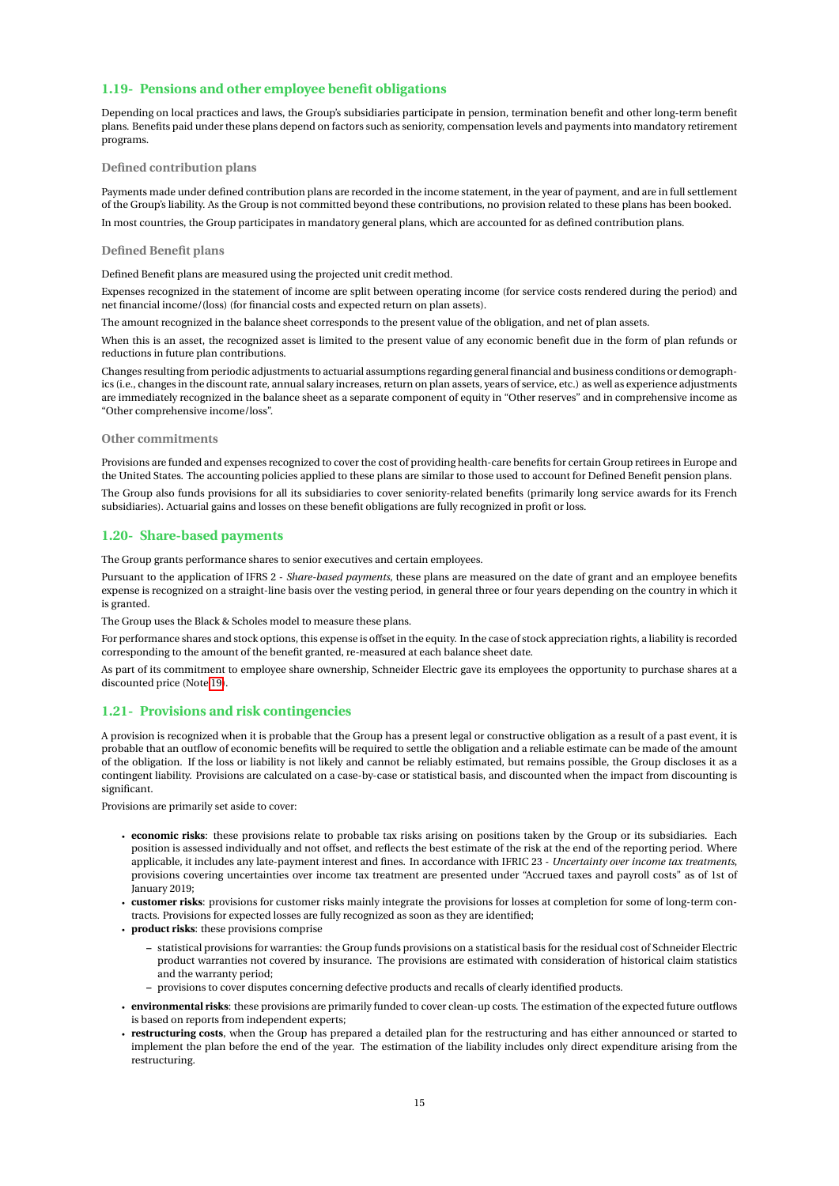## 1.19- Pensions and other employee benefit obligations

Depending on local practices and laws, the Group's subsidiaries participate in pension, termination benefit and other long-term benefit plans. Benefits paid under these plans depend on factors such as seniority, compensation levels and payments into mandatory retirement programs.

### Defined contribution plans

Payments made under defined contribution plans are recorded in the income statement, in the year of payment, and are in full settlement of the Group's liability. As the Group is not committed beyond these contributions, no provision related to these plans has been booked.

In most countries, the Group participates in mandatory general plans, which are accounted for as defined contribution plans.

### Defined Benefit plans

Defined Benefit plans are measured using the projected unit credit method.

Expenses recognized in the statement of income are split between operating income (for service costs rendered during the period) and net financial income/(loss) (for financial costs and expected return on plan assets).

The amount recognized in the balance sheet corresponds to the present value of the obligation, and net of plan assets.

When this is an asset, the recognized asset is limited to the present value of any economic benefit due in the form of plan refunds or reductions in future plan contributions.

Changes resulting from periodic adjustments to actuarial assumptions regarding general financial and business conditions or demographics (i.e., changes in the discount rate, annual salary increases, return on plan assets, years of service, etc.) as well as experience adjustments are immediately recognized in the balance sheet as a separate component of equity in "Other reserves" and in comprehensive income as "Other comprehensive income/loss".

### Other commitments

Provisions are funded and expenses recognized to cover the cost of providing health-care benefits for certain Group retirees in Europe and the United States. The accounting policies applied to these plans are similar to those used to account for Defined Benefit pension plans.

The Group also funds provisions for all its subsidiaries to cover seniority-related benefits (primarily long service awards for its French subsidiaries). Actuarial gains and losses on these benefit obligations are fully recognized in profit or loss.

## 1.20- Share-based payments

The Group grants performance shares to senior executives and certain employees.

Pursuant to the application of IFRS 2 - *Share-based payments*, these plans are measured on the date of grant and an employee benefits expense is recognized on a straight-line basis over the vesting period, in general three or four years depending on the country in which it is granted.

The Group uses the Black & Scholes model to measure these plans.

For performance shares and stock options, this expense is offset in the equity. In the case of stock appreciation rights, a liability is recorded corresponding to the amount of the benefit granted, re-measured at each balance sheet date.

As part of its commitment to employee share ownership, Schneider Electric gave its employees the opportunity to purchase shares at a discounted price (Note 19).

## 1.21- Provisions and risk contingencies

A provision is recognized when it is probable that the Group has a present legal or constructive obligation as a result of a past event, it is probable that an outflow of economic benefits will be required to settle the obligation and a reliable estimate can be made of the amount of the obligation. If the loss or liability is not likely and cannot be reliably estimated, but remains possible, the Group discloses it as a contingent liability. Provisions are calculated on a case-by-case or statistical basis, and discounted when the impact from discounting is significant.

Provisions are primarily set aside to cover:

- **economic risks**: these provisions relate to probable tax risks arising on positions taken by the Group or its subsidiaries. Each position is assessed individually and not offset, and reflects the best estimate of the risk at the end of the reporting period. Where applicable, it includes any late-payment interest and fines. In accordance with IFRIC 23 - *Uncertainty over income tax treatments*, provisions covering uncertainties over income tax treatment are presented under "Accrued taxes and payroll costs" as of 1st of January 2019;
- **customer risks**: provisions for customer risks mainly integrate the provisions for losses at completion for some of long-term contracts. Provisions for expected losses are fully recognized as soon as they are identified;
- **product risks**: these provisions comprise
  - statistical provisions for warranties: the Group funds provisions on a statistical basis for the residual cost of Schneider Electric product warranties not covered by insurance. The provisions are estimated with consideration of historical claim statistics and the warranty period;
  - provisions to cover disputes concerning defective products and recalls of clearly identified products.
- **environmental risks**: these provisions are primarily funded to cover clean-up costs. The estimation of the expected future outflows is based on reports from independent experts;
- **restructuring costs**, when the Group has prepared a detailed plan for the restructuring and has either announced or started to implement the plan before the end of the year. The estimation of the liability includes only direct expenditure arising from the restructuring.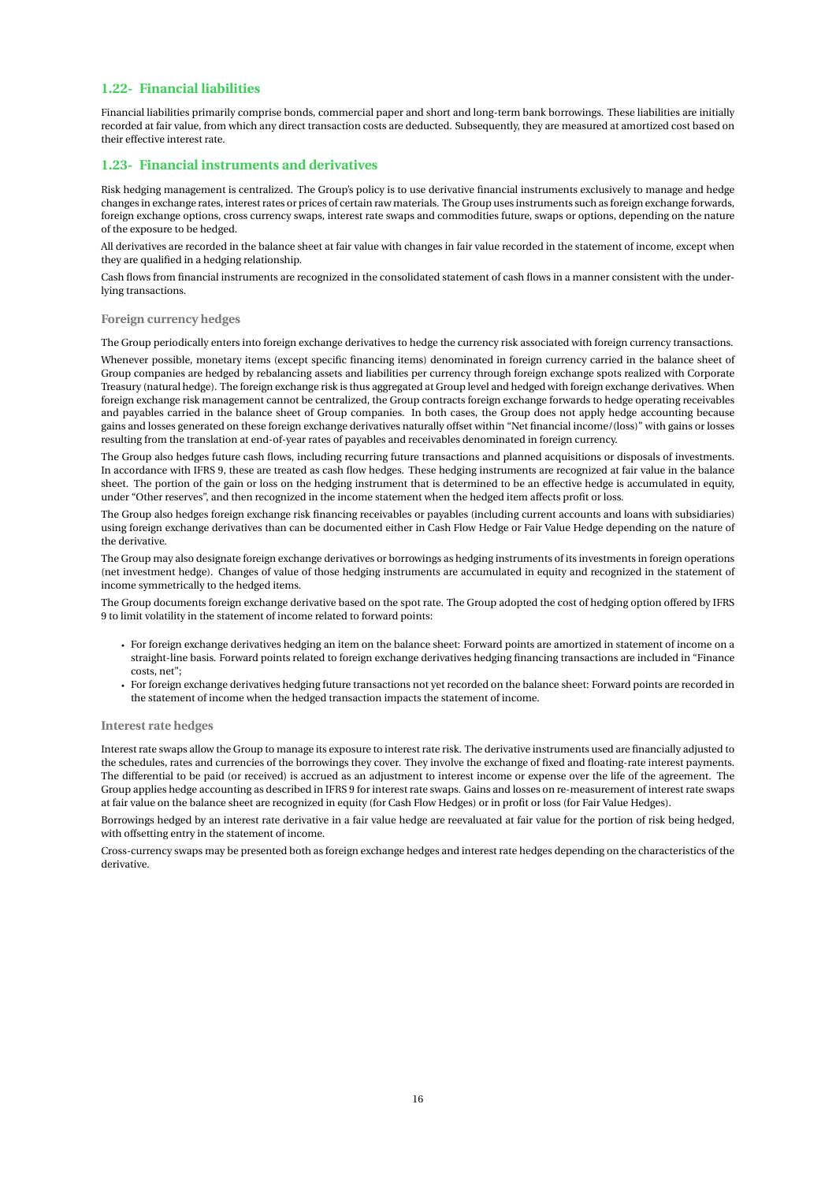## 1.22- Financial liabilities

Financial liabilities primarily comprise bonds, commercial paper and short and long-term bank borrowings. These liabilities are initially recorded at fair value, from which any direct transaction costs are deducted. Subsequently, they are measured at amortized cost based on their effective interest rate.

## 1.23- Financial instruments and derivatives

Risk hedging management is centralized. The Group's policy is to use derivative financial instruments exclusively to manage and hedge changes in exchange rates, interest rates or prices of certain raw materials. The Group uses instruments such as foreign exchange forwards, foreign exchange options, cross currency swaps, interest rate swaps and commodities future, swaps or options, depending on the nature of the exposure to be hedged.

All derivatives are recorded in the balance sheet at fair value with changes in fair value recorded in the statement of income, except when they are qualified in a hedging relationship.

Cash flows from financial instruments are recognized in the consolidated statement of cash flows in a manner consistent with the underlying transactions.

### Foreign currency hedges

The Group periodically enters into foreign exchange derivatives to hedge the currency risk associated with foreign currency transactions.

Whenever possible, monetary items (except specific financing items) denominated in foreign currency carried in the balance sheet of Group companies are hedged by rebalancing assets and liabilities per currency through foreign exchange spots realized with Corporate Treasury (natural hedge). The foreign exchange risk is thus aggregated at Group level and hedged with foreign exchange derivatives. When foreign exchange risk management cannot be centralized, the Group contracts foreign exchange forwards to hedge operating receivables and payables carried in the balance sheet of Group companies. In both cases, the Group does not apply hedge accounting because gains and losses generated on these foreign exchange derivatives naturally offset within "Net financial income/(loss)" with gains or losses resulting from the translation at end-of-year rates of payables and receivables denominated in foreign currency.

The Group also hedges future cash flows, including recurring future transactions and planned acquisitions or disposals of investments. In accordance with IFRS 9, these are treated as cash flow hedges. These hedging instruments are recognized at fair value in the balance sheet. The portion of the gain or loss on the hedging instrument that is determined to be an effective hedge is accumulated in equity, under "Other reserves", and then recognized in the income statement when the hedged item affects profit or loss.

The Group also hedges foreign exchange risk financing receivables or payables (including current accounts and loans with subsidiaries) using foreign exchange derivatives than can be documented either in Cash Flow Hedge or Fair Value Hedge depending on the nature of the derivative.

The Group may also designate foreign exchange derivatives or borrowings as hedging instruments of its investments in foreign operations (net investment hedge). Changes of value of those hedging instruments are accumulated in equity and recognized in the statement of income symmetrically to the hedged items.

The Group documents foreign exchange derivative based on the spot rate. The Group adopted the cost of hedging option offered by IFRS 9 to limit volatility in the statement of income related to forward points:

- For foreign exchange derivatives hedging an item on the balance sheet: Forward points are amortized in statement of income on a straight-line basis. Forward points related to foreign exchange derivatives hedging financing transactions are included in "Finance costs, net";
- For foreign exchange derivatives hedging future transactions not yet recorded on the balance sheet: Forward points are recorded in the statement of income when the hedged transaction impacts the statement of income.

### Interest rate hedges

Interest rate swaps allow the Group to manage its exposure to interest rate risk. The derivative instruments used are financially adjusted to the schedules, rates and currencies of the borrowings they cover. They involve the exchange of fixed and floating-rate interest payments. The differential to be paid (or received) is accrued as an adjustment to interest income or expense over the life of the agreement. The Group applies hedge accounting as described in IFRS 9 for interest rate swaps. Gains and losses on re-measurement of interest rate swaps at fair value on the balance sheet are recognized in equity (for Cash Flow Hedges) or in profit or loss (for Fair Value Hedges).

Borrowings hedged by an interest rate derivative in a fair value hedge are reevaluated at fair value for the portion of risk being hedged, with offsetting entry in the statement of income.

Cross-currency swaps may be presented both as foreign exchange hedges and interest rate hedges depending on the characteristics of the derivative.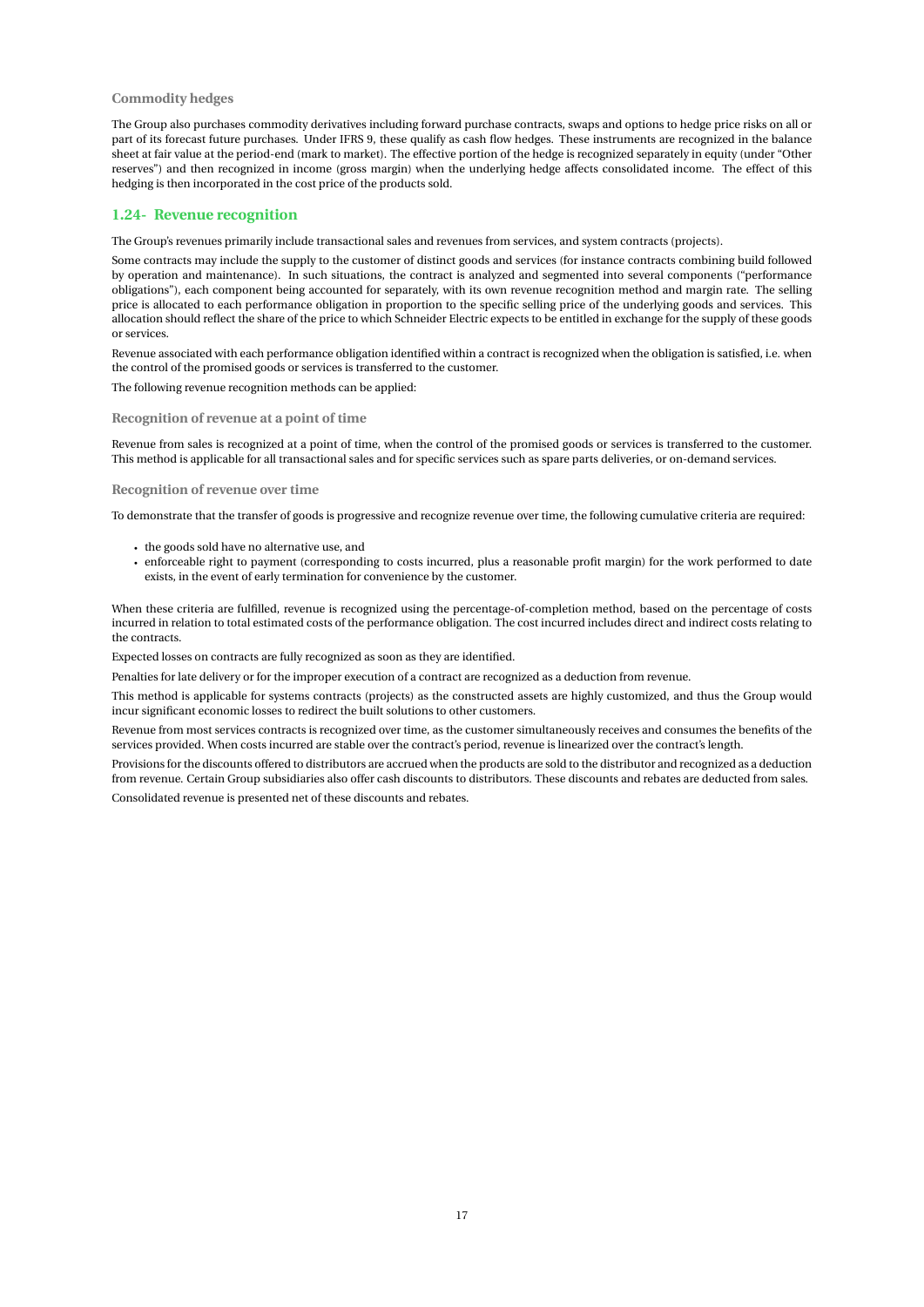### Commodity hedges

The Group also purchases commodity derivatives including forward purchase contracts, swaps and options to hedge price risks on all or part of its forecast future purchases. Under IFRS 9, these qualify as cash flow hedges. These instruments are recognized in the balance sheet at fair value at the period-end (mark to market). The effective portion of the hedge is recognized separately in equity (under "Other reserves") and then recognized in income (gross margin) when the underlying hedge affects consolidated income. The effect of this hedging is then incorporated in the cost price of the products sold.

## 1.24- Revenue recognition

The Group's revenues primarily include transactional sales and revenues from services, and system contracts (projects).

Some contracts may include the supply to the customer of distinct goods and services (for instance contracts combining build followed by operation and maintenance). In such situations, the contract is analyzed and segmented into several components ("performance obligations"), each component being accounted for separately, with its own revenue recognition method and margin rate. The selling price is allocated to each performance obligation in proportion to the specific selling price of the underlying goods and services. This allocation should reflect the share of the price to which Schneider Electric expects to be entitled in exchange for the supply of these goods or services.

Revenue associated with each performance obligation identified within a contract is recognized when the obligation is satisfied, i.e. when the control of the promised goods or services is transferred to the customer.

The following revenue recognition methods can be applied:

### Recognition of revenue at a point of time

Revenue from sales is recognized at a point of time, when the control of the promised goods or services is transferred to the customer. This method is applicable for all transactional sales and for specific services such as spare parts deliveries, or on-demand services.

### Recognition of revenue over time

To demonstrate that the transfer of goods is progressive and recognize revenue over time, the following cumulative criteria are required:

- the goods sold have no alternative use, and
- enforceable right to payment (corresponding to costs incurred, plus a reasonable profit margin) for the work performed to date exists, in the event of early termination for convenience by the customer.

When these criteria are fulfilled, revenue is recognized using the percentage-of-completion method, based on the percentage of costs incurred in relation to total estimated costs of the performance obligation. The cost incurred includes direct and indirect costs relating to the contracts.

Expected losses on contracts are fully recognized as soon as they are identified.

Penalties for late delivery or for the improper execution of a contract are recognized as a deduction from revenue.

This method is applicable for systems contracts (projects) as the constructed assets are highly customized, and thus the Group would incur significant economic losses to redirect the built solutions to other customers.

Revenue from most services contracts is recognized over time, as the customer simultaneously receives and consumes the benefits of the services provided. When costs incurred are stable over the contract's period, revenue is linearized over the contract's length.

Provisions for the discounts offered to distributors are accrued when the products are sold to the distributor and recognized as a deduction from revenue. Certain Group subsidiaries also offer cash discounts to distributors. These discounts and rebates are deducted from sales.

Consolidated revenue is presented net of these discounts and rebates.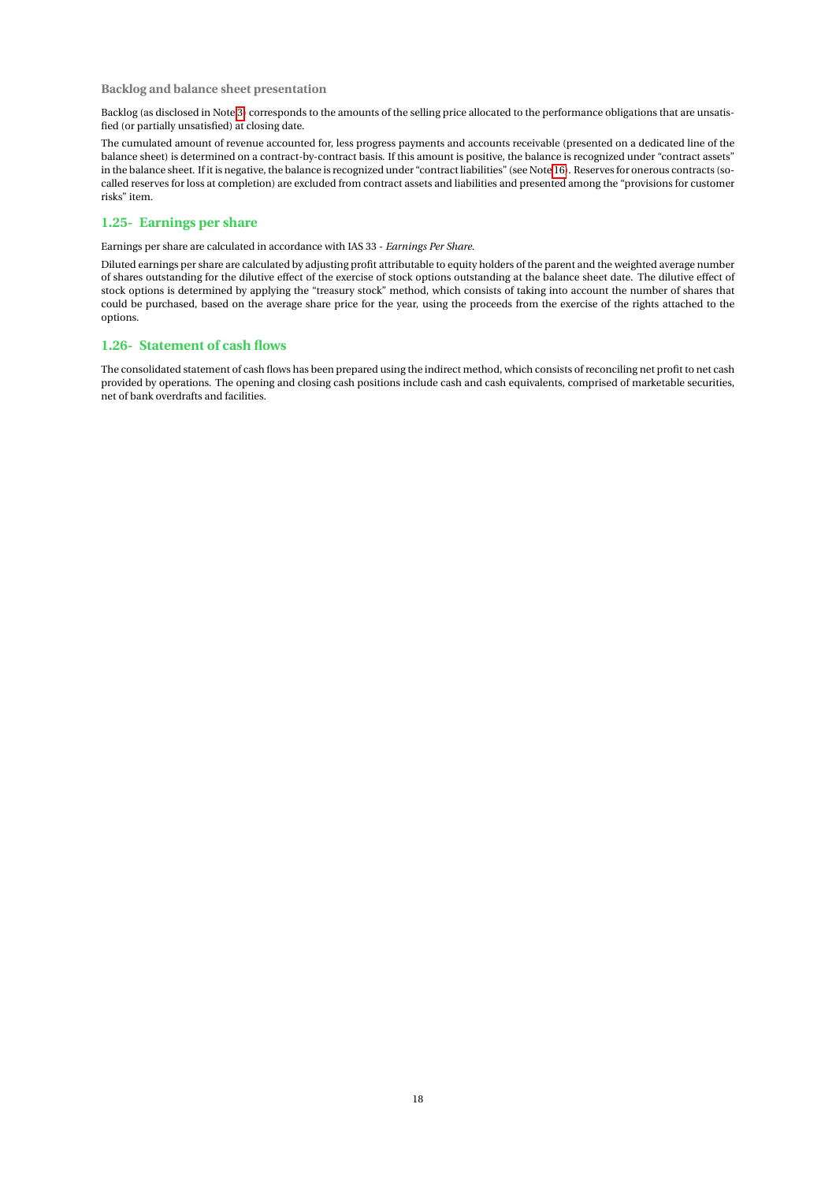### Backlog and balance sheet presentation

Backlog (as disclosed in Note 3) corresponds to the amounts of the selling price allocated to the performance obligations that are unsatisfied (or partially unsatisfied) at closing date.

The cumulated amount of revenue accounted for, less progress payments and accounts receivable (presented on a dedicated line of the balance sheet) is determined on a contract-by-contract basis. If this amount is positive, the balance is recognized under "contract assets" in the balance sheet. If it is negative, the balance is recognized under "contract liabilities" (see Note 16). Reserves for onerous contracts (so-called reserves for loss at completion) are excluded from contract assets and liabilities and presented among the "provisions for customer risks" item.

## 1.25- Earnings per share

Earnings per share are calculated in accordance with IAS 33 - *Earnings Per Share*.

Diluted earnings per share are calculated by adjusting profit attributable to equity holders of the parent and the weighted average number of shares outstanding for the dilutive effect of the exercise of stock options outstanding at the balance sheet date. The dilutive effect of stock options is determined by applying the "treasury stock" method, which consists of taking into account the number of shares that could be purchased, based on the average share price for the year, using the proceeds from the exercise of the rights attached to the options.

## 1.26- Statement of cash flows

The consolidated statement of cash flows has been prepared using the indirect method, which consists of reconciling net profit to net cash provided by operations. The opening and closing cash positions include cash and cash equivalents, comprised of marketable securities, net of bank overdrafts and facilities.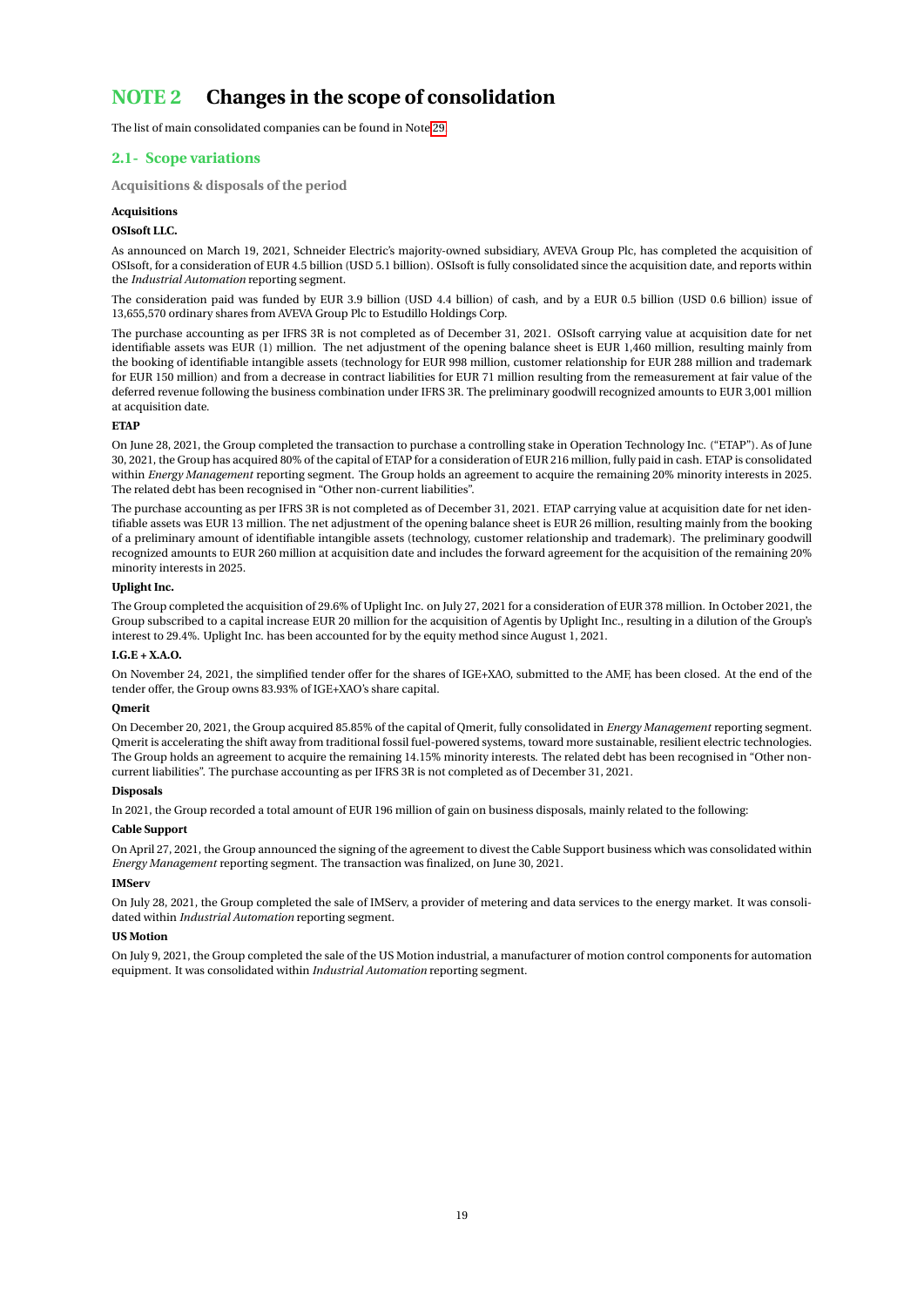# NOTE 2 Changes in the scope of consolidation

The list of main consolidated companies can be found in Note 29.

## 2.1- Scope variations

### Acquisitions & disposals of the period

**Acquisitions**

**OSIsoft LLC.**

As announced on March 19, 2021, Schneider Electric's majority-owned subsidiary, AVEVA Group Plc, has completed the acquisition of OSIsoft, for a consideration of EUR 4.5 billion (USD 5.1 billion). OSIsoft is fully consolidated since the acquisition date, and reports within the *Industrial Automation* reporting segment.

The consideration paid was funded by EUR 3.9 billion (USD 4.4 billion) of cash, and by a EUR 0.5 billion (USD 0.6 billion) issue of 13,655,570 ordinary shares from AVEVA Group Plc to Estudillo Holdings Corp.

The purchase accounting as per IFRS 3R is not completed as of December 31, 2021. OSIsoft carrying value at acquisition date for net identifiable assets was EUR (1) million. The net adjustment of the opening balance sheet is EUR 1,460 million, resulting mainly from the booking of identifiable intangible assets (technology for EUR 998 million, customer relationship for EUR 288 million and trademark for EUR 150 million) and from a decrease in contract liabilities for EUR 71 million resulting from the remeasurement at fair value of the deferred revenue following the business combination under IFRS 3R. The preliminary goodwill recognized amounts to EUR 3,001 million at acquisition date.

**ETAP**

On June 28, 2021, the Group completed the transaction to purchase a controlling stake in Operation Technology Inc. ("ETAP"). As of June 30, 2021, the Group has acquired 80% of the capital of ETAP for a consideration of EUR 216 million, fully paid in cash. ETAP is consolidated within *Energy Management* reporting segment. The Group holds an agreement to acquire the remaining 20% minority interests in 2025. The related debt has been recognised in "Other non-current liabilities".

The purchase accounting as per IFRS 3R is not completed as of December 31, 2021. ETAP carrying value at acquisition date for net identifiable assets was EUR 13 million. The net adjustment of the opening balance sheet is EUR 26 million, resulting mainly from the booking of a preliminary amount of identifiable intangible assets (technology, customer relationship and trademark). The preliminary goodwill recognized amounts to EUR 260 million at acquisition date and includes the forward agreement for the acquisition of the remaining 20% minority interests in 2025.

**Uplight Inc.**

The Group completed the acquisition of 29.6% of Uplight Inc. on July 27, 2021 for a consideration of EUR 378 million. In October 2021, the Group subscribed to a capital increase EUR 20 million for the acquisition of Agentis by Uplight Inc., resulting in a dilution of the Group's interest to 29.4%. Uplight Inc. has been accounted for by the equity method since August 1, 2021.

**I.G.E + X.A.O.**

On November 24, 2021, the simplified tender offer for the shares of IGE+XAO, submitted to the AMF, has been closed. At the end of the tender offer, the Group owns 83.93% of IGE+XAO's share capital.

**Qmerit**

On December 20, 2021, the Group acquired 85.85% of the capital of Qmerit, fully consolidated in *Energy Management* reporting segment. Qmerit is accelerating the shift away from traditional fossil fuel-powered systems, toward more sustainable, resilient electric technologies. The Group holds an agreement to acquire the remaining 14.15% minority interests. The related debt has been recognised in "Other non-current liabilities". The purchase accounting as per IFRS 3R is not completed as of December 31, 2021.

**Disposals**

In 2021, the Group recorded a total amount of EUR 196 million of gain on business disposals, mainly related to the following:

**Cable Support**

On April 27, 2021, the Group announced the signing of the agreement to divest the Cable Support business which was consolidated within *Energy Management* reporting segment. The transaction was finalized, on June 30, 2021.

**IMServ**

On July 28, 2021, the Group completed the sale of IMServ, a provider of metering and data services to the energy market. It was consolidated within *Industrial Automation* reporting segment.

**US Motion**

On July 9, 2021, the Group completed the sale of the US Motion industrial, a manufacturer of motion control components for automation equipment. It was consolidated within *Industrial Automation* reporting segment.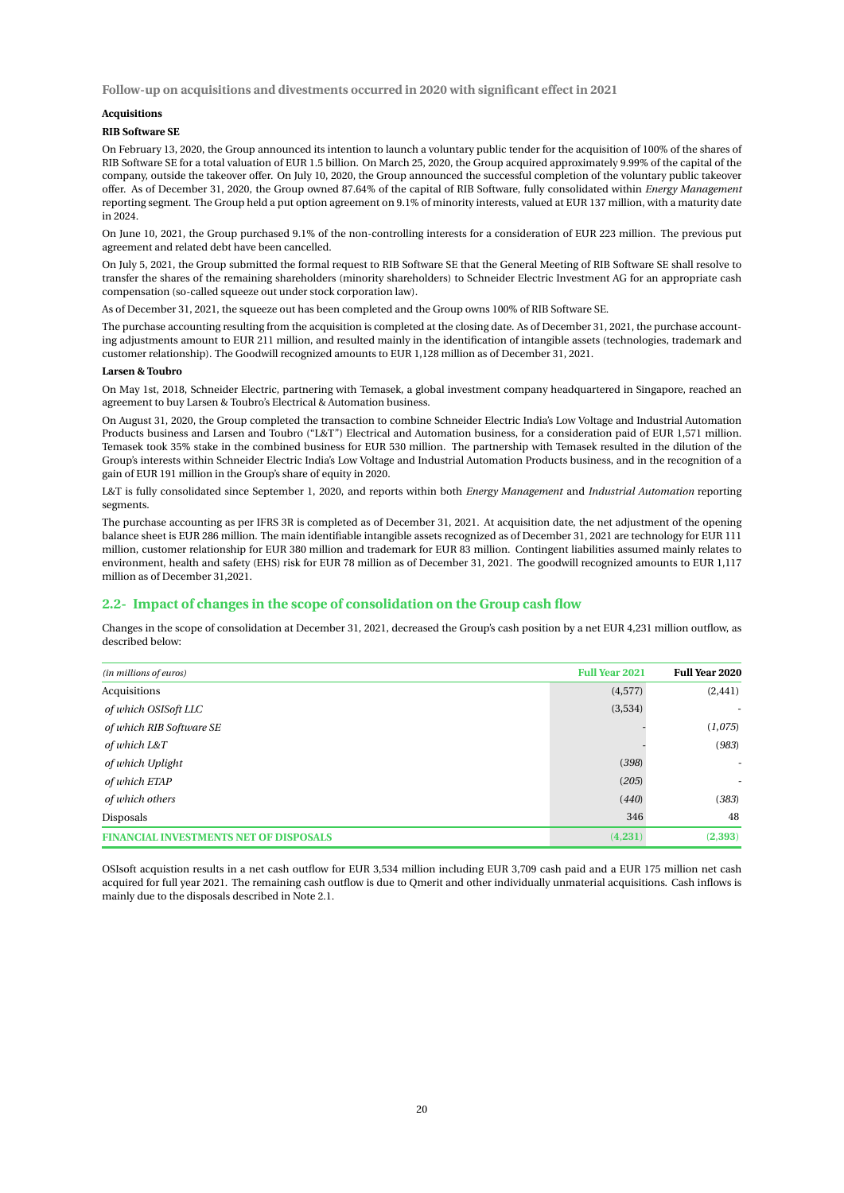### Follow-up on acquisitions and divestments occurred in 2020 with significant effect in 2021

**Acquisitions**

**RIB Software SE**

On February 13, 2020, the Group announced its intention to launch a voluntary public tender for the acquisition of 100% of the shares of RIB Software SE for a total valuation of EUR 1.5 billion. On March 25, 2020, the Group acquired approximately 9.99% of the capital of the company, outside the takeover offer. On July 10, 2020, the Group announced the successful completion of the voluntary public takeover offer. As of December 31, 2020, the Group owned 87.64% of the capital of RIB Software, fully consolidated within *Energy Management* reporting segment. The Group held a put option agreement on 9.1% of minority interests, valued at EUR 137 million, with a maturity date in 2024.

On June 10, 2021, the Group purchased 9.1% of the non-controlling interests for a consideration of EUR 223 million. The previous put agreement and related debt have been cancelled.

On July 5, 2021, the Group submitted the formal request to RIB Software SE that the General Meeting of RIB Software SE shall resolve to transfer the shares of the remaining shareholders (minority shareholders) to Schneider Electric Investment AG for an appropriate cash compensation (so-called squeeze out under stock corporation law).

As of December 31, 2021, the squeeze out has been completed and the Group owns 100% of RIB Software SE.

The purchase accounting resulting from the acquisition is completed at the closing date. As of December 31, 2021, the purchase accounting adjustments amount to EUR 211 million, and resulted mainly in the identification of intangible assets (technologies, trademark and customer relationship). The Goodwill recognized amounts to EUR 1,128 million as of December 31, 2021.

**Larsen & Toubro**

On May 1st, 2018, Schneider Electric, partnering with Temasek, a global investment company headquartered in Singapore, reached an agreement to buy Larsen & Toubro's Electrical & Automation business.

On August 31, 2020, the Group completed the transaction to combine Schneider Electric India's Low Voltage and Industrial Automation Products business and Larsen and Toubro ("L&T") Electrical and Automation business, for a consideration paid of EUR 1,571 million. Temasek took 35% stake in the combined business for EUR 530 million. The partnership with Temasek resulted in the dilution of the Group's interests within Schneider Electric India's Low Voltage and Industrial Automation Products business, and in the recognition of a gain of EUR 191 million in the Group's share of equity in 2020.

L&T is fully consolidated since September 1, 2020, and reports within both *Energy Management* and *Industrial Automation* reporting segments.

The purchase accounting as per IFRS 3R is completed as of December 31, 2021. At acquisition date, the net adjustment of the opening balance sheet is EUR 286 million. The main identifiable intangible assets recognized as of December 31, 2021 are technology for EUR 111 million, customer relationship for EUR 380 million and trademark for EUR 83 million. Contingent liabilities assumed mainly relates to environment, health and safety (EHS) risk for EUR 78 million as of December 31, 2021. The goodwill recognized amounts to EUR 1,117 million as of December 31,2021.

## 2.2- Impact of changes in the scope of consolidation on the Group cash flow

Changes in the scope of consolidation at December 31, 2021, decreased the Group's cash position by a net EUR 4,231 million outflow, as described below:

| *(in millions of euros)* | Full Year 2021 | Full Year 2020 |
|---|---|---|
| Acquisitions | (4,577) | (2,441) |
| *of which OSISoft LLC* | (3,534) | - |
| *of which RIB Software SE* | - | *(1,075)* |
| *of which L&T* | - | *(983)* |
| *of which Uplight* | *(398)* | - |
| *of which ETAP* | *(205)* | - |
| *of which others* | *(440)* | *(383)* |
| Disposals | 346 | 48 |
| **FINANCIAL INVESTMENTS NET OF DISPOSALS** | **(4,231)** | **(2,393)** |

OSIsoft acquistion results in a net cash outflow for EUR 3,534 million including EUR 3,709 cash paid and a EUR 175 million net cash acquired for full year 2021. The remaining cash outflow is due to Qmerit and other individually unmaterial acquisitions. Cash inflows is mainly due to the disposals described in Note 2.1.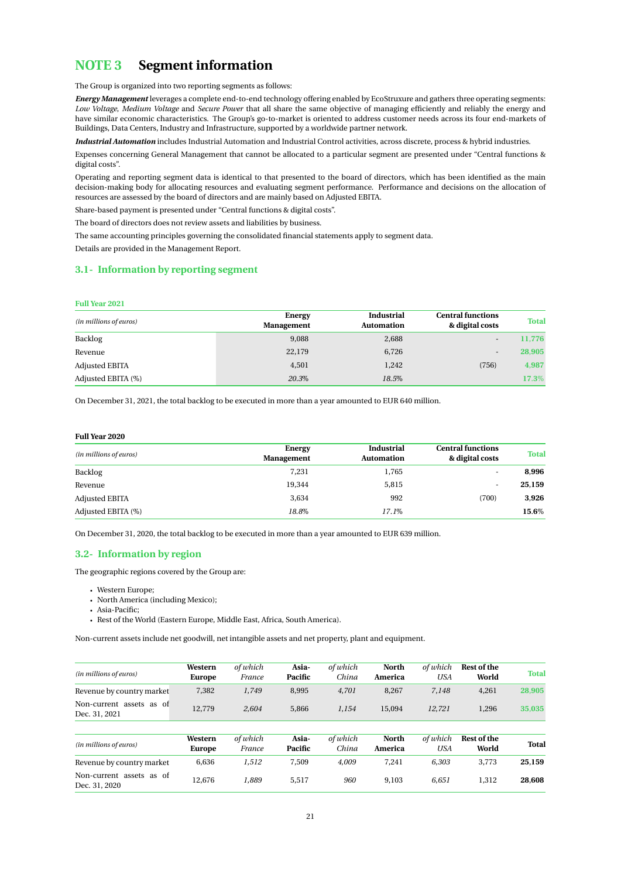# NOTE 3 Segment information

The Group is organized into two reporting segments as follows:

***Energy Management*** leverages a complete end-to-end technology offering enabled by EcoStruxure and gathers three operating segments: *Low Voltage*, *Medium Voltage* and *Secure Power* that all share the same objective of managing efficiently and reliably the energy and have similar economic characteristics. The Group's go-to-market is oriented to address customer needs across its four end-markets of Buildings, Data Centers, Industry and Infrastructure, supported by a worldwide partner network.

***Industrial Automation*** includes Industrial Automation and Industrial Control activities, across discrete, process & hybrid industries.

Expenses concerning General Management that cannot be allocated to a particular segment are presented under "Central functions & digital costs".

Operating and reporting segment data is identical to that presented to the board of directors, which has been identified as the main decision-making body for allocating resources and evaluating segment performance. Performance and decisions on the allocation of resources are assessed by the board of directors and are mainly based on Adjusted EBITA.

Share-based payment is presented under "Central functions & digital costs".

The board of directors does not review assets and liabilities by business.

The same accounting principles governing the consolidated financial statements apply to segment data.

Details are provided in the Management Report.

## 3.1- Information by reporting segment

**Full Year 2021**

| *(in millions of euros)* | Energy Management | Industrial Automation | Central functions & digital costs | Total |
|---|---|---|---|---|
| Backlog | 9,088 | 2,688 | - | **11,776** |
| Revenue | 22,179 | 6,726 | - | **28,905** |
| Adjusted EBITA | 4,501 | 1,242 | (756) | **4,987** |
| Adjusted EBITA (%) | *20.3%* | *18.5%* | | **17.3%** |

On December 31, 2021, the total backlog to be executed in more than a year amounted to EUR 640 million.

**Full Year 2020**

| *(in millions of euros)* | Energy Management | Industrial Automation | Central functions & digital costs | Total |
|---|---|---|---|---|
| Backlog | 7,231 | 1,765 | - | **8,996** |
| Revenue | 19,344 | 5,815 | - | **25,159** |
| Adjusted EBITA | 3,634 | 992 | (700) | **3,926** |
| Adjusted EBITA (%) | *18.8%* | *17.1%* | | **15.6%** |

On December 31, 2020, the total backlog to be executed in more than a year amounted to EUR 639 million.

## 3.2- Information by region

The geographic regions covered by the Group are:

- Western Europe;
- North America (including Mexico);
- Asia-Pacific;
- Rest of the World (Eastern Europe, Middle East, Africa, South America).

Non-current assets include net goodwill, net intangible assets and net property, plant and equipment.

| *(in millions of euros)* | Western Europe | *of which France* | Asia-Pacific | *of which China* | North America | *of which USA* | Rest of the World | Total |
|---|---|---|---|---|---|---|---|---|
| Revenue by country market | 7,382 | *1,749* | 8,995 | *4,701* | 8,267 | *7,148* | 4,261 | **28,905** |
| Non-current assets as of Dec. 31, 2021 | 12,779 | *2,604* | 5,866 | *1,154* | 15,094 | *12,721* | 1,296 | **35,035** |

| *(in millions of euros)* | Western Europe | *of which France* | Asia-Pacific | *of which China* | North America | *of which USA* | Rest of the World | Total |
|---|---|---|---|---|---|---|---|---|
| Revenue by country market | 6,636 | *1,512* | 7,509 | *4,009* | 7,241 | *6,303* | 3,773 | **25,159** |
| Non-current assets as of Dec. 31, 2020 | 12,676 | *1,889* | 5,517 | *960* | 9,103 | *6,651* | 1,312 | **28,608** |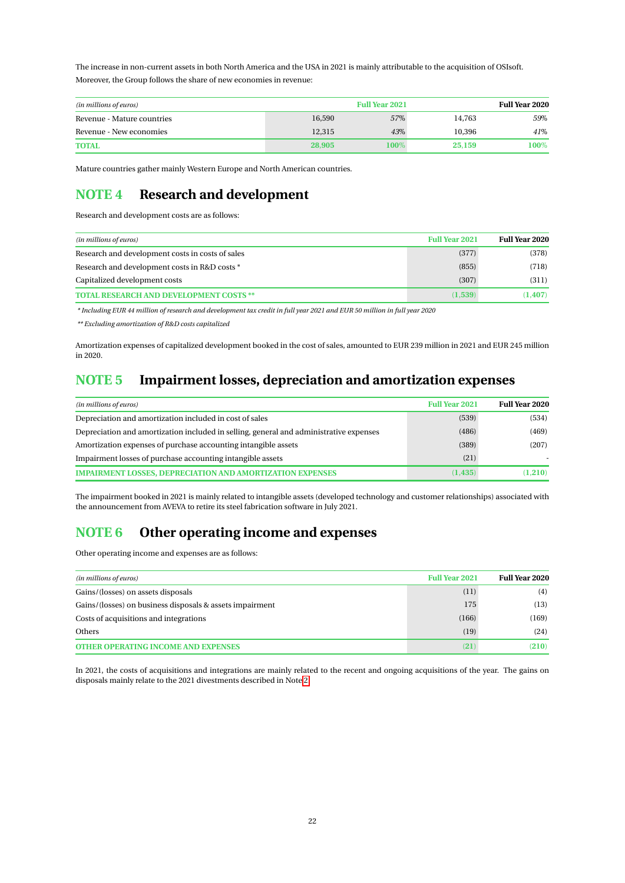The increase in non-current assets in both North America and the USA in 2021 is mainly attributable to the acquisition of OSIsoft.

Moreover, the Group follows the share of new economies in revenue:

| *(in millions of euros)* | Full Year 2021 | | Full Year 2020 | |
|---|---|---|---|---|
| Revenue - Mature countries | 16,590 | *57%* | 14,763 | *59%* |
| Revenue - New economies | 12,315 | *43%* | 10,396 | *41%* |
| **TOTAL** | **28,905** | **100%** | **25,159** | **100%** |

Mature countries gather mainly Western Europe and North American countries.

## NOTE 4 Research and development

Research and development costs are as follows:

| *(in millions of euros)* | Full Year 2021 | Full Year 2020 |
|---|---|---|
| Research and development costs in costs of sales | (377) | (378) |
| Research and development costs in R&D costs * | (855) | (718) |
| Capitalized development costs | (307) | (311) |
| **TOTAL RESEARCH AND DEVELOPMENT COSTS \*\*** | **(1,539)** | **(1,407)** |

*\* Including EUR 44 million of research and development tax credit in full year 2021 and EUR 50 million in full year 2020*

*\*\* Excluding amortization of R&D costs capitalized*

Amortization expenses of capitalized development booked in the cost of sales, amounted to EUR 239 million in 2021 and EUR 245 million in 2020.

## NOTE 5 Impairment losses, depreciation and amortization expenses

| *(in millions of euros)* | Full Year 2021 | Full Year 2020 |
|---|---|---|
| Depreciation and amortization included in cost of sales | (539) | (534) |
| Depreciation and amortization included in selling, general and administrative expenses | (486) | (469) |
| Amortization expenses of purchase accounting intangible assets | (389) | (207) |
| Impairment losses of purchase accounting intangible assets | (21) | - |
| **IMPAIRMENT LOSSES, DEPRECIATION AND AMORTIZATION EXPENSES** | **(1,435)** | **(1,210)** |

The impairment booked in 2021 is mainly related to intangible assets (developed technology and customer relationships) associated with the announcement from AVEVA to retire its steel fabrication software in July 2021.

## NOTE 6 Other operating income and expenses

Other operating income and expenses are as follows:

| *(in millions of euros)* | Full Year 2021 | Full Year 2020 |
|---|---|---|
| Gains/(losses) on assets disposals | (11) | (4) |
| Gains/(losses) on business disposals & assets impairment | 175 | (13) |
| Costs of acquisitions and integrations | (166) | (169) |
| Others | (19) | (24) |
| **OTHER OPERATING INCOME AND EXPENSES** | **(21)** | **(210)** |

In 2021, the costs of acquisitions and integrations are mainly related to the recent and ongoing acquisitions of the year. The gains on disposals mainly relate to the 2021 divestments described in Note 2.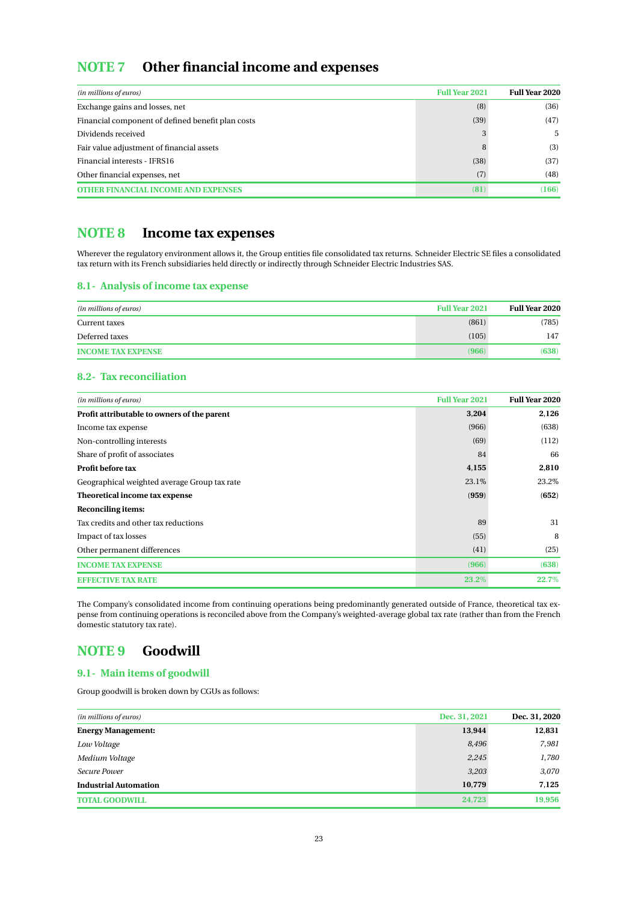## NOTE 7 Other financial income and expenses

| *(in millions of euros)* | Full Year 2021 | Full Year 2020 |
|---|---|---|
| Exchange gains and losses, net | (8) | (36) |
| Financial component of defined benefit plan costs | (39) | (47) |
| Dividends received | 3 | 5 |
| Fair value adjustment of financial assets | 8 | (3) |
| Financial interests - IFRS16 | (38) | (37) |
| Other financial expenses, net | (7) | (48) |
| **OTHER FINANCIAL INCOME AND EXPENSES** | **(81)** | **(166)** |

## NOTE 8 Income tax expenses

Wherever the regulatory environment allows it, the Group entities file consolidated tax returns. Schneider Electric SE files a consolidated tax return with its French subsidiaries held directly or indirectly through Schneider Electric Industries SAS.

### 8.1- Analysis of income tax expense

| *(in millions of euros)* | Full Year 2021 | Full Year 2020 |
|---|---|---|
| Current taxes | (861) | (785) |
| Deferred taxes | (105) | 147 |
| **INCOME TAX EXPENSE** | **(966)** | **(638)** |

### 8.2- Tax reconciliation

| *(in millions of euros)* | Full Year 2021 | Full Year 2020 |
|---|---|---|
| **Profit attributable to owners of the parent** | **3,204** | **2,126** |
| Income tax expense | (966) | (638) |
| Non-controlling interests | (69) | (112) |
| Share of profit of associates | 84 | 66 |
| **Profit before tax** | **4,155** | **2,810** |
| Geographical weighted average Group tax rate | 23.1% | 23.2% |
| **Theoretical income tax expense** | **(959)** | **(652)** |
| **Reconciling items:** | | |
| Tax credits and other tax reductions | 89 | 31 |
| Impact of tax losses | (55) | 8 |
| Other permanent differences | (41) | (25) |
| **INCOME TAX EXPENSE** | **(966)** | **(638)** |
| **EFFECTIVE TAX RATE** | **23.2%** | **22.7%** |

The Company's consolidated income from continuing operations being predominantly generated outside of France, theoretical tax expense from continuing operations is reconciled above from the Company's weighted-average global tax rate (rather than from the French domestic statutory tax rate).

## NOTE 9 Goodwill

### 9.1- Main items of goodwill

Group goodwill is broken down by CGUs as follows:

| *(in millions of euros)* | Dec. 31, 2021 | Dec. 31, 2020 |
|---|---|---|
| **Energy Management:** | **13,944** | **12,831** |
| *Low Voltage* | *8,496* | *7,981* |
| *Medium Voltage* | *2,245* | *1,780* |
| *Secure Power* | *3,203* | *3,070* |
| **Industrial Automation** | **10,779** | **7,125** |
| **TOTAL GOODWILL** | **24,723** | **19,956** |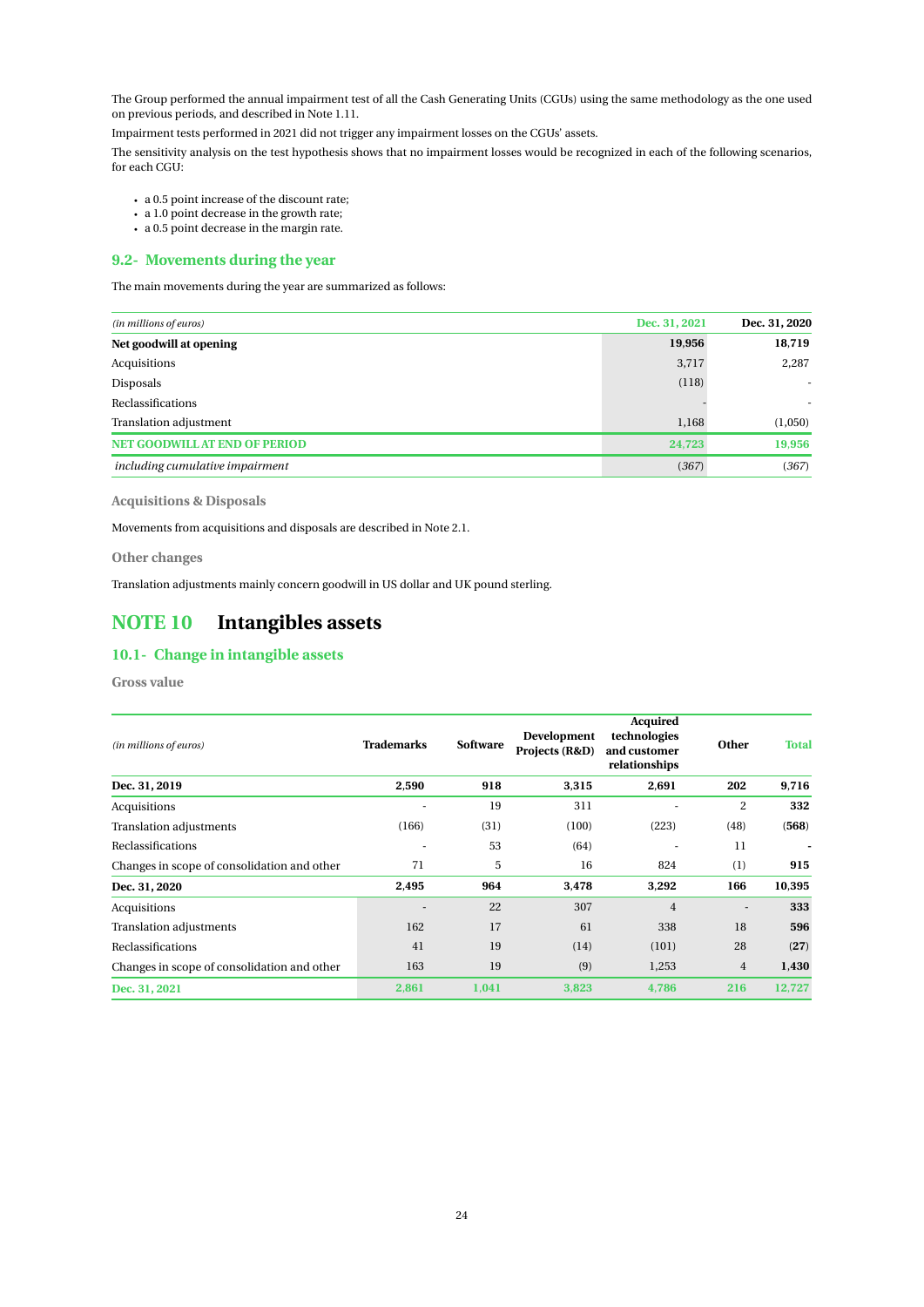The Group performed the annual impairment test of all the Cash Generating Units (CGUs) using the same methodology as the one used on previous periods, and described in Note 1.11.

Impairment tests performed in 2021 did not trigger any impairment losses on the CGUs' assets.

The sensitivity analysis on the test hypothesis shows that no impairment losses would be recognized in each of the following scenarios, for each CGU:

- a 0.5 point increase of the discount rate;
- a 1.0 point decrease in the growth rate;
- a 0.5 point decrease in the margin rate.

### 9.2- Movements during the year

The main movements during the year are summarized as follows:

| *(in millions of euros)* | Dec. 31, 2021 | Dec. 31, 2020 |
|---|---|---|
| **Net goodwill at opening** | **19,956** | **18,719** |
| Acquisitions | 3,717 | 2,287 |
| Disposals | (118) | - |
| Reclassifications | - | - |
| Translation adjustment | 1,168 | (1,050) |
| **NET GOODWILL AT END OF PERIOD** | **24,723** | **19,956** |
| *including cumulative impairment* | *(367)* | *(367)* |

**Acquisitions & Disposals**

Movements from acquisitions and disposals are described in Note 2.1.

**Other changes**

Translation adjustments mainly concern goodwill in US dollar and UK pound sterling.

## NOTE 10 Intangibles assets

### 10.1- Change in intangible assets

**Gross value**

| *(in millions of euros)* | Trademarks | Software | Development Projects (R&D) | Acquired technologies and customer relationships | Other | Total |
|---|---|---|---|---|---|---|
| **Dec. 31, 2019** | **2,590** | **918** | **3,315** | **2,691** | **202** | **9,716** |
| Acquisitions | - | 19 | 311 | - | 2 | **332** |
| Translation adjustments | (166) | (31) | (100) | (223) | (48) | **(568)** |
| Reclassifications | - | 53 | (64) | - | 11 | **-** |
| Changes in scope of consolidation and other | 71 | 5 | 16 | 824 | (1) | **915** |
| **Dec. 31, 2020** | **2,495** | **964** | **3,478** | **3,292** | **166** | **10,395** |
| Acquisitions | - | 22 | 307 | 4 | - | **333** |
| Translation adjustments | 162 | 17 | 61 | 338 | 18 | **596** |
| Reclassifications | 41 | 19 | (14) | (101) | 28 | **(27)** |
| Changes in scope of consolidation and other | 163 | 19 | (9) | 1,253 | 4 | **1,430** |
| **Dec. 31, 2021** | **2,861** | **1,041** | **3,823** | **4,786** | **216** | **12,727** |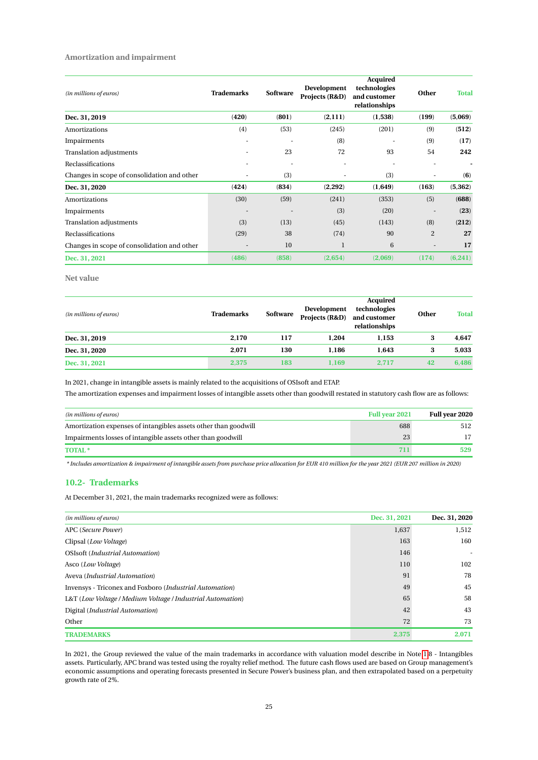**Amortization and impairment**

| *(in millions of euros)* | Trademarks | Software | Development Projects (R&D) | Acquired technologies and customer relationships | Other | Total |
|---|---|---|---|---|---|---|
| **Dec. 31, 2019** | **(420)** | **(801)** | **(2,111)** | **(1,538)** | **(199)** | **(5,069)** |
| Amortizations | (4) | (53) | (245) | (201) | (9) | **(512)** |
| Impairments | - | - | (8) | - | (9) | **(17)** |
| Translation adjustments | - | 23 | 72 | 93 | 54 | **242** |
| Reclassifications | - | - | - | - | - | **-** |
| Changes in scope of consolidation and other | - | (3) | - | (3) | - | **(6)** |
| **Dec. 31, 2020** | **(424)** | **(834)** | **(2,292)** | **(1,649)** | **(163)** | **(5,362)** |
| Amortizations | (30) | (59) | (241) | (353) | (5) | **(688)** |
| Impairments | - | - | (3) | (20) | - | **(23)** |
| Translation adjustments | (3) | (13) | (45) | (143) | (8) | **(212)** |
| Reclassifications | (29) | 38 | (74) | 90 | 2 | **27** |
| Changes in scope of consolidation and other | - | 10 | 1 | 6 | - | **17** |
| **Dec. 31, 2021** | **(486)** | **(858)** | **(2,654)** | **(2,069)** | **(174)** | **(6,241)** |

**Net value**

| *(in millions of euros)* | Trademarks | Software | Development Projects (R&D) | Acquired technologies and customer relationships | Other | Total |
|---|---|---|---|---|---|---|
| **Dec. 31, 2019** | **2,170** | **117** | **1,204** | **1,153** | **3** | **4,647** |
| **Dec. 31, 2020** | **2,071** | **130** | **1,186** | **1,643** | **3** | **5,033** |
| **Dec. 31, 2021** | **2,375** | **183** | **1,169** | **2,717** | **42** | **6,486** |

In 2021, change in intangible assets is mainly related to the acquisitions of OSIsoft and ETAP.

The amortization expenses and impairment losses of intangible assets other than goodwill restated in statutory cash flow are as follows:

| *(in millions of euros)* | Full year 2021 | Full year 2020 |
|---|---|---|
| Amortization expenses of intangibles assets other than goodwill | 688 | 512 |
| Impairments losses of intangible assets other than goodwill | 23 | 17 |
| **TOTAL \*** | **711** | **529** |

*\* Includes amortization & impairment of intangible assets from purchase price allocation for EUR 410 million for the year 2021 (EUR 207 million in 2020)*

## 10.2- Trademarks

At December 31, 2021, the main trademarks recognized were as follows:

| *(in millions of euros)* | Dec. 31, 2021 | Dec. 31, 2020 |
|---|---|---|
| APC (*Secure Power*) | 1,637 | 1,512 |
| Clipsal (*Low Voltage*) | 163 | 160 |
| OSIsoft (*Industrial Automation*) | 146 | - |
| Asco (*Low Voltage*) | 110 | 102 |
| Aveva (*Industrial Automation*) | 91 | 78 |
| Invensys - Triconex and Foxboro (*Industrial Automation*) | 49 | 45 |
| L&T (*Low Voltage / Medium Voltage / Industrial Automation*) | 65 | 58 |
| Digital (*Industrial Automation*) | 42 | 43 |
| Other | 72 | 73 |
| **TRADEMARKS** | **2,375** | **2,071** |

In 2021, the Group reviewed the value of the main trademarks in accordance with valuation model describe in Note 1.8 - Intangibles assets. Particularly, APC brand was tested using the royalty relief method. The future cash flows used are based on Group management's economic assumptions and operating forecasts presented in Secure Power's business plan, and then extrapolated based on a perpetuity growth rate of 2%.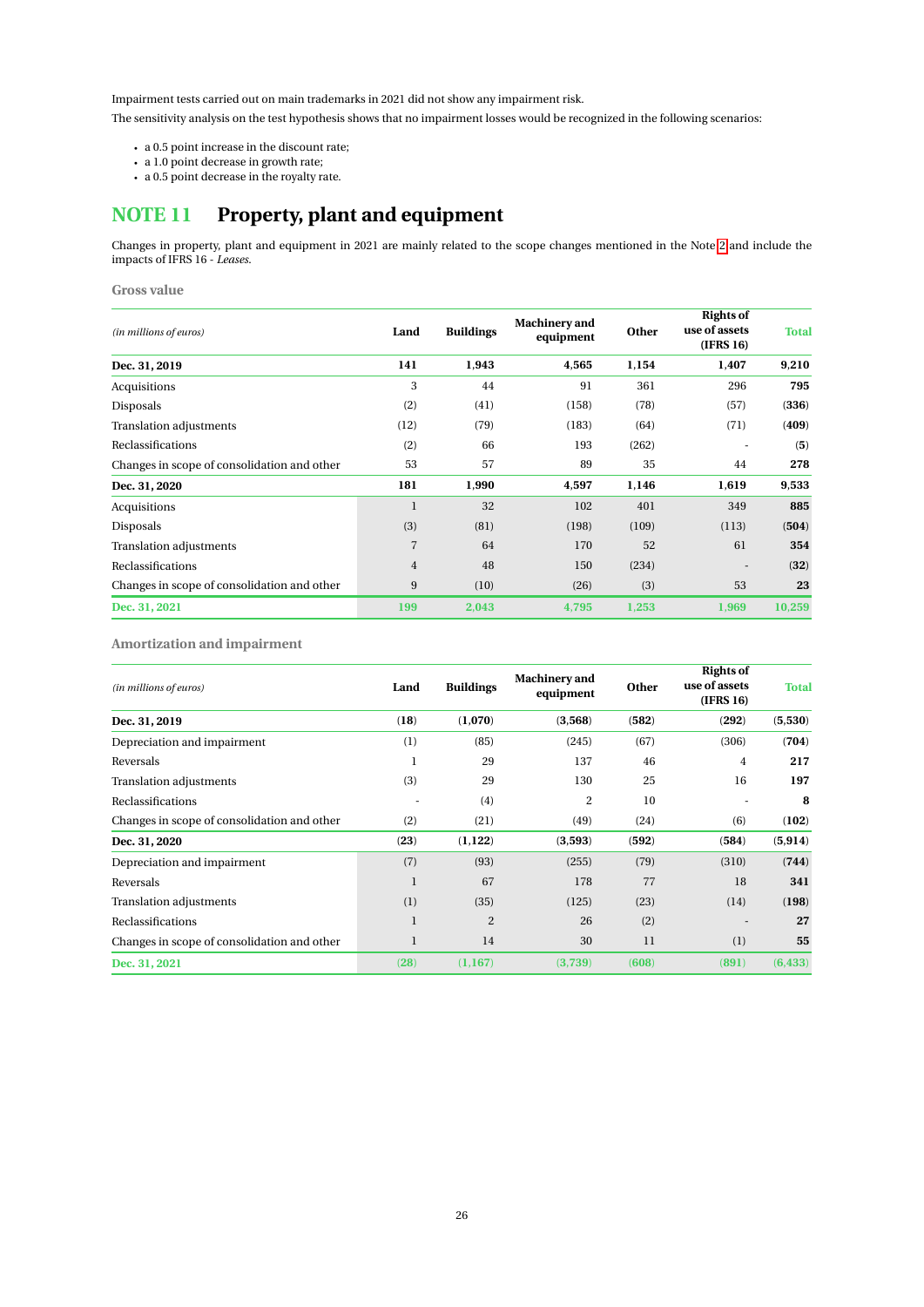Impairment tests carried out on main trademarks in 2021 did not show any impairment risk.

The sensitivity analysis on the test hypothesis shows that no impairment losses would be recognized in the following scenarios:

- a 0.5 point increase in the discount rate;
- a 1.0 point decrease in growth rate;
- a 0.5 point decrease in the royalty rate.

# NOTE 11 Property, plant and equipment

Changes in property, plant and equipment in 2021 are mainly related to the scope changes mentioned in the Note 2 and include the impacts of IFRS 16 - *Leases*.

### Gross value

| *(in millions of euros)* | Land | Buildings | Machinery and equipment | Other | Rights of use of assets (IFRS 16) | Total |
|---|---|---|---|---|---|---|
| **Dec. 31, 2019** | **141** | **1,943** | **4,565** | **1,154** | **1,407** | **9,210** |
| Acquisitions | 3 | 44 | 91 | 361 | 296 | **795** |
| Disposals | (2) | (41) | (158) | (78) | (57) | **(336)** |
| Translation adjustments | (12) | (79) | (183) | (64) | (71) | **(409)** |
| Reclassifications | (2) | 66 | 193 | (262) | - | **(5)** |
| Changes in scope of consolidation and other | 53 | 57 | 89 | 35 | 44 | **278** |
| **Dec. 31, 2020** | **181** | **1,990** | **4,597** | **1,146** | **1,619** | **9,533** |
| Acquisitions | 1 | 32 | 102 | 401 | 349 | **885** |
| Disposals | (3) | (81) | (198) | (109) | (113) | **(504)** |
| Translation adjustments | 7 | 64 | 170 | 52 | 61 | **354** |
| Reclassifications | 4 | 48 | 150 | (234) | - | **(32)** |
| Changes in scope of consolidation and other | 9 | (10) | (26) | (3) | 53 | **23** |
| **Dec. 31, 2021** | **199** | **2,043** | **4,795** | **1,253** | **1,969** | **10,259** |

### Amortization and impairment

| *(in millions of euros)* | Land | Buildings | Machinery and equipment | Other | Rights of use of assets (IFRS 16) | Total |
|---|---|---|---|---|---|---|
| **Dec. 31, 2019** | **(18)** | **(1,070)** | **(3,568)** | **(582)** | **(292)** | **(5,530)** |
| Depreciation and impairment | (1) | (85) | (245) | (67) | (306) | **(704)** |
| Reversals | 1 | 29 | 137 | 46 | 4 | **217** |
| Translation adjustments | (3) | 29 | 130 | 25 | 16 | **197** |
| Reclassifications | - | (4) | 2 | 10 | - | **8** |
| Changes in scope of consolidation and other | (2) | (21) | (49) | (24) | (6) | **(102)** |
| **Dec. 31, 2020** | **(23)** | **(1,122)** | **(3,593)** | **(592)** | **(584)** | **(5,914)** |
| Depreciation and impairment | (7) | (93) | (255) | (79) | (310) | **(744)** |
| Reversals | 1 | 67 | 178 | 77 | 18 | **341** |
| Translation adjustments | (1) | (35) | (125) | (23) | (14) | **(198)** |
| Reclassifications | 1 | 2 | 26 | (2) | - | **27** |
| Changes in scope of consolidation and other | 1 | 14 | 30 | 11 | (1) | **55** |
| **Dec. 31, 2021** | **(28)** | **(1,167)** | **(3,739)** | **(608)** | **(891)** | **(6,433)** |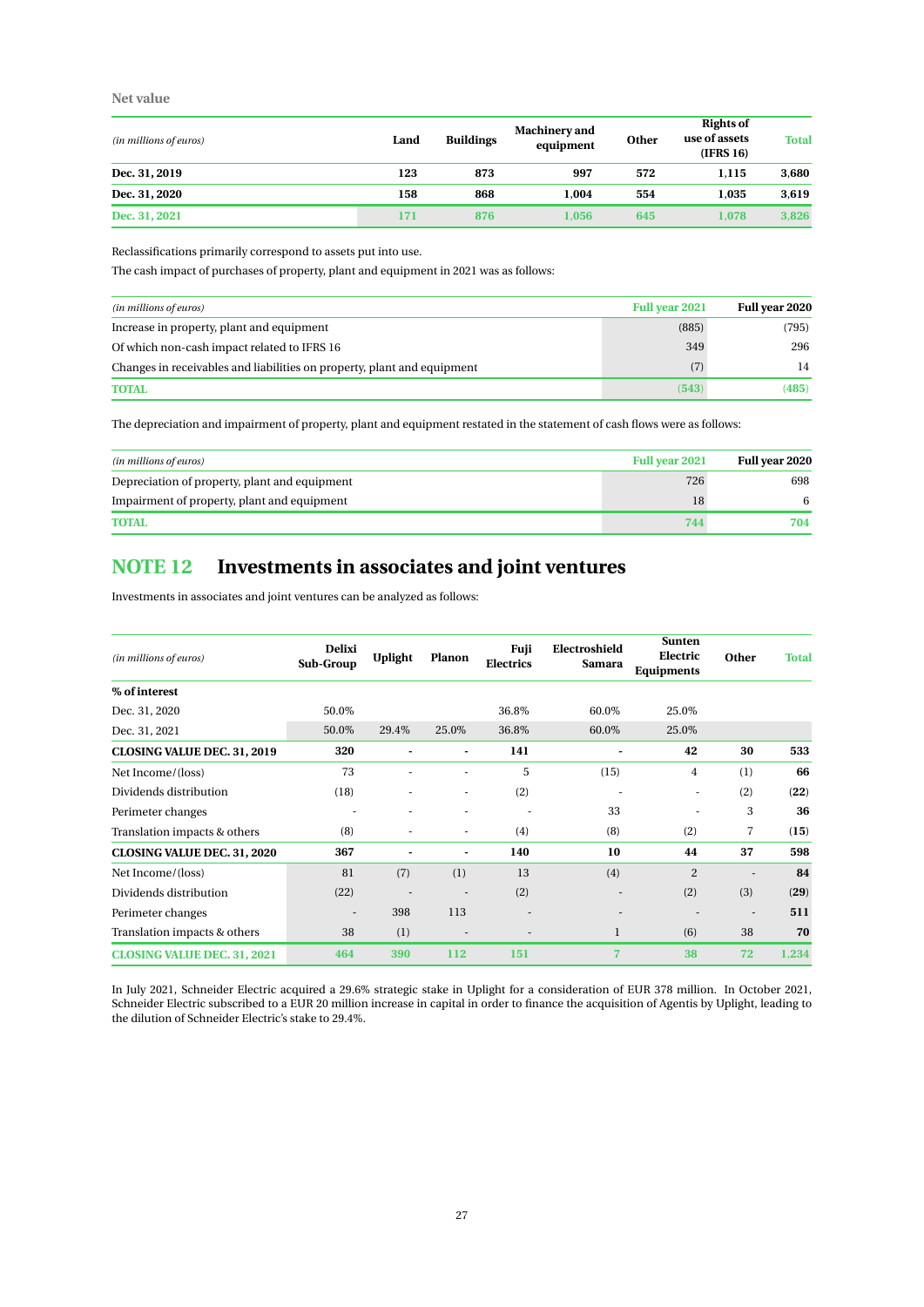**Net value**

| *(in millions of euros)* | Land | Buildings | Machinery and equipment | Other | Rights of use of assets (IFRS 16) | Total |
|---|---|---|---|---|---|---|
| **Dec. 31, 2019** | **123** | **873** | **997** | **572** | **1,115** | **3,680** |
| **Dec. 31, 2020** | **158** | **868** | **1,004** | **554** | **1,035** | **3,619** |
| **Dec. 31, 2021** | **171** | **876** | **1,056** | **645** | **1,078** | **3,826** |

Reclassifications primarily correspond to assets put into use.

The cash impact of purchases of property, plant and equipment in 2021 was as follows:

| *(in millions of euros)* | Full year 2021 | Full year 2020 |
|---|---|---|
| Increase in property, plant and equipment | (885) | (795) |
| Of which non-cash impact related to IFRS 16 | 349 | 296 |
| Changes in receivables and liabilities on property, plant and equipment | (7) | 14 |
| **TOTAL** | **(543)** | **(485)** |

The depreciation and impairment of property, plant and equipment restated in the statement of cash flows were as follows:

| *(in millions of euros)* | Full year 2021 | Full year 2020 |
|---|---|---|
| Depreciation of property, plant and equipment | 726 | 698 |
| Impairment of property, plant and equipment | 18 | 6 |
| **TOTAL** | **744** | **704** |

## NOTE 12 Investments in associates and joint ventures

Investments in associates and joint ventures can be analyzed as follows:

| *(in millions of euros)* | Delixi Sub-Group | Uplight | Planon | Fuji Electrics | Electroshield Samara | Sunten Electric Equipments | Other | Total |
|---|---|---|---|---|---|---|---|---|
| **% of interest** | | | | | | | | |
| Dec. 31, 2020 | 50.0% | | | 36.8% | 60.0% | 25.0% | | |
| Dec. 31, 2021 | 50.0% | 29.4% | 25.0% | 36.8% | 60.0% | 25.0% | | |
| **CLOSING VALUE DEC. 31, 2019** | **320** | **-** | **-** | **141** | **-** | **42** | **30** | **533** |
| Net Income/(loss) | 73 | - | - | 5 | (15) | 4 | (1) | **66** |
| Dividends distribution | (18) | - | - | (2) | - | - | (2) | **(22)** |
| Perimeter changes | - | - | - | - | 33 | - | 3 | **36** |
| Translation impacts & others | (8) | - | - | (4) | (8) | (2) | 7 | **(15)** |
| **CLOSING VALUE DEC. 31, 2020** | **367** | **-** | **-** | **140** | **10** | **44** | **37** | **598** |
| Net Income/(loss) | 81 | (7) | (1) | 13 | (4) | 2 | - | **84** |
| Dividends distribution | (22) | - | - | (2) | - | (2) | (3) | **(29)** |
| Perimeter changes | - | 398 | 113 | - | - | - | - | **511** |
| Translation impacts & others | 38 | (1) | - | - | 1 | (6) | 38 | **70** |
| **CLOSING VALUE DEC. 31, 2021** | **464** | **390** | **112** | **151** | **7** | **38** | **72** | **1,234** |

In July 2021, Schneider Electric acquired a 29.6% strategic stake in Uplight for a consideration of EUR 378 million. In October 2021, Schneider Electric subscribed to a EUR 20 million increase in capital in order to finance the acquisition of Agentis by Uplight, leading to the dilution of Schneider Electric's stake to 29.4%.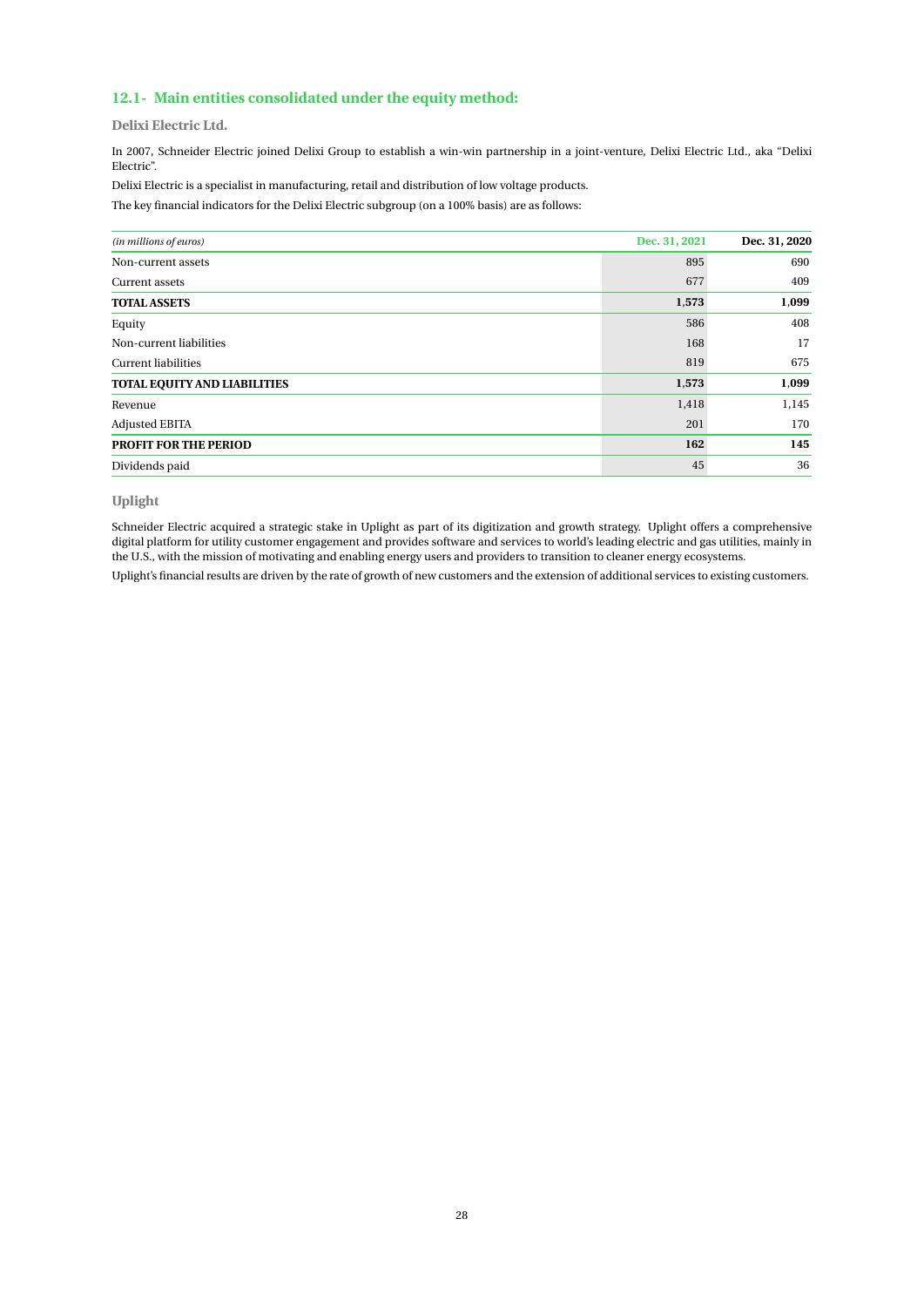## 12.1 - Main entities consolidated under the equity method:

### Delixi Electric Ltd.

In 2007, Schneider Electric joined Delixi Group to establish a win-win partnership in a joint-venture, Delixi Electric Ltd., aka "Delixi Electric".

Delixi Electric is a specialist in manufacturing, retail and distribution of low voltage products.

The key financial indicators for the Delixi Electric subgroup (on a 100% basis) are as follows:

| *(in millions of euros)* | Dec. 31, 2021 | Dec. 31, 2020 |
|---|---|---|
| Non-current assets | 895 | 690 |
| Current assets | 677 | 409 |
| **TOTAL ASSETS** | **1,573** | **1,099** |
| Equity | 586 | 408 |
| Non-current liabilities | 168 | 17 |
| Current liabilities | 819 | 675 |
| **TOTAL EQUITY AND LIABILITIES** | **1,573** | **1,099** |
| Revenue | 1,418 | 1,145 |
| Adjusted EBITA | 201 | 170 |
| **PROFIT FOR THE PERIOD** | **162** | **145** |
| Dividends paid | 45 | 36 |

### Uplight

Schneider Electric acquired a strategic stake in Uplight as part of its digitization and growth strategy. Uplight offers a comprehensive digital platform for utility customer engagement and provides software and services to world's leading electric and gas utilities, mainly in the U.S., with the mission of motivating and enabling energy users and providers to transition to cleaner energy ecosystems.

Uplight's financial results are driven by the rate of growth of new customers and the extension of additional services to existing customers.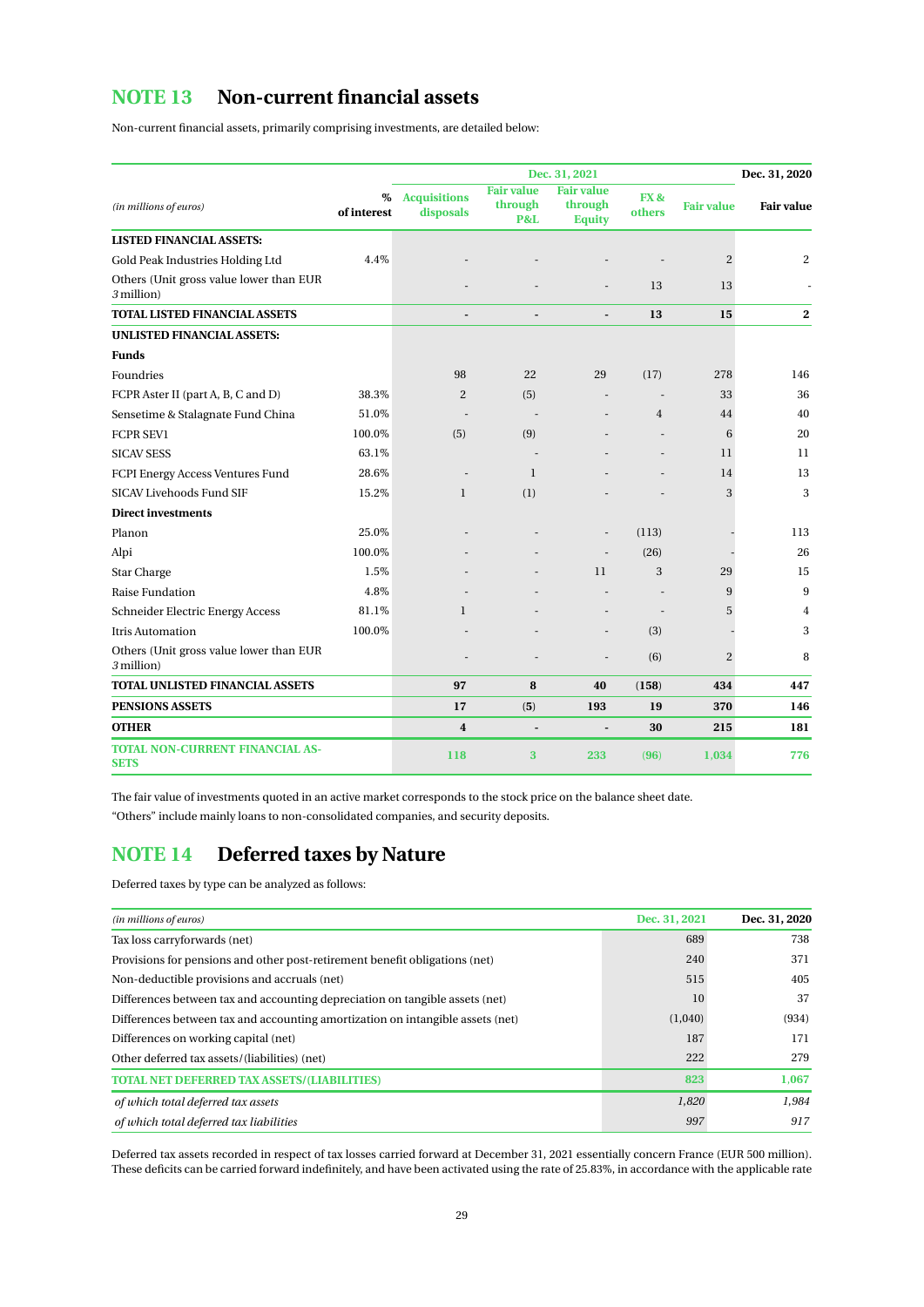## NOTE 13 Non-current financial assets

Non-current financial assets, primarily comprising investments, are detailed below:

| *(in millions of euros)* | % of interest | Dec. 31, 2021 | | | | | Dec. 31, 2020 |
|---|---|---|---|---|---|---|---|
| | | Acquisitions disposals | Fair value through P&L | Fair value through Equity | FX & others | Fair value | Fair value |
| **LISTED FINANCIAL ASSETS:** | | | | | | | |
| Gold Peak Industries Holding Ltd | 4.4% | - | - | - | - | 2 | 2 |
| Others (Unit gross value lower than EUR *3* million) | | - | - | - | 13 | 13 | - |
| **TOTAL LISTED FINANCIAL ASSETS** | | **-** | **-** | **-** | **13** | **15** | **2** |
| **UNLISTED FINANCIAL ASSETS:** | | | | | | | |
| **Funds** | | | | | | | |
| Foundries | | 98 | 22 | 29 | (17) | 278 | 146 |
| FCPR Aster II (part A, B, C and D) | 38.3% | 2 | (5) | - | - | 33 | 36 |
| Sensetime & Stalagnate Fund China | 51.0% | - | - | - | 4 | 44 | 40 |
| FCPR SEV1 | 100.0% | (5) | (9) | - | - | 6 | 20 |
| SICAV SESS | 63.1% | | - | - | - | 11 | 11 |
| FCPI Energy Access Ventures Fund | 28.6% | - | 1 | - | - | 14 | 13 |
| SICAV Livehoods Fund SIF | 15.2% | 1 | (1) | - | - | 3 | 3 |
| **Direct investments** | | | | | | | |
| Planon | 25.0% | - | - | - | (113) | - | 113 |
| Alpi | 100.0% | - | - | - | (26) | - | 26 |
| Star Charge | 1.5% | - | - | 11 | 3 | 29 | 15 |
| Raise Fundation | 4.8% | - | - | - | - | 9 | 9 |
| Schneider Electric Energy Access | 81.1% | 1 | - | - | - | 5 | 4 |
| Itris Automation | 100.0% | - | - | - | (3) | - | 3 |
| Others (Unit gross value lower than EUR *3* million) | | - | - | - | (6) | 2 | 8 |
| **TOTAL UNLISTED FINANCIAL ASSETS** | | **97** | **8** | **40** | **(158)** | **434** | **447** |
| **PENSIONS ASSETS** | | **17** | **(5)** | **193** | **19** | **370** | **146** |
| **OTHER** | | **4** | **-** | **-** | **30** | **215** | **181** |
| **TOTAL NON-CURRENT FINANCIAL ASSETS** | | **118** | **3** | **233** | **(96)** | **1,034** | **776** |

The fair value of investments quoted in an active market corresponds to the stock price on the balance sheet date.

"Others" include mainly loans to non-consolidated companies, and security deposits.

## NOTE 14 Deferred taxes by Nature

Deferred taxes by type can be analyzed as follows:

| *(in millions of euros)* | Dec. 31, 2021 | Dec. 31, 2020 |
|---|---|---|
| Tax loss carryforwards (net) | 689 | 738 |
| Provisions for pensions and other post-retirement benefit obligations (net) | 240 | 371 |
| Non-deductible provisions and accruals (net) | 515 | 405 |
| Differences between tax and accounting depreciation on tangible assets (net) | 10 | 37 |
| Differences between tax and accounting amortization on intangible assets (net) | (1,040) | (934) |
| Differences on working capital (net) | 187 | 171 |
| Other deferred tax assets/(liabilities) (net) | 222 | 279 |
| **TOTAL NET DEFERRED TAX ASSETS/(LIABILITIES)** | **823** | **1,067** |
| *of which total deferred tax assets* | *1,820* | *1,984* |
| *of which total deferred tax liabilities* | *997* | *917* |

Deferred tax assets recorded in respect of tax losses carried forward at December 31, 2021 essentially concern France (EUR 500 million). These deficits can be carried forward indefinitely, and have been activated using the rate of 25.83%, in accordance with the applicable rate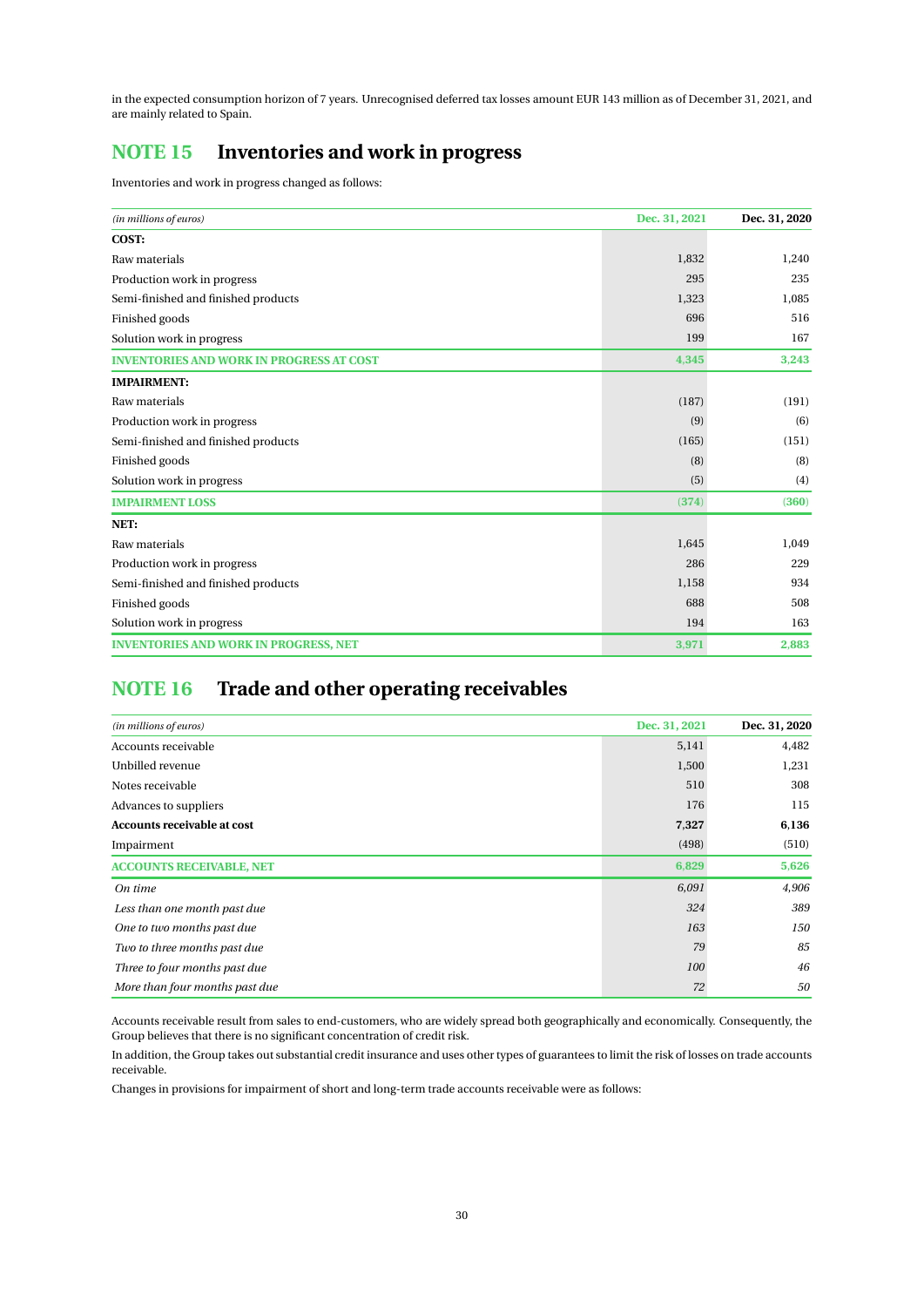in the expected consumption horizon of 7 years. Unrecognised deferred tax losses amount EUR 143 million as of December 31, 2021, and are mainly related to Spain.

## NOTE 15 Inventories and work in progress

Inventories and work in progress changed as follows:

| *(in millions of euros)* | Dec. 31, 2021 | Dec. 31, 2020 |
|---|---|---|
| **COST:** | | |
| Raw materials | 1,832 | 1,240 |
| Production work in progress | 295 | 235 |
| Semi-finished and finished products | 1,323 | 1,085 |
| Finished goods | 696 | 516 |
| Solution work in progress | 199 | 167 |
| **INVENTORIES AND WORK IN PROGRESS AT COST** | **4,345** | **3,243** |
| **IMPAIRMENT:** | | |
| Raw materials | (187) | (191) |
| Production work in progress | (9) | (6) |
| Semi-finished and finished products | (165) | (151) |
| Finished goods | (8) | (8) |
| Solution work in progress | (5) | (4) |
| **IMPAIRMENT LOSS** | **(374)** | **(360)** |
| **NET:** | | |
| Raw materials | 1,645 | 1,049 |
| Production work in progress | 286 | 229 |
| Semi-finished and finished products | 1,158 | 934 |
| Finished goods | 688 | 508 |
| Solution work in progress | 194 | 163 |
| **INVENTORIES AND WORK IN PROGRESS, NET** | **3,971** | **2,883** |

## NOTE 16 Trade and other operating receivables

| *(in millions of euros)* | Dec. 31, 2021 | Dec. 31, 2020 |
|---|---|---|
| Accounts receivable | 5,141 | 4,482 |
| Unbilled revenue | 1,500 | 1,231 |
| Notes receivable | 510 | 308 |
| Advances to suppliers | 176 | 115 |
| **Accounts receivable at cost** | **7,327** | **6,136** |
| Impairment | (498) | (510) |
| **ACCOUNTS RECEIVABLE, NET** | **6,829** | **5,626** |
| *On time* | *6,091* | *4,906* |
| *Less than one month past due* | *324* | *389* |
| *One to two months past due* | *163* | *150* |
| *Two to three months past due* | *79* | *85* |
| *Three to four months past due* | *100* | *46* |
| *More than four months past due* | *72* | *50* |

Accounts receivable result from sales to end-customers, who are widely spread both geographically and economically. Consequently, the Group believes that there is no significant concentration of credit risk.

In addition, the Group takes out substantial credit insurance and uses other types of guarantees to limit the risk of losses on trade accounts receivable.

Changes in provisions for impairment of short and long-term trade accounts receivable were as follows: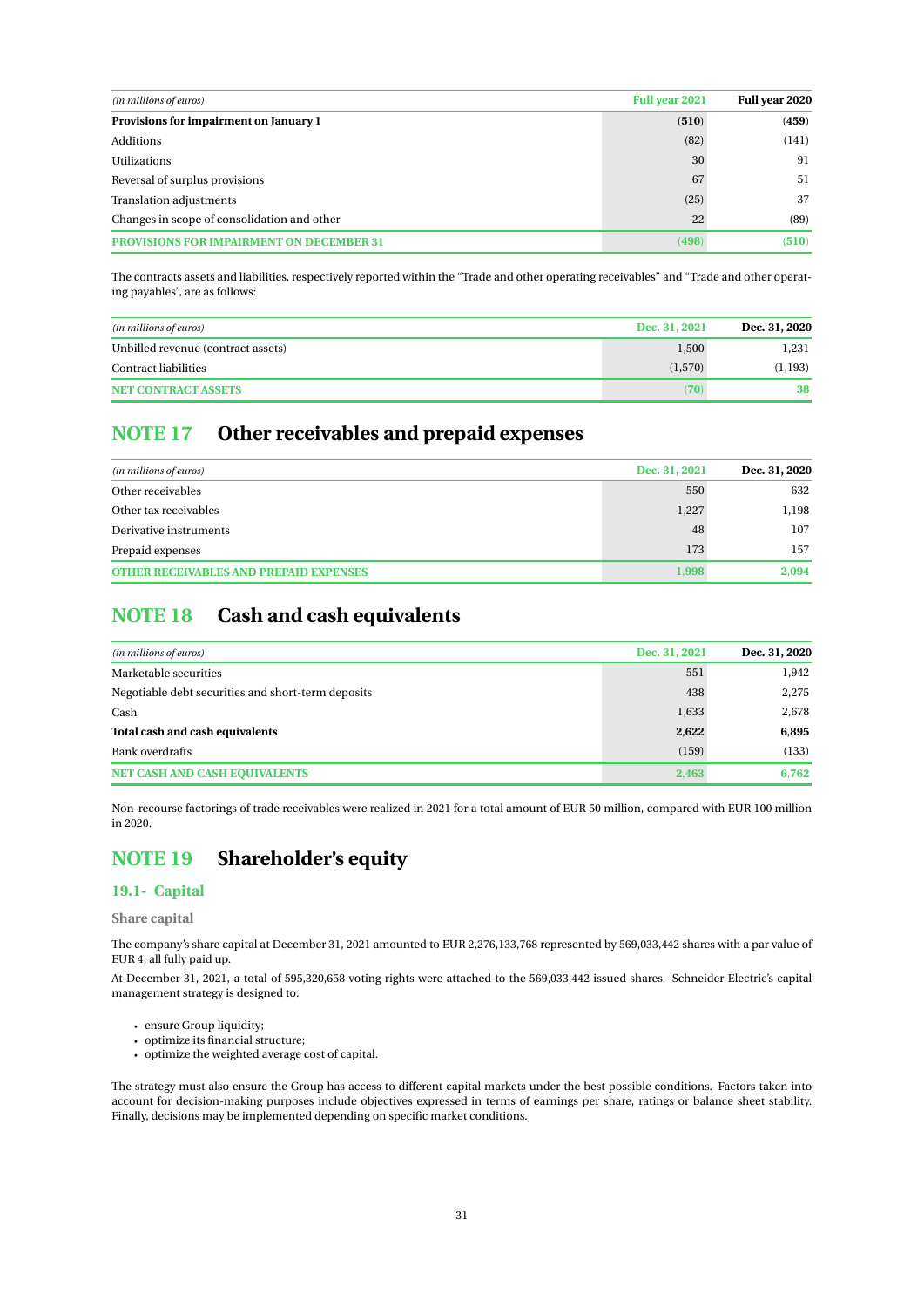| *(in millions of euros)* | Full year 2021 | Full year 2020 |
|---|---|---|
| **Provisions for impairment on January 1** | **(510)** | **(459)** |
| Additions | (82) | (141) |
| Utilizations | 30 | 91 |
| Reversal of surplus provisions | 67 | 51 |
| Translation adjustments | (25) | 37 |
| Changes in scope of consolidation and other | 22 | (89) |
| **PROVISIONS FOR IMPAIRMENT ON DECEMBER 31** | **(498)** | **(510)** |

The contracts assets and liabilities, respectively reported within the "Trade and other operating receivables" and "Trade and other operating payables", are as follows:

| *(in millions of euros)* | Dec. 31, 2021 | Dec. 31, 2020 |
|---|---|---|
| Unbilled revenue (contract assets) | 1,500 | 1,231 |
| Contract liabilities | (1,570) | (1,193) |
| **NET CONTRACT ASSETS** | **(70)** | **38** |

# NOTE 17 Other receivables and prepaid expenses

| *(in millions of euros)* | Dec. 31, 2021 | Dec. 31, 2020 |
|---|---|---|
| Other receivables | 550 | 632 |
| Other tax receivables | 1,227 | 1,198 |
| Derivative instruments | 48 | 107 |
| Prepaid expenses | 173 | 157 |
| **OTHER RECEIVABLES AND PREPAID EXPENSES** | **1,998** | **2,094** |

# NOTE 18 Cash and cash equivalents

| *(in millions of euros)* | Dec. 31, 2021 | Dec. 31, 2020 |
|---|---|---|
| Marketable securities | 551 | 1,942 |
| Negotiable debt securities and short-term deposits | 438 | 2,275 |
| Cash | 1,633 | 2,678 |
| **Total cash and cash equivalents** | **2,622** | **6,895** |
| Bank overdrafts | (159) | (133) |
| **NET CASH AND CASH EQUIVALENTS** | **2,463** | **6,762** |

Non-recourse factorings of trade receivables were realized in 2021 for a total amount of EUR 50 million, compared with EUR 100 million in 2020.

# NOTE 19 Shareholder's equity

## 19.1- Capital

### Share capital

The company's share capital at December 31, 2021 amounted to EUR 2,276,133,768 represented by 569,033,442 shares with a par value of EUR 4, all fully paid up.

At December 31, 2021, a total of 595,320,658 voting rights were attached to the 569,033,442 issued shares. Schneider Electric's capital management strategy is designed to:

- ensure Group liquidity;
- optimize its financial structure;
- optimize the weighted average cost of capital.

The strategy must also ensure the Group has access to different capital markets under the best possible conditions. Factors taken into account for decision-making purposes include objectives expressed in terms of earnings per share, ratings or balance sheet stability. Finally, decisions may be implemented depending on specific market conditions.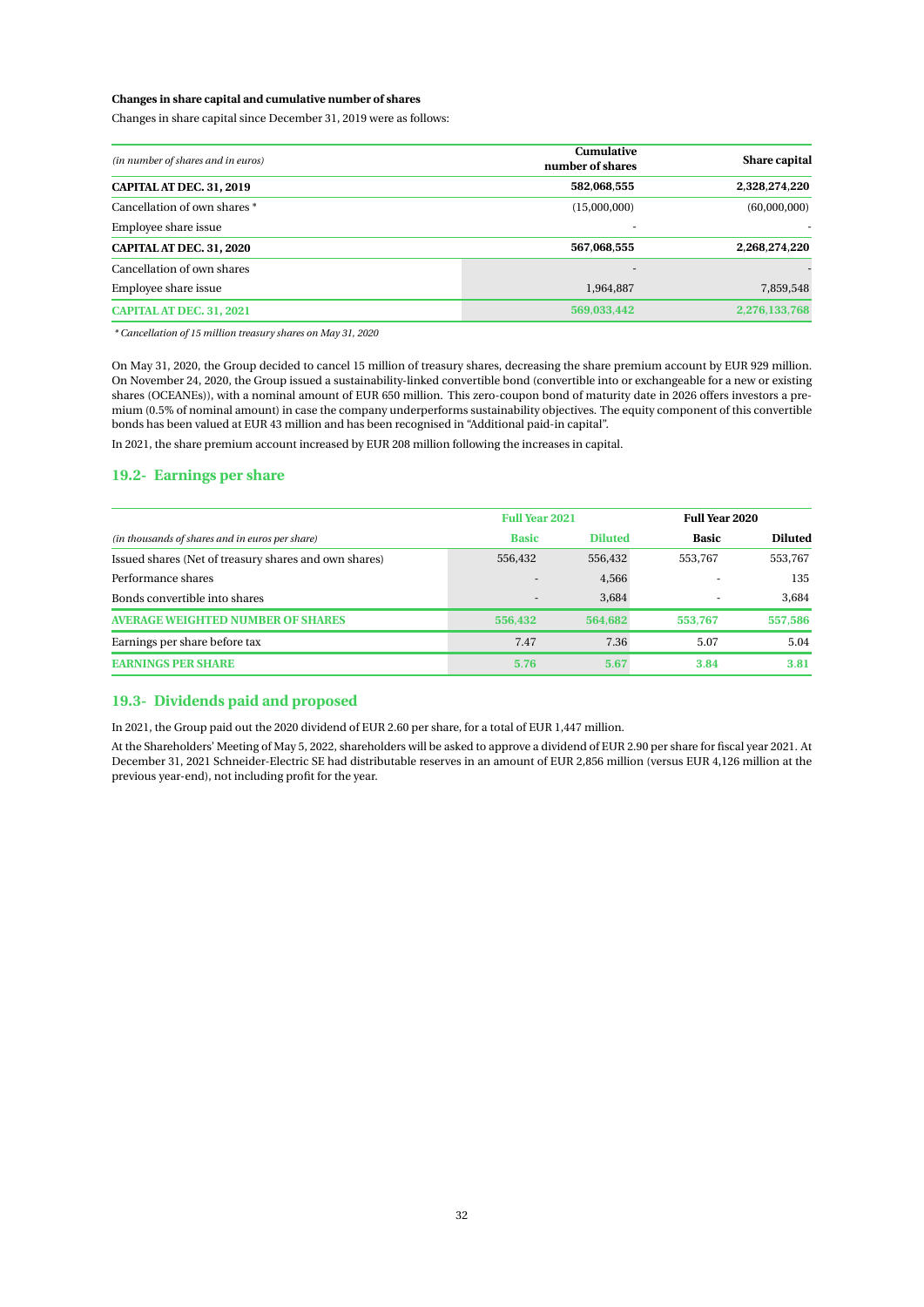**Changes in share capital and cumulative number of shares**

Changes in share capital since December 31, 2019 were as follows:

| *(in number of shares and in euros)* | Cumulative number of shares | Share capital |
|---|---|---|
| **CAPITAL AT DEC. 31, 2019** | **582,068,555** | **2,328,274,220** |
| Cancellation of own shares * | (15,000,000) | (60,000,000) |
| Employee share issue | - | - |
| **CAPITAL AT DEC. 31, 2020** | **567,068,555** | **2,268,274,220** |
| Cancellation of own shares | - | - |
| Employee share issue | 1,964,887 | 7,859,548 |
| **CAPITAL AT DEC. 31, 2021** | **569,033,442** | **2,276,133,768** |

*\* Cancellation of 15 million treasury shares on May 31, 2020*

On May 31, 2020, the Group decided to cancel 15 million of treasury shares, decreasing the share premium account by EUR 929 million. On November 24, 2020, the Group issued a sustainability-linked convertible bond (convertible into or exchangeable for a new or existing shares (OCEANEs)), with a nominal amount of EUR 650 million. This zero-coupon bond of maturity date in 2026 offers investors a premium (0.5% of nominal amount) in case the company underperforms sustainability objectives. The equity component of this convertible bonds has been valued at EUR 43 million and has been recognised in "Additional paid-in capital".

In 2021, the share premium account increased by EUR 208 million following the increases in capital.

## 19.2- Earnings per share

| | Full Year 2021 | | Full Year 2020 | |
|---|---|---|---|---|
| *(in thousands of shares and in euros per share)* | **Basic** | **Diluted** | **Basic** | **Diluted** |
| Issued shares (Net of treasury shares and own shares) | 556,432 | 556,432 | 553,767 | 553,767 |
| Performance shares | - | 4,566 | - | 135 |
| Bonds convertible into shares | - | 3,684 | - | 3,684 |
| **AVERAGE WEIGHTED NUMBER OF SHARES** | **556,432** | **564,682** | **553,767** | **557,586** |
| Earnings per share before tax | 7.47 | 7.36 | 5.07 | 5.04 |
| **EARNINGS PER SHARE** | **5.76** | **5.67** | **3.84** | **3.81** |

## 19.3- Dividends paid and proposed

In 2021, the Group paid out the 2020 dividend of EUR 2.60 per share, for a total of EUR 1,447 million.

At the Shareholders' Meeting of May 5, 2022, shareholders will be asked to approve a dividend of EUR 2.90 per share for fiscal year 2021. At December 31, 2021 Schneider-Electric SE had distributable reserves in an amount of EUR 2,856 million (versus EUR 4,126 million at the previous year-end), not including profit for the year.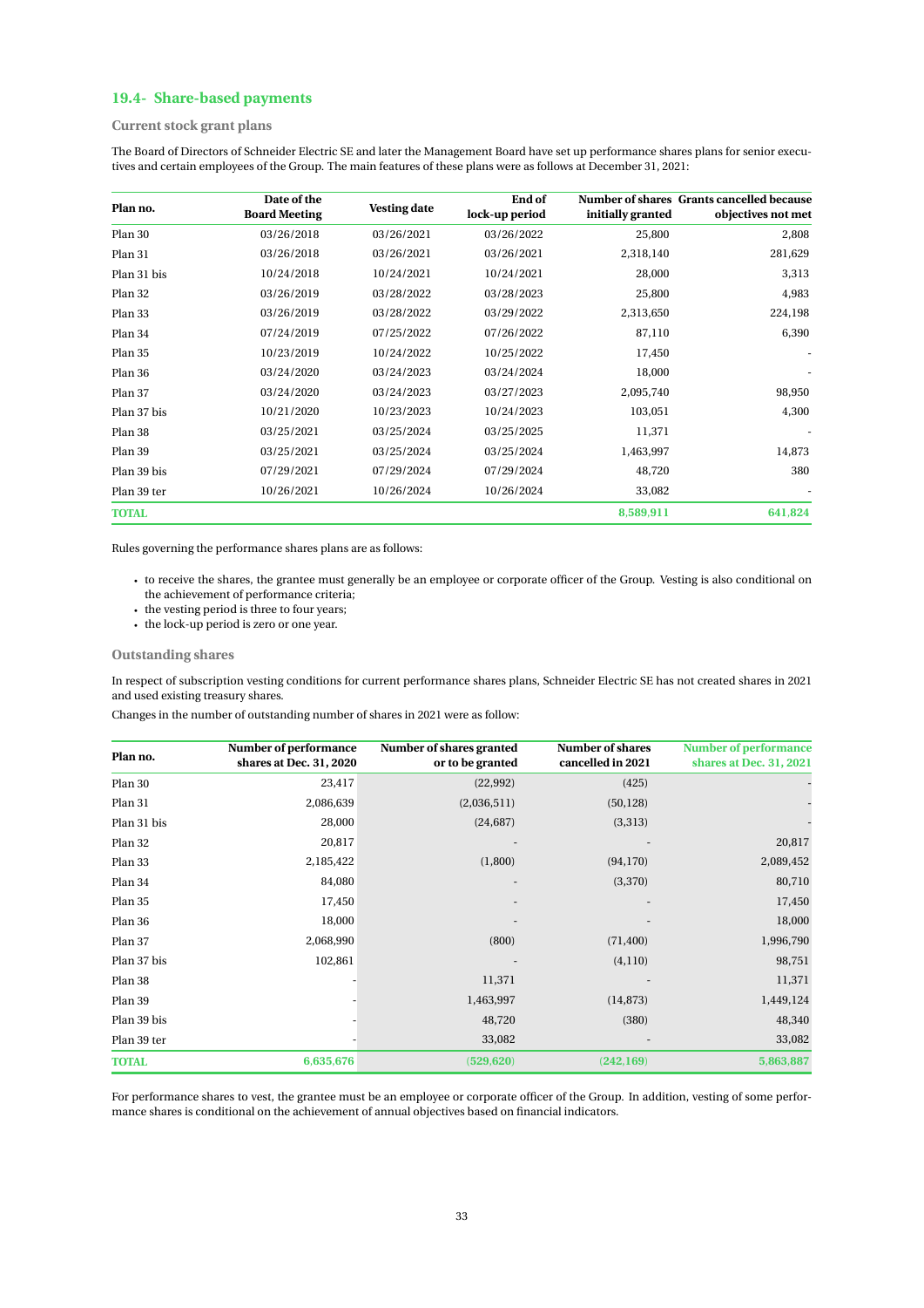## 19.4- Share-based payments

### Current stock grant plans

The Board of Directors of Schneider Electric SE and later the Management Board have set up performance shares plans for senior executives and certain employees of the Group. The main features of these plans were as follows at December 31, 2021:

| Plan no. | Date of the Board Meeting | Vesting date | End of lock-up period | Number of shares initially granted | Grants cancelled because objectives not met |
|---|---|---|---|---|---|
| Plan 30 | 03/26/2018 | 03/26/2021 | 03/26/2022 | 25,800 | 2,808 |
| Plan 31 | 03/26/2018 | 03/26/2021 | 03/26/2021 | 2,318,140 | 281,629 |
| Plan 31 bis | 10/24/2018 | 10/24/2021 | 10/24/2021 | 28,000 | 3,313 |
| Plan 32 | 03/26/2019 | 03/28/2022 | 03/28/2023 | 25,800 | 4,983 |
| Plan 33 | 03/26/2019 | 03/28/2022 | 03/29/2022 | 2,313,650 | 224,198 |
| Plan 34 | 07/24/2019 | 07/25/2022 | 07/26/2022 | 87,110 | 6,390 |
| Plan 35 | 10/23/2019 | 10/24/2022 | 10/25/2022 | 17,450 | - |
| Plan 36 | 03/24/2020 | 03/24/2023 | 03/24/2024 | 18,000 | - |
| Plan 37 | 03/24/2020 | 03/24/2023 | 03/27/2023 | 2,095,740 | 98,950 |
| Plan 37 bis | 10/21/2020 | 10/23/2023 | 10/24/2023 | 103,051 | 4,300 |
| Plan 38 | 03/25/2021 | 03/25/2024 | 03/25/2025 | 11,371 | - |
| Plan 39 | 03/25/2021 | 03/25/2024 | 03/25/2024 | 1,463,997 | 14,873 |
| Plan 39 bis | 07/29/2021 | 07/29/2024 | 07/29/2024 | 48,720 | 380 |
| Plan 39 ter | 10/26/2021 | 10/26/2024 | 10/26/2024 | 33,082 | - |
| **TOTAL** | | | | **8,589,911** | **641,824** |

Rules governing the performance shares plans are as follows:

- to receive the shares, the grantee must generally be an employee or corporate officer of the Group. Vesting is also conditional on the achievement of performance criteria;
- the vesting period is three to four years;
- the lock-up period is zero or one year.

### Outstanding shares

In respect of subscription vesting conditions for current performance shares plans, Schneider Electric SE has not created shares in 2021 and used existing treasury shares.

Changes in the number of outstanding number of shares in 2021 were as follow:

| Plan no. | Number of performance shares at Dec. 31, 2020 | Number of shares granted or to be granted | Number of shares cancelled in 2021 | Number of performance shares at Dec. 31, 2021 |
|---|---|---|---|---|
| Plan 30 | 23,417 | (22,992) | (425) | - |
| Plan 31 | 2,086,639 | (2,036,511) | (50,128) | - |
| Plan 31 bis | 28,000 | (24,687) | (3,313) | - |
| Plan 32 | 20,817 | - | - | 20,817 |
| Plan 33 | 2,185,422 | (1,800) | (94,170) | 2,089,452 |
| Plan 34 | 84,080 | - | (3,370) | 80,710 |
| Plan 35 | 17,450 | - | - | 17,450 |
| Plan 36 | 18,000 | - | - | 18,000 |
| Plan 37 | 2,068,990 | (800) | (71,400) | 1,996,790 |
| Plan 37 bis | 102,861 | - | (4,110) | 98,751 |
| Plan 38 | - | 11,371 | - | 11,371 |
| Plan 39 | - | 1,463,997 | (14,873) | 1,449,124 |
| Plan 39 bis | - | 48,720 | (380) | 48,340 |
| Plan 39 ter | - | 33,082 | - | 33,082 |
| **TOTAL** | **6,635,676** | **(529,620)** | **(242,169)** | **5,863,887** |

For performance shares to vest, the grantee must be an employee or corporate officer of the Group. In addition, vesting of some performance shares is conditional on the achievement of annual objectives based on financial indicators.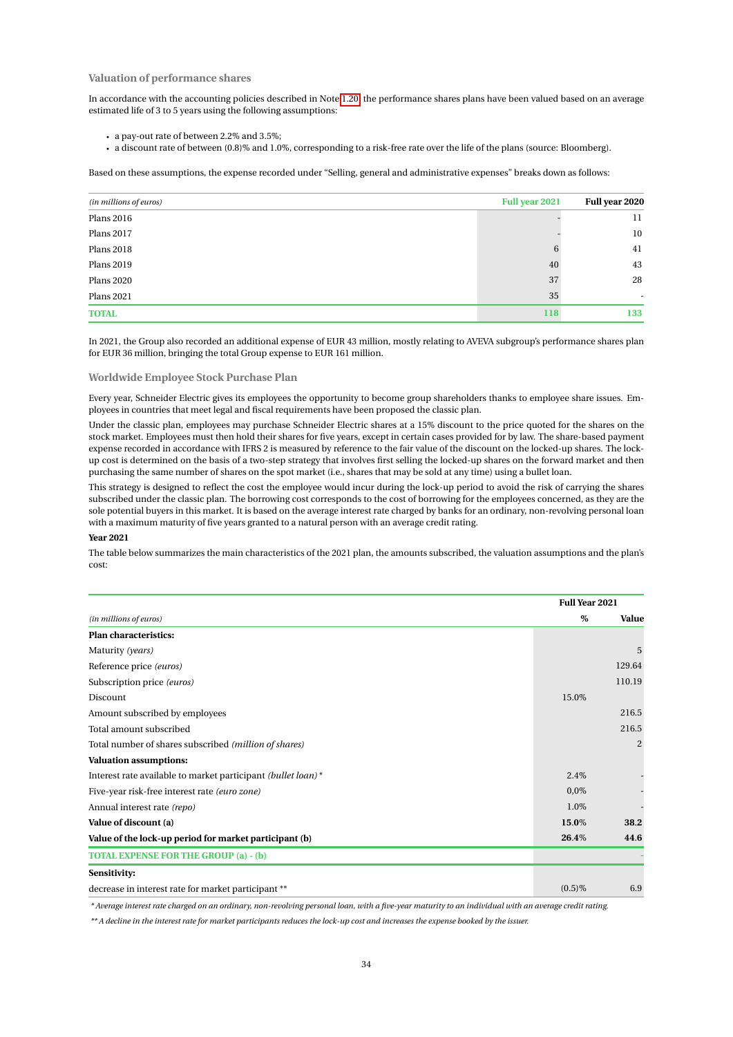### Valuation of performance shares

In accordance with the accounting policies described in Note 1.20, the performance shares plans have been valued based on an average estimated life of 3 to 5 years using the following assumptions:

- a pay-out rate of between 2.2% and 3.5%;
- a discount rate of between (0.8)% and 1.0%, corresponding to a risk-free rate over the life of the plans (source: Bloomberg).

Based on these assumptions, the expense recorded under "Selling, general and administrative expenses" breaks down as follows:

| *(in millions of euros)* | Full year 2021 | Full year 2020 |
|---|---|---|
| Plans 2016 | - | 11 |
| Plans 2017 | - | 10 |
| Plans 2018 | 6 | 41 |
| Plans 2019 | 40 | 43 |
| Plans 2020 | 37 | 28 |
| Plans 2021 | 35 | - |
| **TOTAL** | **118** | **133** |

In 2021, the Group also recorded an additional expense of EUR 43 million, mostly relating to AVEVA subgroup's performance shares plan for EUR 36 million, bringing the total Group expense to EUR 161 million.

### Worldwide Employee Stock Purchase Plan

Every year, Schneider Electric gives its employees the opportunity to become group shareholders thanks to employee share issues. Employees in countries that meet legal and fiscal requirements have been proposed the classic plan.

Under the classic plan, employees may purchase Schneider Electric shares at a 15% discount to the price quoted for the shares on the stock market. Employees must then hold their shares for five years, except in certain cases provided for by law. The share-based payment expense recorded in accordance with IFRS 2 is measured by reference to the fair value of the discount on the locked-up shares. The lock-up cost is determined on the basis of a two-step strategy that involves first selling the locked-up shares on the forward market and then purchasing the same number of shares on the spot market (i.e., shares that may be sold at any time) using a bullet loan.

This strategy is designed to reflect the cost the employee would incur during the lock-up period to avoid the risk of carrying the shares subscribed under the classic plan. The borrowing cost corresponds to the cost of borrowing for the employees concerned, as they are the sole potential buyers in this market. It is based on the average interest rate charged by banks for an ordinary, non-revolving personal loan with a maximum maturity of five years granted to a natural person with an average credit rating.

**Year 2021**

The table below summarizes the main characteristics of the 2021 plan, the amounts subscribed, the valuation assumptions and the plan's cost:

| | Full Year 2021 | |
|---|---|---|
| *(in millions of euros)* | % | Value |
| **Plan characteristics:** | | |
| Maturity *(years)* | | 5 |
| Reference price *(euros)* | | 129.64 |
| Subscription price *(euros)* | | 110.19 |
| Discount | 15.0% | |
| Amount subscribed by employees | | 216.5 |
| Total amount subscribed | | 216.5 |
| Total number of shares subscribed *(million of shares)* | | 2 |
| **Valuation assumptions:** | | |
| Interest rate available to market participant *(bullet loan)* * | 2.4% | - |
| Five-year risk-free interest rate *(euro zone)* | 0,0% | - |
| Annual interest rate *(repo)* | 1.0% | - |
| **Value of discount (a)** | **15.0%** | **38.2** |
| **Value of the lock-up period for market participant (b)** | **26.4%** | **44.6** |
| **TOTAL EXPENSE FOR THE GROUP (a) - (b)** | | - |
| **Sensitivity:** | | |
| decrease in interest rate for market participant ** | (0.5)% | 6.9 |

*\* Average interest rate charged on an ordinary, non-revolving personal loan, with a five-year maturity to an individual with an average credit rating.*

*\*\* A decline in the interest rate for market participants reduces the lock-up cost and increases the expense booked by the issuer.*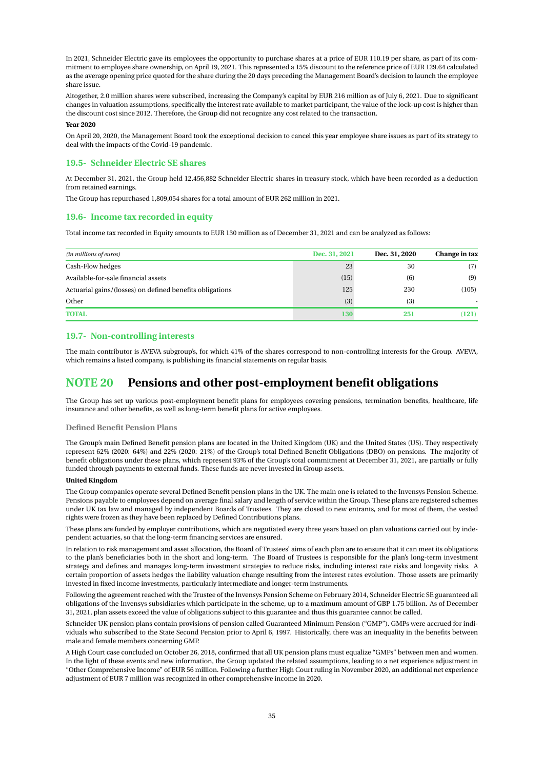In 2021, Schneider Electric gave its employees the opportunity to purchase shares at a price of EUR 110.19 per share, as part of its commitment to employee share ownership, on April 19, 2021. This represented a 15% discount to the reference price of EUR 129.64 calculated as the average opening price quoted for the share during the 20 days preceding the Management Board's decision to launch the employee share issue.

Altogether, 2.0 million shares were subscribed, increasing the Company's capital by EUR 216 million as of July 6, 2021. Due to significant changes in valuation assumptions, specifically the interest rate available to market participant, the value of the lock-up cost is higher than the discount cost since 2012. Therefore, the Group did not recognize any cost related to the transaction.

**Year 2020**

On April 20, 2020, the Management Board took the exceptional decision to cancel this year employee share issues as part of its strategy to deal with the impacts of the Covid-19 pandemic.

### 19.5- Schneider Electric SE shares

At December 31, 2021, the Group held 12,456,882 Schneider Electric shares in treasury stock, which have been recorded as a deduction from retained earnings.

The Group has repurchased 1,809,054 shares for a total amount of EUR 262 million in 2021.

### 19.6- Income tax recorded in equity

Total income tax recorded in Equity amounts to EUR 130 million as of December 31, 2021 and can be analyzed as follows:

| *(in millions of euros)* | Dec. 31, 2021 | Dec. 31, 2020 | Change in tax |
|---|---|---|---|
| Cash-Flow hedges | 23 | 30 | (7) |
| Available-for-sale financial assets | (15) | (6) | (9) |
| Actuarial gains/(losses) on defined benefits obligations | 125 | 230 | (105) |
| Other | (3) | (3) | - |
| **TOTAL** | **130** | **251** | **(121)** |

### 19.7- Non-controlling interests

The main contributor is AVEVA subgroup's, for which 41% of the shares correspond to non-controlling interests for the Group. AVEVA, which remains a listed company, is publishing its financial statements on regular basis.

## NOTE 20 Pensions and other post-employment benefit obligations

The Group has set up various post-employment benefit plans for employees covering pensions, termination benefits, healthcare, life insurance and other benefits, as well as long-term benefit plans for active employees.

#### Defined Benefit Pension Plans

The Group's main Defined Benefit pension plans are located in the United Kingdom (UK) and the United States (US). They respectively represent 62% (2020: 64%) and 22% (2020: 21%) of the Group's total Defined Benefit Obligations (DBO) on pensions. The majority of benefit obligations under these plans, which represent 93% of the Group's total commitment at December 31, 2021, are partially or fully funded through payments to external funds. These funds are never invested in Group assets.

**United Kingdom**

The Group companies operate several Defined Benefit pension plans in the UK. The main one is related to the Invensys Pension Scheme. Pensions payable to employees depend on average final salary and length of service within the Group. These plans are registered schemes under UK tax law and managed by independent Boards of Trustees. They are closed to new entrants, and for most of them, the vested rights were frozen as they have been replaced by Defined Contributions plans.

These plans are funded by employer contributions, which are negotiated every three years based on plan valuations carried out by independent actuaries, so that the long-term financing services are ensured.

In relation to risk management and asset allocation, the Board of Trustees' aims of each plan are to ensure that it can meet its obligations to the plan's beneficiaries both in the short and long-term. The Board of Trustees is responsible for the plan's long-term investment strategy and defines and manages long-term investment strategies to reduce risks, including interest rate risks and longevity risks. A certain proportion of assets hedges the liability valuation change resulting from the interest rates evolution. Those assets are primarily invested in fixed income investments, particularly intermediate and longer-term instruments.

Following the agreement reached with the Trustee of the Invensys Pension Scheme on February 2014, Schneider Electric SE guaranteed all obligations of the Invensys subsidiaries which participate in the scheme, up to a maximum amount of GBP 1.75 billion. As of December 31, 2021, plan assets exceed the value of obligations subject to this guarantee and thus this guarantee cannot be called.

Schneider UK pension plans contain provisions of pension called Guaranteed Minimum Pension ("GMP"). GMPs were accrued for individuals who subscribed to the State Second Pension prior to April 6, 1997. Historically, there was an inequality in the benefits between male and female members concerning GMP.

A High Court case concluded on October 26, 2018, confirmed that all UK pension plans must equalize "GMPs" between men and women. In the light of these events and new information, the Group updated the related assumptions, leading to a net experience adjustment in "Other Comprehensive Income" of EUR 56 million. Following a further High Court ruling in November 2020, an additional net experience adjustment of EUR 7 million was recognized in other comprehensive income in 2020.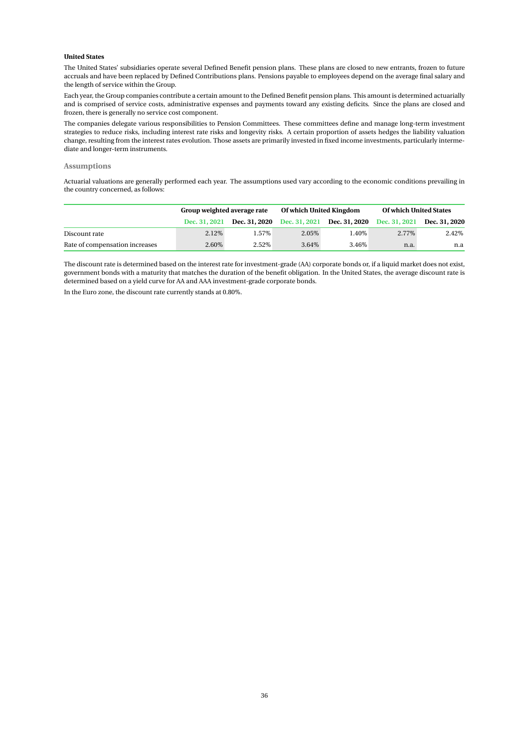**United States**

The United States' subsidiaries operate several Defined Benefit pension plans. These plans are closed to new entrants, frozen to future accruals and have been replaced by Defined Contributions plans. Pensions payable to employees depend on the average final salary and the length of service within the Group.

Each year, the Group companies contribute a certain amount to the Defined Benefit pension plans. This amount is determined actuarially and is comprised of service costs, administrative expenses and payments toward any existing deficits. Since the plans are closed and frozen, there is generally no service cost component.

The companies delegate various responsibilities to Pension Committees. These committees define and manage long-term investment strategies to reduce risks, including interest rate risks and longevity risks. A certain proportion of assets hedges the liability valuation change, resulting from the interest rates evolution. Those assets are primarily invested in fixed income investments, particularly intermediate and longer-term instruments.

## Assumptions

Actuarial valuations are generally performed each year. The assumptions used vary according to the economic conditions prevailing in the country concerned, as follows:

| | Group weighted average rate | | Of which United Kingdom | | Of which United States | |
|---|---|---|---|---|---|---|
| | Dec. 31, 2021 | Dec. 31, 2020 | Dec. 31, 2021 | Dec. 31, 2020 | Dec. 31, 2021 | Dec. 31, 2020 |
| Discount rate | 2.12% | 1.57% | 2.05% | 1.40% | 2.77% | 2.42% |
| Rate of compensation increases | 2.60% | 2.52% | 3.64% | 3.46% | n.a. | n.a |

The discount rate is determined based on the interest rate for investment-grade (AA) corporate bonds or, if a liquid market does not exist, government bonds with a maturity that matches the duration of the benefit obligation. In the United States, the average discount rate is determined based on a yield curve for AA and AAA investment-grade corporate bonds.

In the Euro zone, the discount rate currently stands at 0.80%.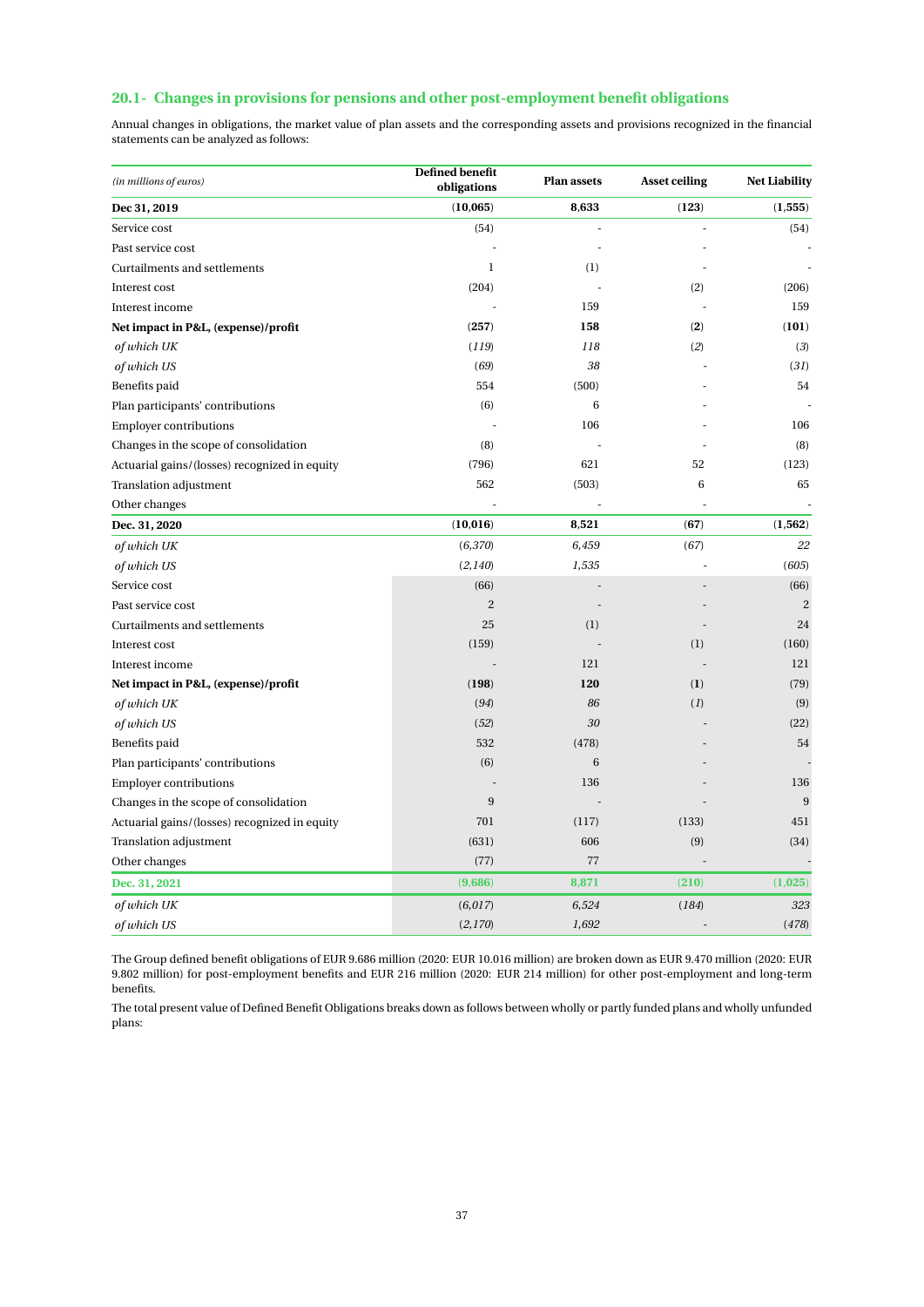## 20.1 - Changes in provisions for pensions and other post-employment benefit obligations

Annual changes in obligations, the market value of plan assets and the corresponding assets and provisions recognized in the financial statements can be analyzed as follows:

| *(in millions of euros)* | Defined benefit obligations | Plan assets | Asset ceiling | Net Liability |
|---|---|---|---|---|
| **Dec 31, 2019** | **(10,065)** | **8,633** | **(123)** | **(1,555)** |
| Service cost | (54) | - | - | (54) |
| Past service cost | - | - | - | - |
| Curtailments and settlements | 1 | (1) | - | - |
| Interest cost | (204) | - | (2) | (206) |
| Interest income | - | 159 | - | 159 |
| **Net impact in P&L, (expense)/profit** | **(257)** | **158** | **(2)** | **(101)** |
| *of which UK* | *(119)* | *118* | *(2)* | *(3)* |
| *of which US* | *(69)* | *38* | - | *(31)* |
| Benefits paid | 554 | (500) | - | 54 |
| Plan participants' contributions | (6) | 6 | - | - |
| Employer contributions | - | 106 | - | 106 |
| Changes in the scope of consolidation | (8) | - | - | (8) |
| Actuarial gains/(losses) recognized in equity | (796) | 621 | 52 | (123) |
| Translation adjustment | 562 | (503) | 6 | 65 |
| Other changes | - | - | - | - |
| **Dec. 31, 2020** | **(10,016)** | **8,521** | **(67)** | **(1,562)** |
| *of which UK* | *(6,370)* | *6,459* | *(67)* | *22* |
| *of which US* | *(2,140)* | *1,535* | - | *(605)* |
| Service cost | (66) | - | - | (66) |
| Past service cost | 2 | - | - | 2 |
| Curtailments and settlements | 25 | (1) | - | 24 |
| Interest cost | (159) | - | (1) | (160) |
| Interest income | - | 121 | - | 121 |
| **Net impact in P&L, (expense)/profit** | **(198)** | **120** | **(1)** | (79) |
| *of which UK* | *(94)* | *86* | *(1)* | (9) |
| *of which US* | *(52)* | *30* | - | (22) |
| Benefits paid | 532 | (478) | - | 54 |
| Plan participants' contributions | (6) | 6 | - | - |
| Employer contributions | - | 136 | - | 136 |
| Changes in the scope of consolidation | 9 | - | - | 9 |
| Actuarial gains/(losses) recognized in equity | 701 | (117) | (133) | 451 |
| Translation adjustment | (631) | 606 | (9) | (34) |
| Other changes | (77) | 77 | - | - |
| **Dec. 31, 2021** | **(9,686)** | **8,871** | **(210)** | **(1,025)** |
| *of which UK* | *(6,017)* | *6,524* | *(184)* | *323* |
| *of which US* | *(2,170)* | *1,692* | - | *(478)* |

The Group defined benefit obligations of EUR 9.686 million (2020: EUR 10.016 million) are broken down as EUR 9.470 million (2020: EUR 9.802 million) for post-employment benefits and EUR 216 million (2020: EUR 214 million) for other post-employment and long-term benefits.

The total present value of Defined Benefit Obligations breaks down as follows between wholly or partly funded plans and wholly unfunded plans: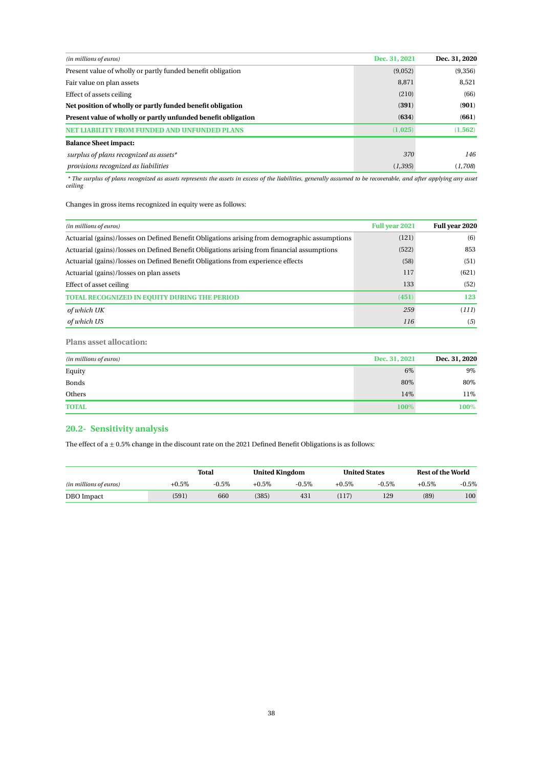| *(in millions of euros)* | Dec. 31, 2021 | Dec. 31, 2020 |
|---|---|---|
| Present value of wholly or partly funded benefit obligation | (9,052) | (9,356) |
| Fair value on plan assets | 8,871 | 8,521 |
| Effect of assets ceiling | (210) | (66) |
| **Net position of wholly or partly funded benefit obligation** | **(391)** | **(901)** |
| **Present value of wholly or partly unfunded benefit obligation** | **(634)** | **(661)** |
| **NET LIABILITY FROM FUNDED AND UNFUNDED PLANS** | **(1,025)** | **(1,562)** |
| **Balance Sheet impact:** | | |
| *surplus of plans recognized as assets** | *370* | *146* |
| *provisions recognized as liabilities* | *(1,395)* | *(1,708)* |

*\* The surplus of plans recognized as assets represents the assets in excess of the liabilities, generally assumed to be recoverable, and after applying any asset ceiling*

Changes in gross items recognized in equity were as follows:

| *(in millions of euros)* | Full year 2021 | Full year 2020 |
|---|---|---|
| Actuarial (gains)/losses on Defined Benefit Obligations arising from demographic assumptions | (121) | (6) |
| Actuarial (gains)/losses on Defined Benefit Obligations arising from financial assumptions | (522) | 853 |
| Actuarial (gains)/losses on Defined Benefit Obligations from experience effects | (58) | (51) |
| Actuarial (gains)/losses on plan assets | 117 | (621) |
| Effect of asset ceiling | 133 | (52) |
| **TOTAL RECOGNIZED IN EQUITY DURING THE PERIOD** | **(451)** | **123** |
| *of which UK* | *259* | *(111)* |
| *of which US* | *116* | *(5)* |

**Plans asset allocation:**

| *(in millions of euros)* | Dec. 31, 2021 | Dec. 31, 2020 |
|---|---|---|
| Equity | 6% | 9% |
| Bonds | 80% | 80% |
| Others | 14% | 11% |
| **TOTAL** | **100%** | **100%** |

## 20.2- Sensitivity analysis

The effect of a ± 0.5% change in the discount rate on the 2021 Defined Benefit Obligations is as follows:

| | Total | | United Kingdom | | United States | | Rest of the World | |
|---|---|---|---|---|---|---|---|---|
| *(in millions of euros)* | +0.5% | -0.5% | +0.5% | -0.5% | +0.5% | -0.5% | +0.5% | -0.5% |
| DBO Impact | (591) | 660 | (385) | 431 | (117) | 129 | (89) | 100 |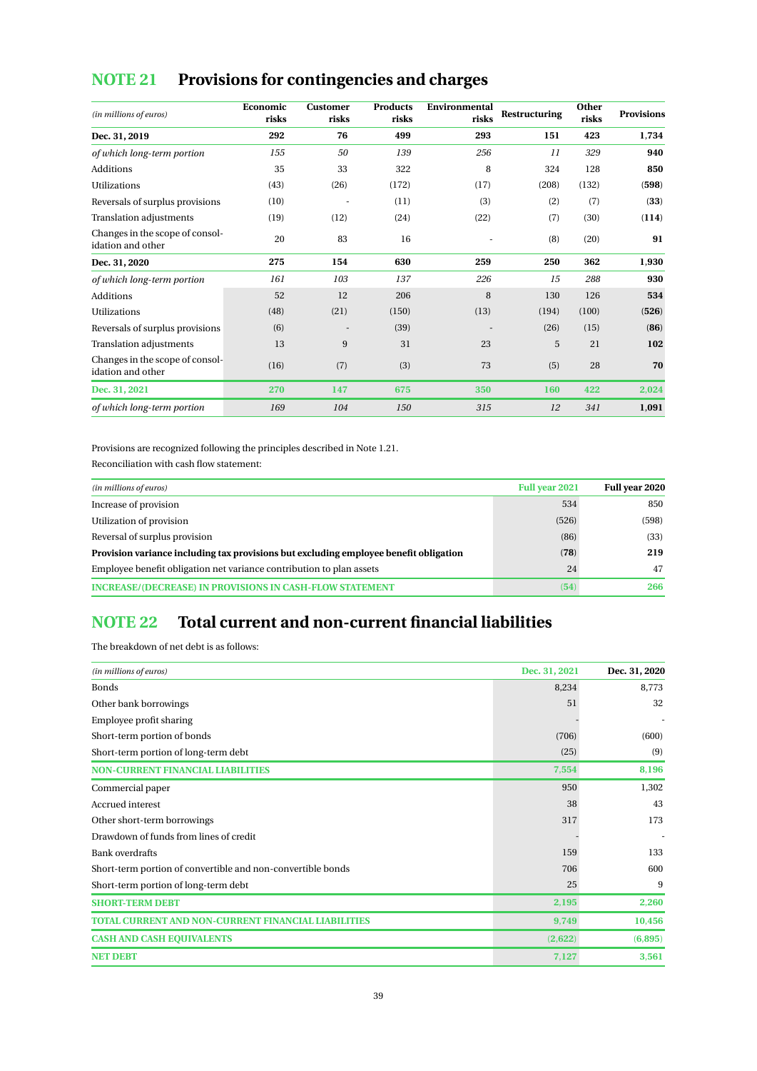## NOTE 21 Provisions for contingencies and charges

| *(in millions of euros)* | Economic risks | Customer risks | Products risks | Environmental risks | Restructuring | Other risks | Provisions |
|---|---|---|---|---|---|---|---|
| **Dec. 31, 2019** | **292** | **76** | **499** | **293** | **151** | **423** | **1,734** |
| *of which long-term portion* | *155* | *50* | *139* | *256* | *11* | *329* | **940** |
| Additions | 35 | 33 | 322 | 8 | 324 | 128 | **850** |
| Utilizations | (43) | (26) | (172) | (17) | (208) | (132) | **(598)** |
| Reversals of surplus provisions | (10) | - | (11) | (3) | (2) | (7) | **(33)** |
| Translation adjustments | (19) | (12) | (24) | (22) | (7) | (30) | **(114)** |
| Changes in the scope of consolidation and other | 20 | 83 | 16 | - | (8) | (20) | **91** |
| **Dec. 31, 2020** | **275** | **154** | **630** | **259** | **250** | **362** | **1,930** |
| *of which long-term portion* | *161* | *103* | *137* | *226* | *15* | *288* | **930** |
| Additions | 52 | 12 | 206 | 8 | 130 | 126 | **534** |
| Utilizations | (48) | (21) | (150) | (13) | (194) | (100) | **(526)** |
| Reversals of surplus provisions | (6) | - | (39) | - | (26) | (15) | **(86)** |
| Translation adjustments | 13 | 9 | 31 | 23 | 5 | 21 | **102** |
| Changes in the scope of consolidation and other | (16) | (7) | (3) | 73 | (5) | 28 | **70** |
| **Dec. 31, 2021** | **270** | **147** | **675** | **350** | **160** | **422** | **2,024** |
| *of which long-term portion* | *169* | *104* | *150* | *315* | *12* | *341* | **1,091** |

Provisions are recognized following the principles described in Note 1.21.

Reconciliation with cash flow statement:

| *(in millions of euros)* | Full year 2021 | Full year 2020 |
|---|---|---|
| Increase of provision | 534 | 850 |
| Utilization of provision | (526) | (598) |
| Reversal of surplus provision | (86) | (33) |
| **Provision variance including tax provisions but excluding employee benefit obligation** | **(78)** | **219** |
| Employee benefit obligation net variance contribution to plan assets | 24 | 47 |
| **INCREASE/(DECREASE) IN PROVISIONS IN CASH-FLOW STATEMENT** | **(54)** | **266** |

## NOTE 22 Total current and non-current financial liabilities

The breakdown of net debt is as follows:

| *(in millions of euros)* | Dec. 31, 2021 | Dec. 31, 2020 |
|---|---|---|
| Bonds | 8,234 | 8,773 |
| Other bank borrowings | 51 | 32 |
| Employee profit sharing | - | - |
| Short-term portion of bonds | (706) | (600) |
| Short-term portion of long-term debt | (25) | (9) |
| **NON-CURRENT FINANCIAL LIABILITIES** | **7,554** | **8,196** |
| Commercial paper | 950 | 1,302 |
| Accrued interest | 38 | 43 |
| Other short-term borrowings | 317 | 173 |
| Drawdown of funds from lines of credit | - | - |
| Bank overdrafts | 159 | 133 |
| Short-term portion of convertible and non-convertible bonds | 706 | 600 |
| Short-term portion of long-term debt | 25 | 9 |
| **SHORT-TERM DEBT** | **2,195** | **2,260** |
| **TOTAL CURRENT AND NON-CURRENT FINANCIAL LIABILITIES** | **9,749** | **10,456** |
| **CASH AND CASH EQUIVALENTS** | **(2,622)** | **(6,895)** |
| **NET DEBT** | **7,127** | **3,561** |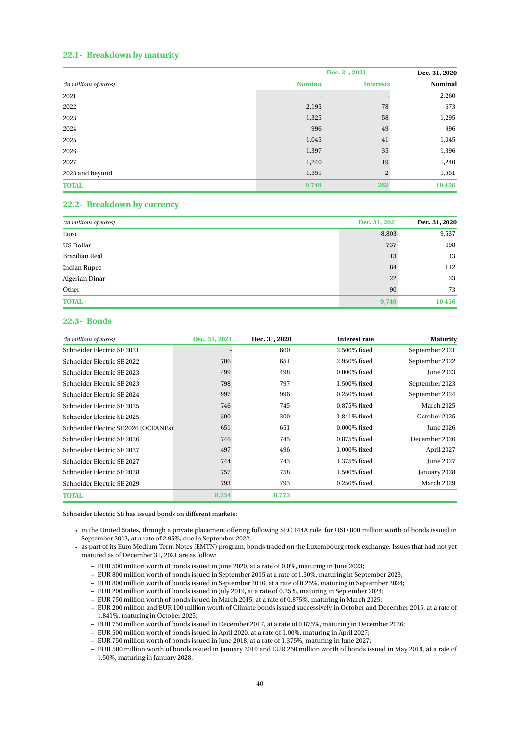### 22.1- Breakdown by maturity

| *(in millions of euros)* | Dec. 31, 2021 | | Dec. 31, 2020 |
|---|---|---|---|
| | Nominal | Interests | Nominal |
| 2021 | - | - | 2,260 |
| 2022 | 2,195 | 78 | 673 |
| 2023 | 1,325 | 58 | 1,295 |
| 2024 | 996 | 49 | 996 |
| 2025 | 1,045 | 41 | 1,045 |
| 2026 | 1,397 | 35 | 1,396 |
| 2027 | 1,240 | 19 | 1,240 |
| 2028 and beyond | 1,551 | 2 | 1,551 |
| **TOTAL** | **9,749** | **282** | **10,456** |

### 22.2- Breakdown by currency

| *(in millions of euros)* | Dec. 31, 2021 | Dec. 31, 2020 |
|---|---|---|
| Euro | 8,803 | 9,537 |
| US Dollar | 737 | 698 |
| Brazilian Real | 13 | 13 |
| Indian Rupee | 84 | 112 |
| Algerian Dinar | 22 | 23 |
| Other | 90 | 73 |
| **TOTAL** | **9,749** | **10,456** |

### 22.3- Bonds

| *(in millions of euros)* | Dec. 31, 2021 | Dec. 31, 2020 | Interest rate | Maturity |
|---|---|---|---|---|
| Schneider Electric SE 2021 | - | 600 | 2.500% fixed | September 2021 |
| Schneider Electric SE 2022 | 706 | 651 | 2.950% fixed | September 2022 |
| Schneider Electric SE 2023 | 499 | 498 | 0.000% fixed | June 2023 |
| Schneider Electric SE 2023 | 798 | 797 | 1.500% fixed | September 2023 |
| Schneider Electric SE 2024 | 997 | 996 | 0.250% fixed | September 2024 |
| Schneider Electric SE 2025 | 746 | 745 | 0.875% fixed | March 2025 |
| Schneider Electric SE 2025 | 300 | 300 | 1.841% fixed | October 2025 |
| Schneider Electric SE 2026 (OCEANEs) | 651 | 651 | 0.000% fixed | June 2026 |
| Schneider Electric SE 2026 | 746 | 745 | 0.875% fixed | December 2026 |
| Schneider Electric SE 2027 | 497 | 496 | 1.000% fixed | April 2027 |
| Schneider Electric SE 2027 | 744 | 743 | 1.375% fixed | June 2027 |
| Schneider Electric SE 2028 | 757 | 758 | 1.500% fixed | January 2028 |
| Schneider Electric SE 2029 | 793 | 793 | 0.250% fixed | March 2029 |
| **TOTAL** | **8,234** | **8,773** | | |

Schneider Electric SE has issued bonds on different markets:

- in the United States, through a private placement offering following SEC 144A rule, for USD 800 million worth of bonds issued in September 2012, at a rate of 2.95%, due in September 2022;
- as part of its Euro Medium Term Notes (EMTN) program, bonds traded on the Luxembourg stock exchange. Issues that had not yet matured as of December 31, 2021 are as follow:
  - EUR 500 million worth of bonds issued in June 2020, at a rate of 0.0%, maturing in June 2023;
  - EUR 800 million worth of bonds issued in September 2015 at a rate of 1.50%, maturing in September 2023;
  - EUR 800 million worth of bonds issued in September 2016, at a rate of 0.25%, maturing in September 2024;
  - EUR 200 million worth of bonds issued in July 2019, at a rate of 0.25%, maturing in September 2024;
  - EUR 750 million worth of bonds issued in March 2015, at a rate of 0.875%, maturing in March 2025;
  - EUR 200 million and EUR 100 million worth of Climate bonds issued successively in October and December 2015, at a rate of 1.841%, maturing in October 2025;
  - EUR 750 million worth of bonds issued in December 2017, at a rate of 0.875%, maturing in December 2026;
  - EUR 500 million worth of bonds issued in April 2020, at a rate of 1.00%, maturing in April 2027;
  - EUR 750 million worth of bonds issued in June 2018, at a rate of 1.375%, maturing in June 2027;
  - EUR 500 million worth of bonds issued in January 2019 and EUR 250 million worth of bonds issued in May 2019, at a rate of 1.50%, maturing in January 2028;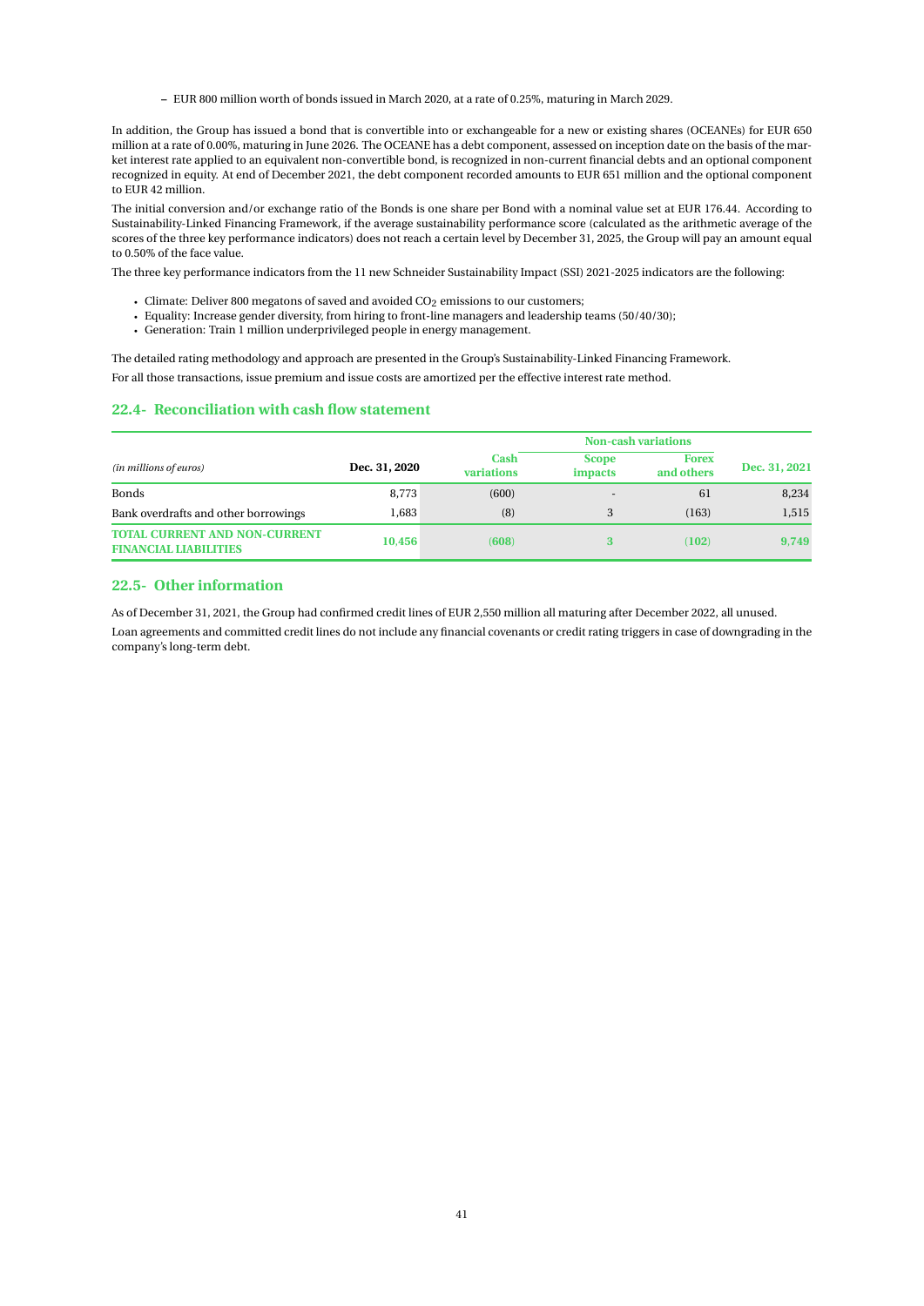- EUR 800 million worth of bonds issued in March 2020, at a rate of 0.25%, maturing in March 2029.

In addition, the Group has issued a bond that is convertible into or exchangeable for a new or existing shares (OCEANEs) for EUR 650 million at a rate of 0.00%, maturing in June 2026. The OCEANE has a debt component, assessed on inception date on the basis of the market interest rate applied to an equivalent non-convertible bond, is recognized in non-current financial debts and an optional component recognized in equity. At end of December 2021, the debt component recorded amounts to EUR 651 million and the optional component to EUR 42 million.

The initial conversion and/or exchange ratio of the Bonds is one share per Bond with a nominal value set at EUR 176.44. According to Sustainability-Linked Financing Framework, if the average sustainability performance score (calculated as the arithmetic average of the scores of the three key performance indicators) does not reach a certain level by December 31, 2025, the Group will pay an amount equal to 0.50% of the face value.

The three key performance indicators from the 11 new Schneider Sustainability Impact (SSI) 2021-2025 indicators are the following:

- Climate: Deliver 800 megatons of saved and avoided $CO_2$ emissions to our customers;
- Equality: Increase gender diversity, from hiring to front-line managers and leadership teams (50/40/30);
- Generation: Train 1 million underprivileged people in energy management.

The detailed rating methodology and approach are presented in the Group's Sustainability-Linked Financing Framework.

For all those transactions, issue premium and issue costs are amortized per the effective interest rate method.

## 22.4- Reconciliation with cash flow statement

| *(in millions of euros)* | Dec. 31, 2020 | Cash variations | Non-cash variations | | Dec. 31, 2021 |
|---|---|---|---|---|---|
| | | | Scope impacts | Forex and others | |
| Bonds | 8,773 | (600) | - | 61 | 8,234 |
| Bank overdrafts and other borrowings | 1,683 | (8) | 3 | (163) | 1,515 |
| **TOTAL CURRENT AND NON-CURRENT FINANCIAL LIABILITIES** | **10,456** | **(608)** | **3** | **(102)** | **9,749** |

## 22.5- Other information

As of December 31, 2021, the Group had confirmed credit lines of EUR 2,550 million all maturing after December 2022, all unused.

Loan agreements and committed credit lines do not include any financial covenants or credit rating triggers in case of downgrading in the company's long-term debt.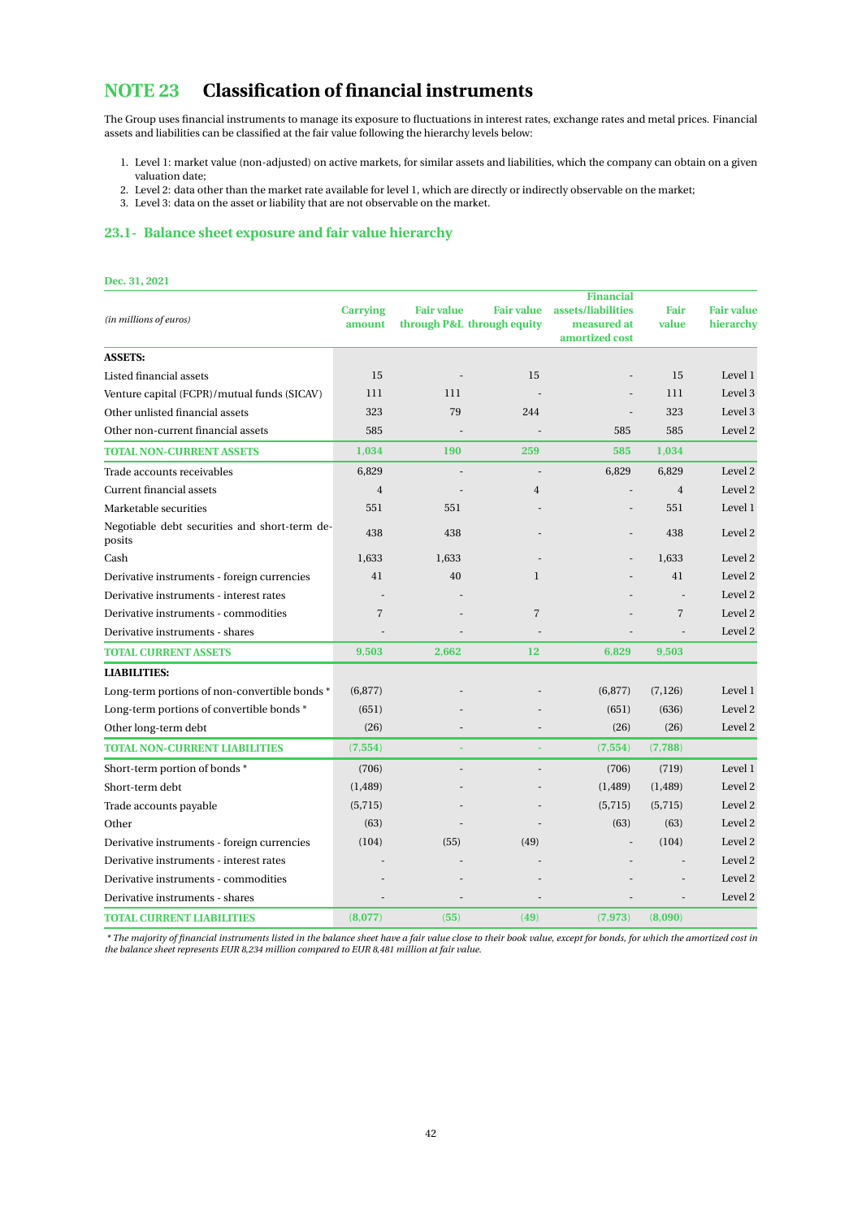# NOTE 23 Classification of financial instruments

The Group uses financial instruments to manage its exposure to fluctuations in interest rates, exchange rates and metal prices. Financial assets and liabilities can be classified at the fair value following the hierarchy levels below:

1. Level 1: market value (non-adjusted) on active markets, for similar assets and liabilities, which the company can obtain on a given valuation date;
2. Level 2: data other than the market rate available for level 1, which are directly or indirectly observable on the market;
3. Level 3: data on the asset or liability that are not observable on the market.

## 23.1- Balance sheet exposure and fair value hierarchy

**Dec. 31, 2021**

| *(in millions of euros)* | Carrying amount | Fair value through P&L | Fair value through equity | Financial assets/liabilities measured at amortized cost | Fair value | Fair value hierarchy |
|---|---|---|---|---|---|---|
| **ASSETS:** | | | | | | |
| Listed financial assets | 15 | - | 15 | - | 15 | Level 1 |
| Venture capital (FCPR)/mutual funds (SICAV) | 111 | 111 | - | - | 111 | Level 3 |
| Other unlisted financial assets | 323 | 79 | 244 | - | 323 | Level 3 |
| Other non-current financial assets | 585 | - | - | 585 | 585 | Level 2 |
| **TOTAL NON-CURRENT ASSETS** | **1,034** | **190** | **259** | **585** | **1,034** | |
| Trade accounts receivables | 6,829 | - | - | 6,829 | 6,829 | Level 2 |
| Current financial assets | 4 | - | 4 | - | 4 | Level 2 |
| Marketable securities | 551 | 551 | - | - | 551 | Level 1 |
| Negotiable debt securities and short-term deposits | 438 | 438 | - | - | 438 | Level 2 |
| Cash | 1,633 | 1,633 | - | - | 1,633 | Level 2 |
| Derivative instruments - foreign currencies | 41 | 40 | 1 | - | 41 | Level 2 |
| Derivative instruments - interest rates | - | - | | - | - | Level 2 |
| Derivative instruments - commodities | 7 | - | 7 | - | 7 | Level 2 |
| Derivative instruments - shares | - | - | - | - | - | Level 2 |
| **TOTAL CURRENT ASSETS** | **9,503** | **2,662** | **12** | **6,829** | **9,503** | |
| **LIABILITIES:** | | | | | | |
| Long-term portions of non-convertible bonds * | (6,877) | - | - | (6,877) | (7,126) | Level 1 |
| Long-term portions of convertible bonds * | (651) | - | - | (651) | (636) | Level 2 |
| Other long-term debt | (26) | - | - | (26) | (26) | Level 2 |
| **TOTAL NON-CURRENT LIABILITIES** | **(7,554)** | **-** | **-** | **(7,554)** | **(7,788)** | |
| Short-term portion of bonds * | (706) | - | - | (706) | (719) | Level 1 |
| Short-term debt | (1,489) | - | - | (1,489) | (1,489) | Level 2 |
| Trade accounts payable | (5,715) | - | - | (5,715) | (5,715) | Level 2 |
| Other | (63) | - | - | (63) | (63) | Level 2 |
| Derivative instruments - foreign currencies | (104) | (55) | (49) | - | (104) | Level 2 |
| Derivative instruments - interest rates | - | - | - | - | - | Level 2 |
| Derivative instruments - commodities | - | - | - | - | - | Level 2 |
| Derivative instruments - shares | - | - | - | - | - | Level 2 |
| **TOTAL CURRENT LIABILITIES** | **(8,077)** | **(55)** | **(49)** | **(7,973)** | **(8,090)** | |

*\* The majority of financial instruments listed in the balance sheet have a fair value close to their book value, except for bonds, for which the amortized cost in the balance sheet represents EUR 8,234 million compared to EUR 8,481 million at fair value.*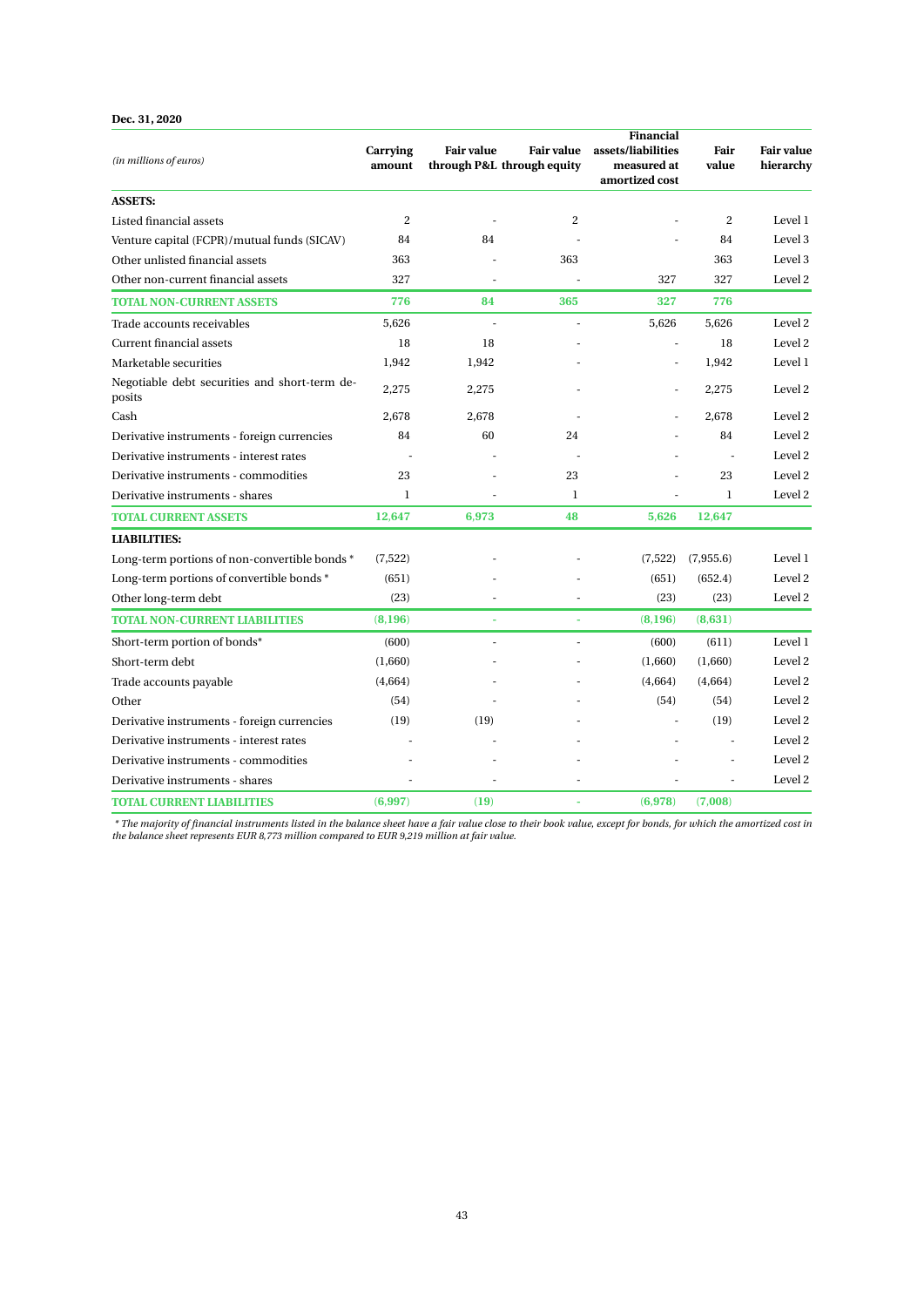**Dec. 31, 2020**

| *(in millions of euros)* | Carrying amount | Fair value through P&L | Fair value through equity | Financial assets/liabilities measured at amortized cost | Fair value | Fair value hierarchy |
|---|---|---|---|---|---|---|
| **ASSETS:** | | | | | | |
| Listed financial assets | 2 | - | 2 | - | 2 | Level 1 |
| Venture capital (FCPR)/mutual funds (SICAV) | 84 | 84 | - | - | 84 | Level 3 |
| Other unlisted financial assets | 363 | - | 363 | | 363 | Level 3 |
| Other non-current financial assets | 327 | - | - | 327 | 327 | Level 2 |
| **TOTAL NON-CURRENT ASSETS** | **776** | **84** | **365** | **327** | **776** | |
| Trade accounts receivables | 5,626 | - | - | 5,626 | 5,626 | Level 2 |
| Current financial assets | 18 | 18 | - | - | 18 | Level 2 |
| Marketable securities | 1,942 | 1,942 | - | - | 1,942 | Level 1 |
| Negotiable debt securities and short-term deposits | 2,275 | 2,275 | - | - | 2,275 | Level 2 |
| Cash | 2,678 | 2,678 | - | - | 2,678 | Level 2 |
| Derivative instruments - foreign currencies | 84 | 60 | 24 | - | 84 | Level 2 |
| Derivative instruments - interest rates | - | - | - | - | - | Level 2 |
| Derivative instruments - commodities | 23 | - | 23 | - | 23 | Level 2 |
| Derivative instruments - shares | 1 | - | 1 | - | 1 | Level 2 |
| **TOTAL CURRENT ASSETS** | **12,647** | **6,973** | **48** | **5,626** | **12,647** | |
| **LIABILITIES:** | | | | | | |
| Long-term portions of non-convertible bonds * | (7,522) | - | - | (7,522) | (7,955.6) | Level 1 |
| Long-term portions of convertible bonds * | (651) | - | - | (651) | (652.4) | Level 2 |
| Other long-term debt | (23) | - | - | (23) | (23) | Level 2 |
| **TOTAL NON-CURRENT LIABILITIES** | **(8,196)** | - | - | **(8,196)** | **(8,631)** | |
| Short-term portion of bonds* | (600) | - | - | (600) | (611) | Level 1 |
| Short-term debt | (1,660) | - | - | (1,660) | (1,660) | Level 2 |
| Trade accounts payable | (4,664) | - | - | (4,664) | (4,664) | Level 2 |
| Other | (54) | - | - | (54) | (54) | Level 2 |
| Derivative instruments - foreign currencies | (19) | (19) | - | - | (19) | Level 2 |
| Derivative instruments - interest rates | - | - | - | - | - | Level 2 |
| Derivative instruments - commodities | - | - | - | - | - | Level 2 |
| Derivative instruments - shares | - | - | - | - | - | Level 2 |
| **TOTAL CURRENT LIABILITIES** | **(6,997)** | **(19)** | - | **(6,978)** | **(7,008)** | |

*\* The majority of financial instruments listed in the balance sheet have a fair value close to their book value, except for bonds, for which the amortized cost in the balance sheet represents EUR 8,773 million compared to EUR 9,219 million at fair value.*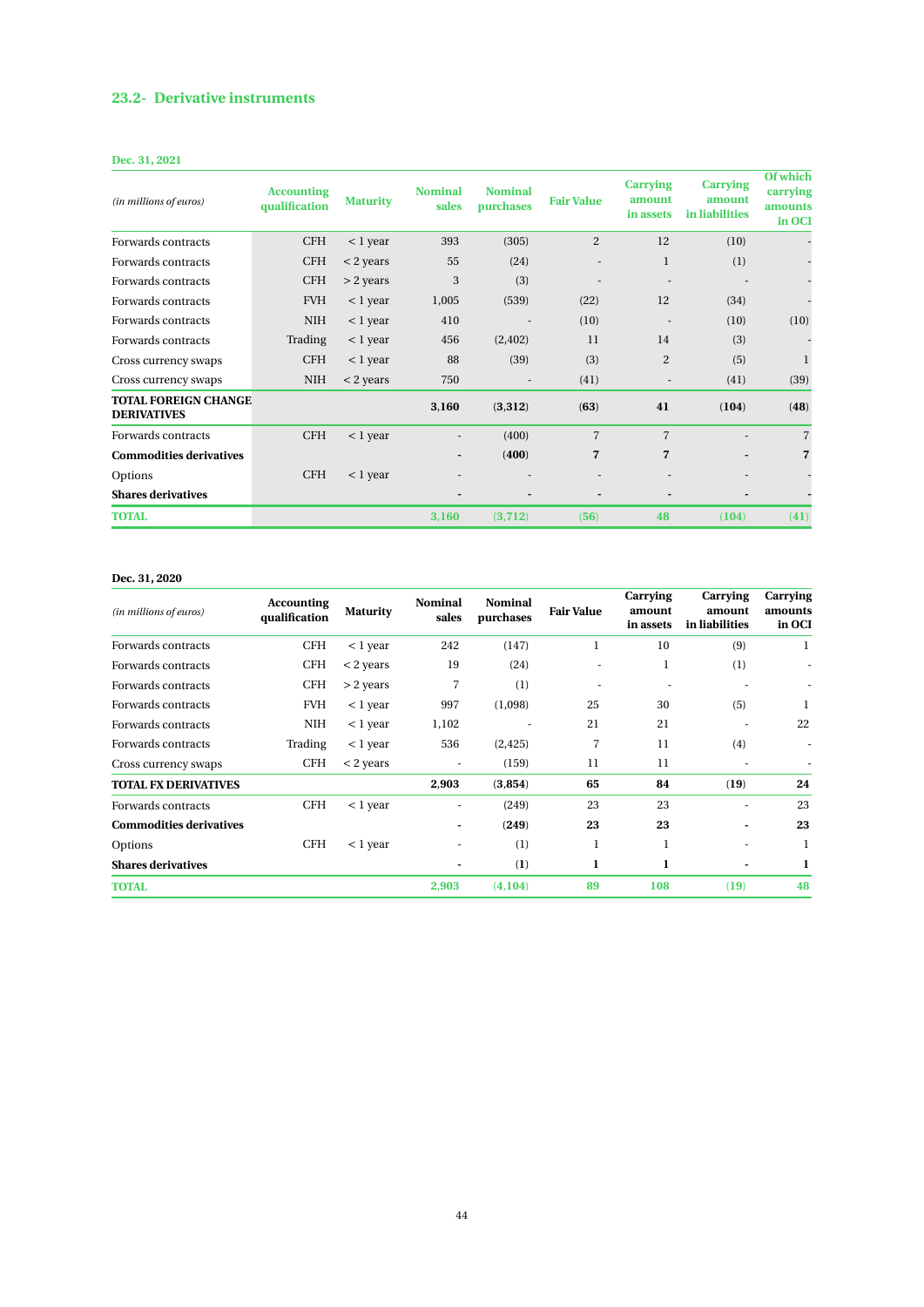## 23.2- Derivative instruments

**Dec. 31, 2021**

| *(in millions of euros)* | Accounting qualification | Maturity | Nominal sales | Nominal purchases | Fair Value | Carrying amount in assets | Carrying amount in liabilities | Of which carrying amounts in OCI |
|---|---|---|---|---|---|---|---|---|
| Forwards contracts | CFH | < 1 year | 393 | (305) | 2 | 12 | (10) | - |
| Forwards contracts | CFH | < 2 years | 55 | (24) | - | 1 | (1) | - |
| Forwards contracts | CFH | > 2 years | 3 | (3) | - | - | - | - |
| Forwards contracts | FVH | < 1 year | 1,005 | (539) | (22) | 12 | (34) | - |
| Forwards contracts | NIH | < 1 year | 410 | - | (10) | - | (10) | (10) |
| Forwards contracts | Trading | < 1 year | 456 | (2,402) | 11 | 14 | (3) | - |
| Cross currency swaps | CFH | < 1 year | 88 | (39) | (3) | 2 | (5) | 1 |
| Cross currency swaps | NIH | < 2 years | 750 | - | (41) | - | (41) | (39) |
| **TOTAL FOREIGN CHANGE DERIVATIVES** | | | **3,160** | **(3,312)** | **(63)** | **41** | **(104)** | **(48)** |
| Forwards contracts | CFH | < 1 year | - | (400) | 7 | 7 | - | 7 |
| **Commodities derivatives** | | | **-** | **(400)** | **7** | **7** | **-** | **7** |
| Options | CFH | < 1 year | - | - | - | - | - | - |
| **Shares derivatives** | | | **-** | **-** | **-** | **-** | **-** | **-** |
| **TOTAL** | | | **3,160** | **(3,712)** | **(56)** | **48** | **(104)** | **(41)** |

**Dec. 31, 2020**

| *(in millions of euros)* | Accounting qualification | Maturity | Nominal sales | Nominal purchases | Fair Value | Carrying amount in assets | Carrying amount in liabilities | Carrying amounts in OCI |
|---|---|---|---|---|---|---|---|---|
| Forwards contracts | CFH | < 1 year | 242 | (147) | 1 | 10 | (9) | 1 |
| Forwards contracts | CFH | < 2 years | 19 | (24) | - | 1 | (1) | - |
| Forwards contracts | CFH | > 2 years | 7 | (1) | - | - | - | - |
| Forwards contracts | FVH | < 1 year | 997 | (1,098) | 25 | 30 | (5) | 1 |
| Forwards contracts | NIH | < 1 year | 1,102 | - | 21 | 21 | - | 22 |
| Forwards contracts | Trading | < 1 year | 536 | (2,425) | 7 | 11 | (4) | - |
| Cross currency swaps | CFH | < 2 years | - | (159) | 11 | 11 | - | - |
| **TOTAL FX DERIVATIVES** | | | **2,903** | **(3,854)** | **65** | **84** | **(19)** | **24** |
| Forwards contracts | CFH | < 1 year | - | (249) | 23 | 23 | - | 23 |
| **Commodities derivatives** | | | **-** | **(249)** | **23** | **23** | **-** | **23** |
| Options | CFH | < 1 year | - | (1) | 1 | 1 | - | 1 |
| **Shares derivatives** | | | **-** | **(1)** | **1** | **1** | **-** | **1** |
| **TOTAL** | | | **2,903** | **(4,104)** | **89** | **108** | **(19)** | **48** |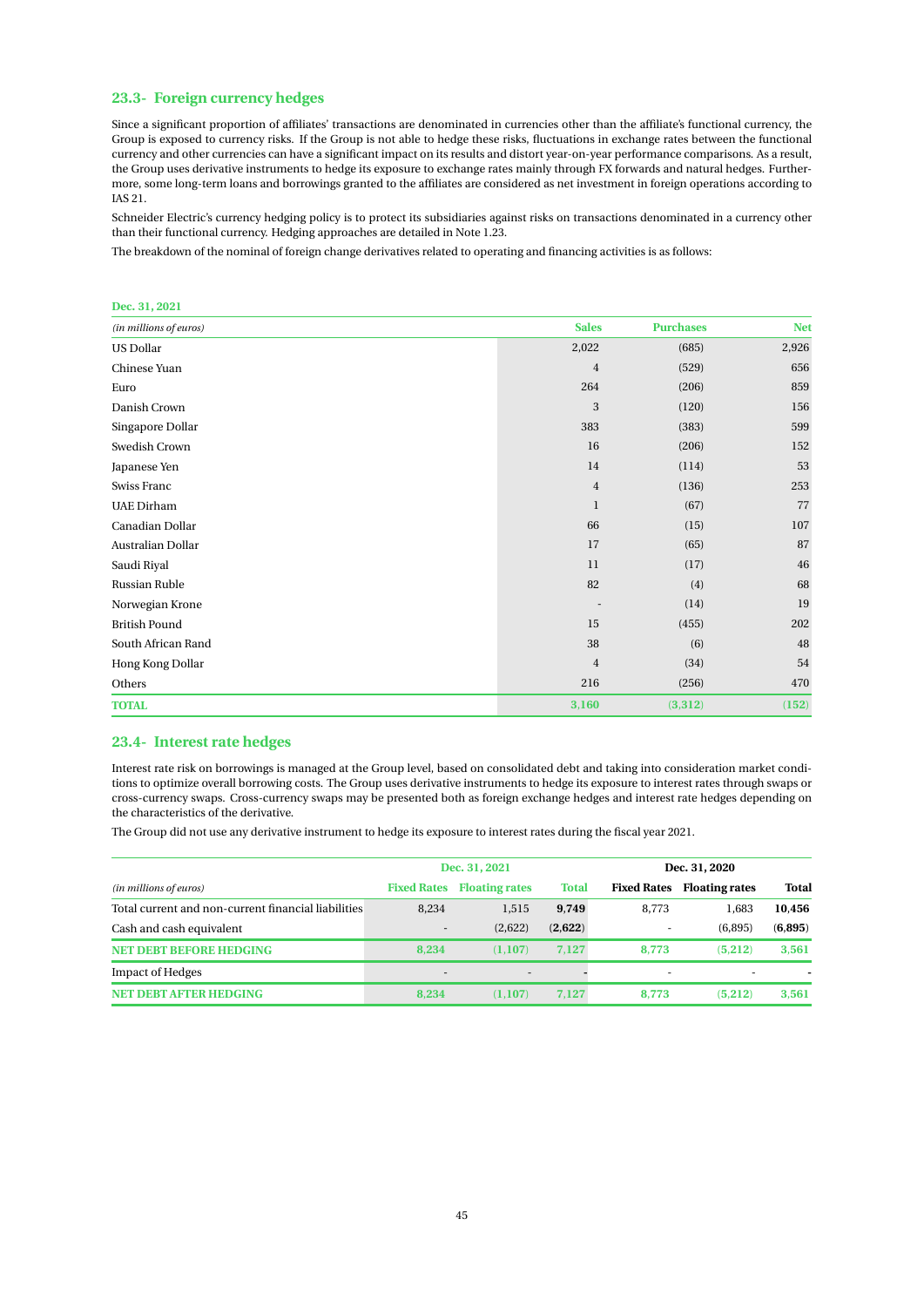## 23.3- Foreign currency hedges

Since a significant proportion of affiliates' transactions are denominated in currencies other than the affiliate's functional currency, the Group is exposed to currency risks. If the Group is not able to hedge these risks, fluctuations in exchange rates between the functional currency and other currencies can have a significant impact on its results and distort year-on-year performance comparisons. As a result, the Group uses derivative instruments to hedge its exposure to exchange rates mainly through FX forwards and natural hedges. Furthermore, some long-term loans and borrowings granted to the affiliates are considered as net investment in foreign operations according to IAS 21.

Schneider Electric's currency hedging policy is to protect its subsidiaries against risks on transactions denominated in a currency other than their functional currency. Hedging approaches are detailed in Note 1.23.

The breakdown of the nominal of foreign change derivatives related to operating and financing activities is as follows:

**Dec. 31, 2021**

| *(in millions of euros)* | Sales | Purchases | Net |
|---|---|---|---|
| US Dollar | 2,022 | (685) | 2,926 |
| Chinese Yuan | 4 | (529) | 656 |
| Euro | 264 | (206) | 859 |
| Danish Crown | 3 | (120) | 156 |
| Singapore Dollar | 383 | (383) | 599 |
| Swedish Crown | 16 | (206) | 152 |
| Japanese Yen | 14 | (114) | 53 |
| Swiss Franc | 4 | (136) | 253 |
| UAE Dirham | 1 | (67) | 77 |
| Canadian Dollar | 66 | (15) | 107 |
| Australian Dollar | 17 | (65) | 87 |
| Saudi Riyal | 11 | (17) | 46 |
| Russian Ruble | 82 | (4) | 68 |
| Norwegian Krone | - | (14) | 19 |
| British Pound | 15 | (455) | 202 |
| South African Rand | 38 | (6) | 48 |
| Hong Kong Dollar | 4 | (34) | 54 |
| Others | 216 | (256) | 470 |
| **TOTAL** | **3,160** | **(3,312)** | **(152)** |

## 23.4- Interest rate hedges

Interest rate risk on borrowings is managed at the Group level, based on consolidated debt and taking into consideration market conditions to optimize overall borrowing costs. The Group uses derivative instruments to hedge its exposure to interest rates through swaps or cross-currency swaps. Cross-currency swaps may be presented both as foreign exchange hedges and interest rate hedges depending on the characteristics of the derivative.

The Group did not use any derivative instrument to hedge its exposure to interest rates during the fiscal year 2021.

| | Dec. 31, 2021 | | | Dec. 31, 2020 | | |
|---|---|---|---|---|---|---|
| *(in millions of euros)* | Fixed Rates | Floating rates | Total | Fixed Rates | Floating rates | Total |
| Total current and non-current financial liabilities | 8,234 | 1,515 | **9,749** | 8,773 | 1,683 | **10,456** |
| Cash and cash equivalent | - | (2,622) | **(2,622)** | - | (6,895) | **(6,895)** |
| **NET DEBT BEFORE HEDGING** | **8,234** | **(1,107)** | **7,127** | **8,773** | **(5,212)** | **3,561** |
| Impact of Hedges | - | - | **-** | - | - | **-** |
| **NET DEBT AFTER HEDGING** | **8,234** | **(1,107)** | **7,127** | **8,773** | **(5,212)** | **3,561** |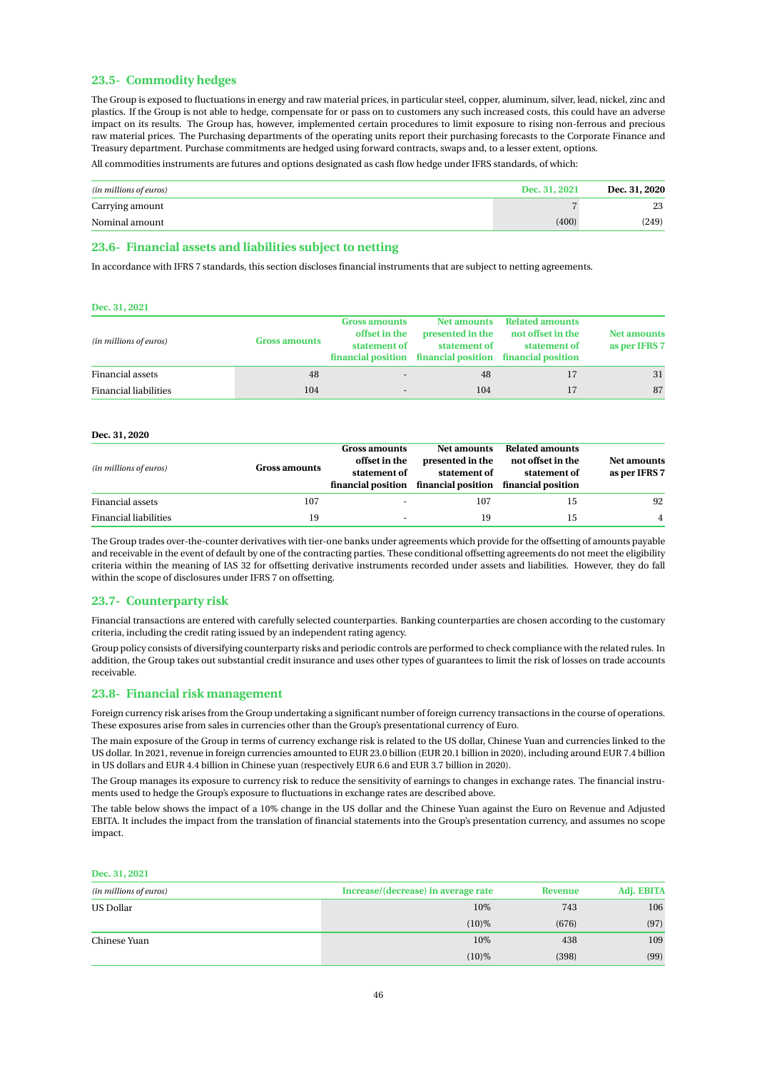### 23.5- Commodity hedges

The Group is exposed to fluctuations in energy and raw material prices, in particular steel, copper, aluminum, silver, lead, nickel, zinc and plastics. If the Group is not able to hedge, compensate for or pass on to customers any such increased costs, this could have an adverse impact on its results. The Group has, however, implemented certain procedures to limit exposure to rising non-ferrous and precious raw material prices. The Purchasing departments of the operating units report their purchasing forecasts to the Corporate Finance and Treasury department. Purchase commitments are hedged using forward contracts, swaps and, to a lesser extent, options.

All commodities instruments are futures and options designated as cash flow hedge under IFRS standards, of which:

| *(in millions of euros)* | Dec. 31, 2021 | Dec. 31, 2020 |
|---|---|---|
| Carrying amount | 7 | 23 |
| Nominal amount | (400) | (249) |

### 23.6- Financial assets and liabilities subject to netting

In accordance with IFRS 7 standards, this section discloses financial instruments that are subject to netting agreements.

**Dec. 31, 2021**

| *(in millions of euros)* | Gross amounts | Gross amounts offset in the statement of financial position | Net amounts presented in the statement of financial position | Related amounts not offset in the statement of financial position | Net amounts as per IFRS 7 |
|---|---|---|---|---|---|
| Financial assets | 48 | - | 48 | 17 | 31 |
| Financial liabilities | 104 | - | 104 | 17 | 87 |

**Dec. 31, 2020**

| *(in millions of euros)* | Gross amounts | Gross amounts offset in the statement of financial position | Net amounts presented in the statement of financial position | Related amounts not offset in the statement of financial position | Net amounts as per IFRS 7 |
|---|---|---|---|---|---|
| Financial assets | 107 | - | 107 | 15 | 92 |
| Financial liabilities | 19 | - | 19 | 15 | 4 |

The Group trades over-the-counter derivatives with tier-one banks under agreements which provide for the offsetting of amounts payable and receivable in the event of default by one of the contracting parties. These conditional offsetting agreements do not meet the eligibility criteria within the meaning of IAS 32 for offsetting derivative instruments recorded under assets and liabilities. However, they do fall within the scope of disclosures under IFRS 7 on offsetting.

### 23.7- Counterparty risk

Financial transactions are entered with carefully selected counterparties. Banking counterparties are chosen according to the customary criteria, including the credit rating issued by an independent rating agency.

Group policy consists of diversifying counterparty risks and periodic controls are performed to check compliance with the related rules. In addition, the Group takes out substantial credit insurance and uses other types of guarantees to limit the risk of losses on trade accounts receivable.

### 23.8- Financial risk management

Foreign currency risk arises from the Group undertaking a significant number of foreign currency transactions in the course of operations. These exposures arise from sales in currencies other than the Group's presentational currency of Euro.

The main exposure of the Group in terms of currency exchange risk is related to the US dollar, Chinese Yuan and currencies linked to the US dollar. In 2021, revenue in foreign currencies amounted to EUR 23.0 billion (EUR 20.1 billion in 2020), including around EUR 7.4 billion in US dollars and EUR 4.4 billion in Chinese yuan (respectively EUR 6.6 and EUR 3.7 billion in 2020).

The Group manages its exposure to currency risk to reduce the sensitivity of earnings to changes in exchange rates. The financial instruments used to hedge the Group's exposure to fluctuations in exchange rates are described above.

The table below shows the impact of a 10% change in the US dollar and the Chinese Yuan against the Euro on Revenue and Adjusted EBITA. It includes the impact from the translation of financial statements into the Group's presentation currency, and assumes no scope impact.

**Dec. 31, 2021**

| *(in millions of euros)* | Increase/(decrease) in average rate | Revenue | Adj. EBITA |
|---|---|---|---|
| US Dollar | 10% | 743 | 106 |
| | (10)% | (676) | (97) |
| Chinese Yuan | 10% | 438 | 109 |
| | (10)% | (398) | (99) |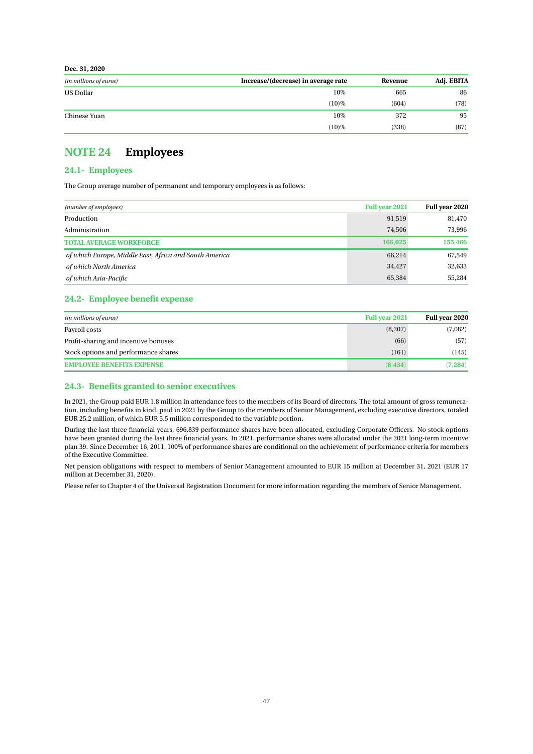**Dec. 31, 2020**

| *(in millions of euros)* | Increase/(decrease) in average rate | Revenue | Adj. EBITA |
|---|---|---|---|
| US Dollar | 10% | 665 | 86 |
| | (10)% | (604) | (78) |
| Chinese Yuan | 10% | 372 | 95 |
| | (10)% | (338) | (87) |

# NOTE 24 Employees

## 24.1- Employees

The Group average number of permanent and temporary employees is as follows:

| *(number of employees)* | Full year 2021 | Full year 2020 |
|---|---|---|
| Production | 91,519 | 81,470 |
| Administration | 74,506 | 73,996 |
| **TOTAL AVERAGE WORKFORCE** | **166,025** | **155,466** |
| *of which Europe, Middle East, Africa and South America* | 66,214 | 67,549 |
| *of which North America* | 34,427 | 32,633 |
| *of which Asia-Pacific* | 65,384 | 55,284 |

## 24.2- Employee benefit expense

| *(in millions of euros)* | Full year 2021 | Full year 2020 |
|---|---|---|
| Payroll costs | (8,207) | (7,082) |
| Profit-sharing and incentive bonuses | (66) | (57) |
| Stock options and performance shares | (161) | (145) |
| **EMPLOYEE BENEFITS EXPENSE** | **(8,434)** | **(7,284)** |

## 24.3- Benefits granted to senior executives

In 2021, the Group paid EUR 1.8 million in attendance fees to the members of its Board of directors. The total amount of gross remuneration, including benefits in kind, paid in 2021 by the Group to the members of Senior Management, excluding executive directors, totaled EUR 25.2 million, of which EUR 5.5 million corresponded to the variable portion.

During the last three financial years, 696,839 performance shares have been allocated, excluding Corporate Officers. No stock options have been granted during the last three financial years. In 2021, performance shares were allocated under the 2021 long-term incentive plan 39. Since December 16, 2011, 100% of performance shares are conditional on the achievement of performance criteria for members of the Executive Committee.

Net pension obligations with respect to members of Senior Management amounted to EUR 15 million at December 31, 2021 (EUR 17 million at December 31, 2020).

Please refer to Chapter 4 of the Universal Registration Document for more information regarding the members of Senior Management.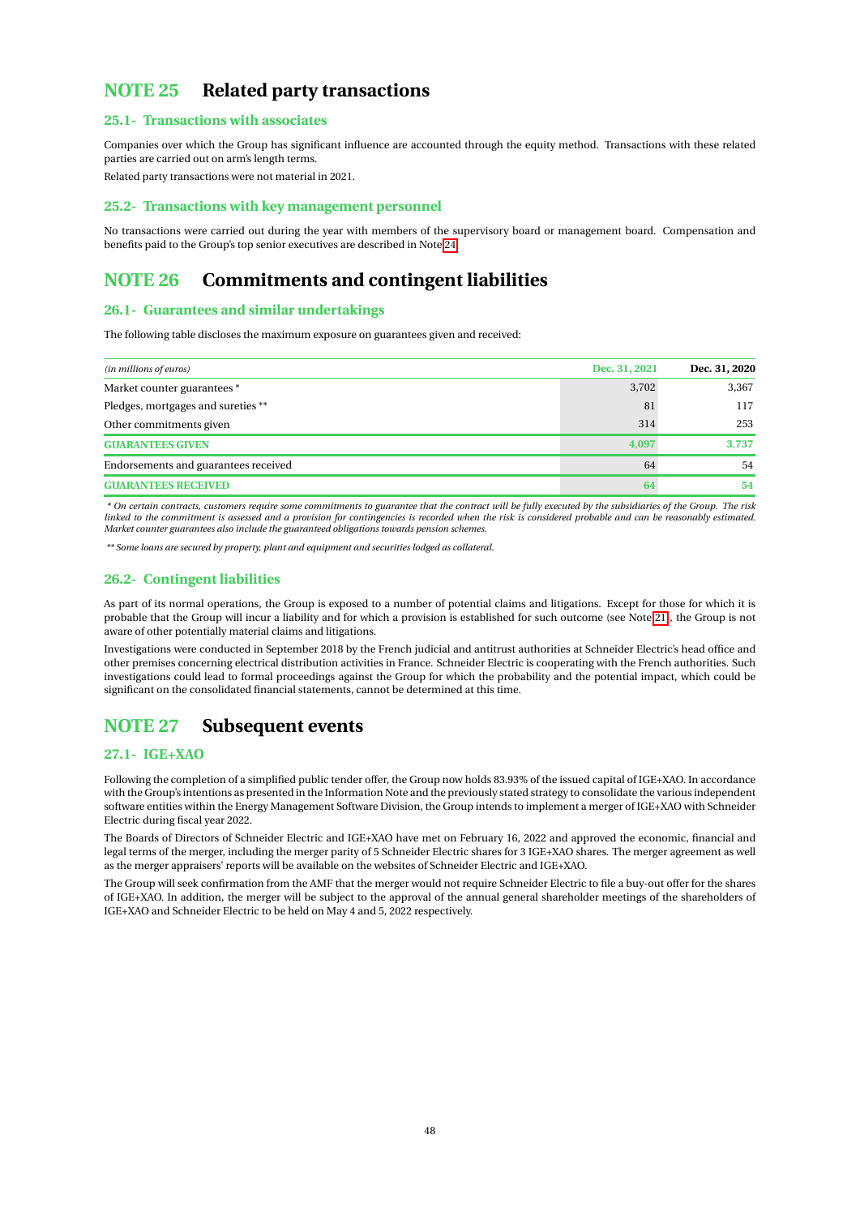# NOTE 25 Related party transactions

## 25.1 - Transactions with associates

Companies over which the Group has significant influence are accounted through the equity method. Transactions with these related parties are carried out on arm's length terms.

Related party transactions were not material in 2021.

## 25.2 - Transactions with key management personnel

No transactions were carried out during the year with members of the supervisory board or management board. Compensation and benefits paid to the Group's top senior executives are described in Note 24.

# NOTE 26 Commitments and contingent liabilities

## 26.1 - Guarantees and similar undertakings

The following table discloses the maximum exposure on guarantees given and received:

| *(in millions of euros)* | Dec. 31, 2021 | Dec. 31, 2020 |
|---|---|---|
| Market counter guarantees * | 3,702 | 3,367 |
| Pledges, mortgages and sureties ** | 81 | 117 |
| Other commitments given | 314 | 253 |
| **GUARANTEES GIVEN** | **4,097** | **3,737** |
| Endorsements and guarantees received | 64 | 54 |
| **GUARANTEES RECEIVED** | **64** | **54** |

*\* On certain contracts, customers require some commitments to guarantee that the contract will be fully executed by the subsidiaries of the Group. The risk linked to the commitment is assessed and a provision for contingencies is recorded when the risk is considered probable and can be reasonably estimated. Market counter guarantees also include the guaranteed obligations towards pension schemes.*

*\*\* Some loans are secured by property, plant and equipment and securities lodged as collateral.*

## 26.2 - Contingent liabilities

As part of its normal operations, the Group is exposed to a number of potential claims and litigations. Except for those for which it is probable that the Group will incur a liability and for which a provision is established for such outcome (see Note 21), the Group is not aware of other potentially material claims and litigations.

Investigations were conducted in September 2018 by the French judicial and antitrust authorities at Schneider Electric's head office and other premises concerning electrical distribution activities in France. Schneider Electric is cooperating with the French authorities. Such investigations could lead to formal proceedings against the Group for which the probability and the potential impact, which could be significant on the consolidated financial statements, cannot be determined at this time.

# NOTE 27 Subsequent events

## 27.1 - IGE+XAO

Following the completion of a simplified public tender offer, the Group now holds 83.93% of the issued capital of IGE+XAO. In accordance with the Group's intentions as presented in the Information Note and the previously stated strategy to consolidate the various independent software entities within the Energy Management Software Division, the Group intends to implement a merger of IGE+XAO with Schneider Electric during fiscal year 2022.

The Boards of Directors of Schneider Electric and IGE+XAO have met on February 16, 2022 and approved the economic, financial and legal terms of the merger, including the merger parity of 5 Schneider Electric shares for 3 IGE+XAO shares. The merger agreement as well as the merger appraisers' reports will be available on the websites of Schneider Electric and IGE+XAO.

The Group will seek confirmation from the AMF that the merger would not require Schneider Electric to file a buy-out offer for the shares of IGE+XAO. In addition, the merger will be subject to the approval of the annual general shareholder meetings of the shareholders of IGE+XAO and Schneider Electric to be held on May 4 and 5, 2022 respectively.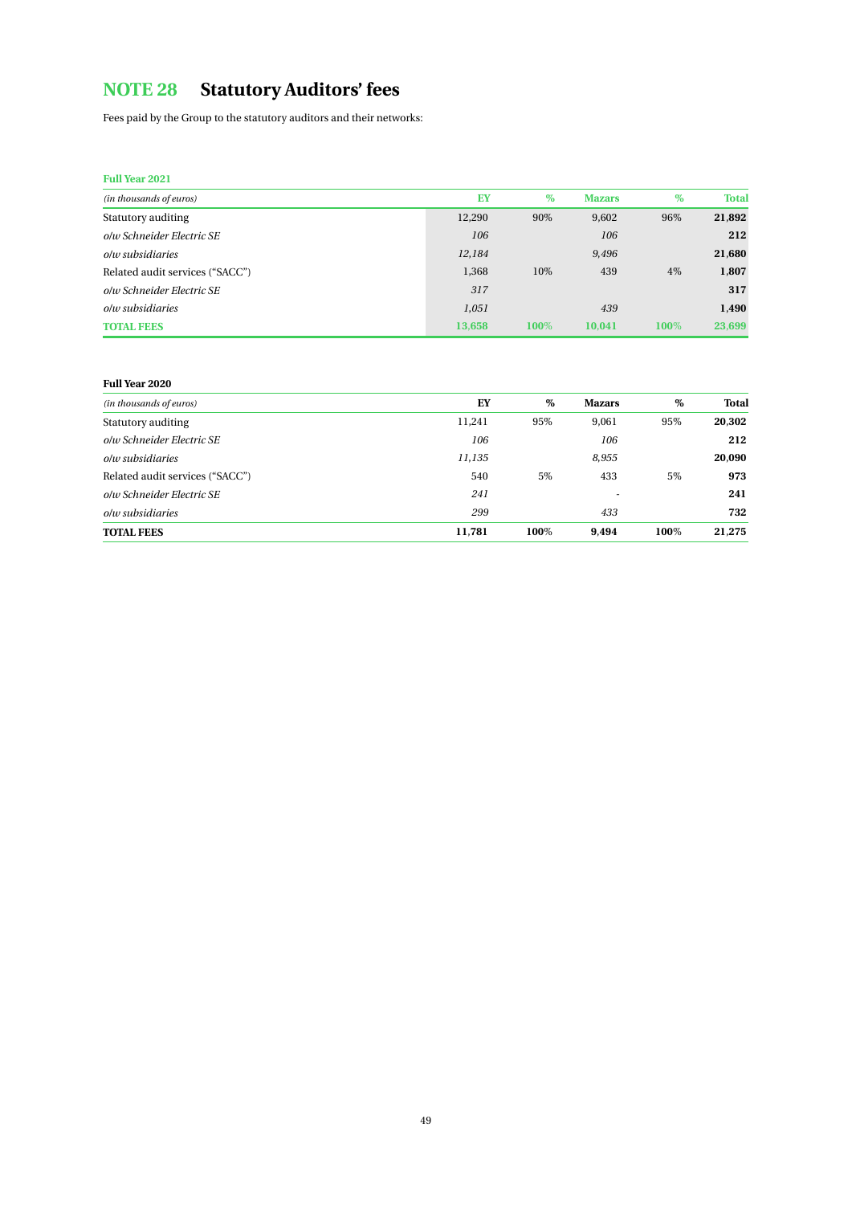# NOTE 28 Statutory Auditors' fees

Fees paid by the Group to the statutory auditors and their networks:

**Full Year 2021**

| *(in thousands of euros)* | EY | % | Mazars | % | Total |
|---|---|---|---|---|---|
| Statutory auditing | 12,290 | 90% | 9,602 | 96% | **21,892** |
| *o/w Schneider Electric SE* | *106* | | *106* | | **212** |
| *o/w subsidiaries* | *12,184* | | *9,496* | | **21,680** |
| Related audit services ("SACC") | 1,368 | 10% | 439 | 4% | **1,807** |
| *o/w Schneider Electric SE* | *317* | | | | **317** |
| *o/w subsidiaries* | *1,051* | | *439* | | **1,490** |
| **TOTAL FEES** | **13,658** | **100%** | **10,041** | **100%** | **23,699** |

**Full Year 2020**

| *(in thousands of euros)* | EY | % | Mazars | % | Total |
|---|---|---|---|---|---|
| Statutory auditing | 11,241 | 95% | 9,061 | 95% | **20,302** |
| *o/w Schneider Electric SE* | *106* | | *106* | | **212** |
| *o/w subsidiaries* | *11,135* | | *8,955* | | **20,090** |
| Related audit services ("SACC") | 540 | 5% | 433 | 5% | **973** |
| *o/w Schneider Electric SE* | *241* | | - | | **241** |
| *o/w subsidiaries* | *299* | | *433* | | **732** |
| **TOTAL FEES** | **11,781** | **100%** | **9,494** | **100%** | **21,275** |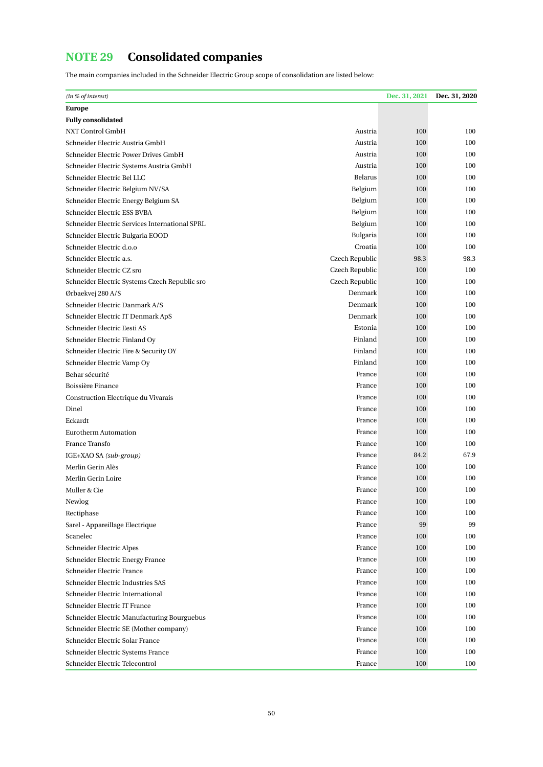## NOTE 29 Consolidated companies

The main companies included in the Schneider Electric Group scope of consolidation are listed below:

| *(in % of interest)* | | Dec. 31, 2021 | Dec. 31, 2020 |
|---|---|---|---|
| **Europe** | | | |
| **Fully consolidated** | | | |
| NXT Control GmbH | Austria | 100 | 100 |
| Schneider Electric Austria GmbH | Austria | 100 | 100 |
| Schneider Electric Power Drives GmbH | Austria | 100 | 100 |
| Schneider Electric Systems Austria GmbH | Austria | 100 | 100 |
| Schneider Electric Bel LLC | Belarus | 100 | 100 |
| Schneider Electric Belgium NV/SA | Belgium | 100 | 100 |
| Schneider Electric Energy Belgium SA | Belgium | 100 | 100 |
| Schneider Electric ESS BVBA | Belgium | 100 | 100 |
| Schneider Electric Services International SPRL | Belgium | 100 | 100 |
| Schneider Electric Bulgaria EOOD | Bulgaria | 100 | 100 |
| Schneider Electric d.o.o | Croatia | 100 | 100 |
| Schneider Electric a.s. | Czech Republic | 98.3 | 98.3 |
| Schneider Electric CZ sro | Czech Republic | 100 | 100 |
| Schneider Electric Systems Czech Republic sro | Czech Republic | 100 | 100 |
| Ørbaekvej 280 A/S | Denmark | 100 | 100 |
| Schneider Electric Danmark A/S | Denmark | 100 | 100 |
| Schneider Electric IT Denmark ApS | Denmark | 100 | 100 |
| Schneider Electric Eesti AS | Estonia | 100 | 100 |
| Schneider Electric Finland Oy | Finland | 100 | 100 |
| Schneider Electric Fire & Security OY | Finland | 100 | 100 |
| Schneider Electric Vamp Oy | Finland | 100 | 100 |
| Behar sécurité | France | 100 | 100 |
| Boissière Finance | France | 100 | 100 |
| Construction Electrique du Vivarais | France | 100 | 100 |
| Dinel | France | 100 | 100 |
| Eckardt | France | 100 | 100 |
| Eurotherm Automation | France | 100 | 100 |
| France Transfo | France | 100 | 100 |
| IGE+XAO SA *(sub-group)* | France | 84.2 | 67.9 |
| Merlin Gerin Alès | France | 100 | 100 |
| Merlin Gerin Loire | France | 100 | 100 |
| Muller & Cie | France | 100 | 100 |
| Newlog | France | 100 | 100 |
| Rectiphase | France | 100 | 100 |
| Sarel - Appareillage Electrique | France | 99 | 99 |
| Scanelec | France | 100 | 100 |
| Schneider Electric Alpes | France | 100 | 100 |
| Schneider Electric Energy France | France | 100 | 100 |
| Schneider Electric France | France | 100 | 100 |
| Schneider Electric Industries SAS | France | 100 | 100 |
| Schneider Electric International | France | 100 | 100 |
| Schneider Electric IT France | France | 100 | 100 |
| Schneider Electric Manufacturing Bourguebus | France | 100 | 100 |
| Schneider Electric SE (Mother company) | France | 100 | 100 |
| Schneider Electric Solar France | France | 100 | 100 |
| Schneider Electric Systems France | France | 100 | 100 |
| Schneider Electric Telecontrol | France | 100 | 100 |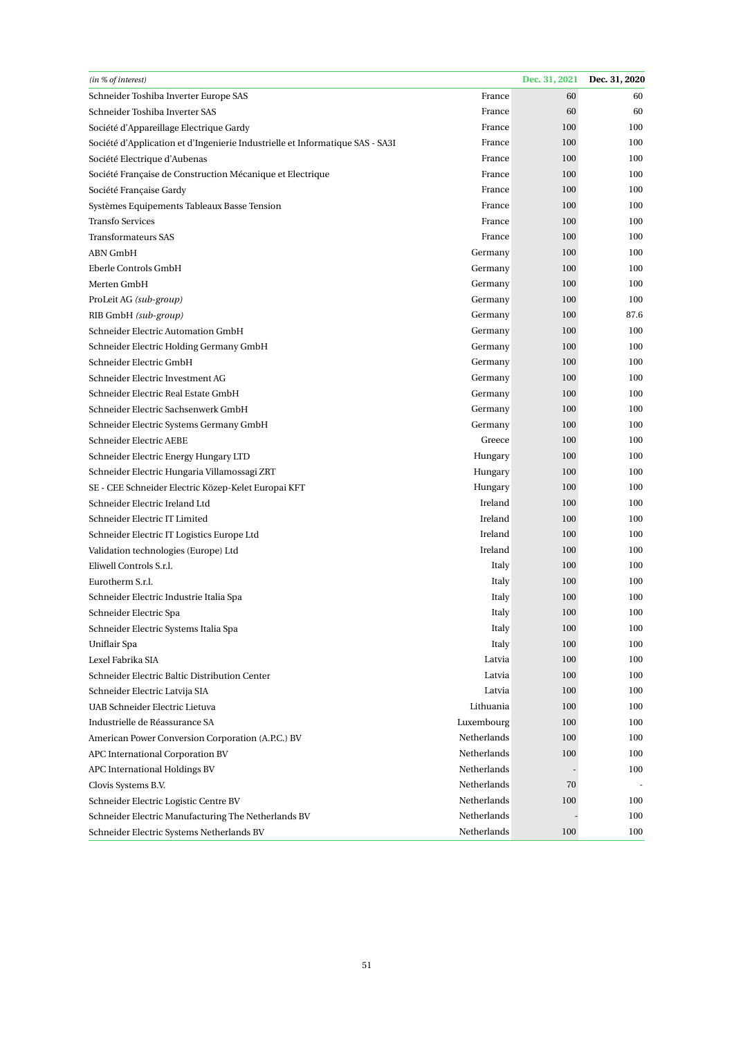| *(in % of interest)* | | Dec. 31, 2021 | Dec. 31, 2020 |
|---|---|---|---|
| Schneider Toshiba Inverter Europe SAS | France | 60 | 60 |
| Schneider Toshiba Inverter SAS | France | 60 | 60 |
| Société d'Appareillage Electrique Gardy | France | 100 | 100 |
| Société d'Application et d'Ingenierie Industrielle et Informatique SAS - SA3I | France | 100 | 100 |
| Société Electrique d'Aubenas | France | 100 | 100 |
| Société Française de Construction Mécanique et Electrique | France | 100 | 100 |
| Société Française Gardy | France | 100 | 100 |
| Systèmes Equipements Tableaux Basse Tension | France | 100 | 100 |
| Transfo Services | France | 100 | 100 |
| Transformateurs SAS | France | 100 | 100 |
| ABN GmbH | Germany | 100 | 100 |
| Eberle Controls GmbH | Germany | 100 | 100 |
| Merten GmbH | Germany | 100 | 100 |
| ProLeit AG *(sub-group)* | Germany | 100 | 100 |
| RIB GmbH *(sub-group)* | Germany | 100 | 87.6 |
| Schneider Electric Automation GmbH | Germany | 100 | 100 |
| Schneider Electric Holding Germany GmbH | Germany | 100 | 100 |
| Schneider Electric GmbH | Germany | 100 | 100 |
| Schneider Electric Investment AG | Germany | 100 | 100 |
| Schneider Electric Real Estate GmbH | Germany | 100 | 100 |
| Schneider Electric Sachsenwerk GmbH | Germany | 100 | 100 |
| Schneider Electric Systems Germany GmbH | Germany | 100 | 100 |
| Schneider Electric AEBE | Greece | 100 | 100 |
| Schneider Electric Energy Hungary LTD | Hungary | 100 | 100 |
| Schneider Electric Hungaria Villamossagi ZRT | Hungary | 100 | 100 |
| SE - CEE Schneider Electric Közep-Kelet Europai KFT | Hungary | 100 | 100 |
| Schneider Electric Ireland Ltd | Ireland | 100 | 100 |
| Schneider Electric IT Limited | Ireland | 100 | 100 |
| Schneider Electric IT Logistics Europe Ltd | Ireland | 100 | 100 |
| Validation technologies (Europe) Ltd | Ireland | 100 | 100 |
| Eliwell Controls S.r.l. | Italy | 100 | 100 |
| Eurotherm S.r.l. | Italy | 100 | 100 |
| Schneider Electric Industrie Italia Spa | Italy | 100 | 100 |
| Schneider Electric Spa | Italy | 100 | 100 |
| Schneider Electric Systems Italia Spa | Italy | 100 | 100 |
| Uniflair Spa | Italy | 100 | 100 |
| Lexel Fabrika SIA | Latvia | 100 | 100 |
| Schneider Electric Baltic Distribution Center | Latvia | 100 | 100 |
| Schneider Electric Latvija SIA | Latvia | 100 | 100 |
| UAB Schneider Electric Lietuva | Lithuania | 100 | 100 |
| Industrielle de Réassurance SA | Luxembourg | 100 | 100 |
| American Power Conversion Corporation (A.P.C.) BV | Netherlands | 100 | 100 |
| APC International Corporation BV | Netherlands | 100 | 100 |
| APC International Holdings BV | Netherlands | - | 100 |
| Clovis Systems B.V. | Netherlands | 70 | - |
| Schneider Electric Logistic Centre BV | Netherlands | 100 | 100 |
| Schneider Electric Manufacturing The Netherlands BV | Netherlands | - | 100 |
| Schneider Electric Systems Netherlands BV | Netherlands | 100 | 100 |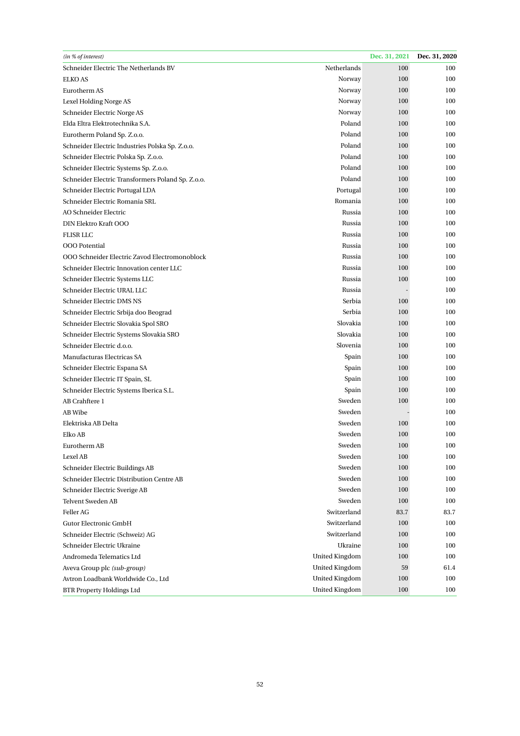| *(in % of interest)* | | Dec. 31, 2021 | Dec. 31, 2020 |
|---|---|---|---|
| Schneider Electric The Netherlands BV | Netherlands | 100 | 100 |
| ELKO AS | Norway | 100 | 100 |
| Eurotherm AS | Norway | 100 | 100 |
| Lexel Holding Norge AS | Norway | 100 | 100 |
| Schneider Electric Norge AS | Norway | 100 | 100 |
| Elda Eltra Elektrotechnika S.A. | Poland | 100 | 100 |
| Eurotherm Poland Sp. Z.o.o. | Poland | 100 | 100 |
| Schneider Electric Industries Polska Sp. Z.o.o. | Poland | 100 | 100 |
| Schneider Electric Polska Sp. Z.o.o. | Poland | 100 | 100 |
| Schneider Electric Systems Sp. Z.o.o. | Poland | 100 | 100 |
| Schneider Electric Transformers Poland Sp. Z.o.o. | Poland | 100 | 100 |
| Schneider Electric Portugal LDA | Portugal | 100 | 100 |
| Schneider Electric Romania SRL | Romania | 100 | 100 |
| AO Schneider Electric | Russia | 100 | 100 |
| DIN Elektro Kraft OOO | Russia | 100 | 100 |
| FLISR LLC | Russia | 100 | 100 |
| OOO Potential | Russia | 100 | 100 |
| OOO Schneider Electric Zavod Electromonoblock | Russia | 100 | 100 |
| Schneider Electric Innovation center LLC | Russia | 100 | 100 |
| Schneider Electric Systems LLC | Russia | 100 | 100 |
| Schneider Electric URAL LLC | Russia | - | 100 |
| Schneider Electric DMS NS | Serbia | 100 | 100 |
| Schneider Electric Srbija doo Beograd | Serbia | 100 | 100 |
| Schneider Electric Slovakia Spol SRO | Slovakia | 100 | 100 |
| Schneider Electric Systems Slovakia SRO | Slovakia | 100 | 100 |
| Schneider Electric d.o.o. | Slovenia | 100 | 100 |
| Manufacturas Electricas SA | Spain | 100 | 100 |
| Schneider Electric Espana SA | Spain | 100 | 100 |
| Schneider Electric IT Spain, SL | Spain | 100 | 100 |
| Schneider Electric Systems Iberica S.L. | Spain | 100 | 100 |
| AB Crahftere 1 | Sweden | 100 | 100 |
| AB Wibe | Sweden | - | 100 |
| Elektriska AB Delta | Sweden | 100 | 100 |
| Elko AB | Sweden | 100 | 100 |
| Eurotherm AB | Sweden | 100 | 100 |
| Lexel AB | Sweden | 100 | 100 |
| Schneider Electric Buildings AB | Sweden | 100 | 100 |
| Schneider Electric Distribution Centre AB | Sweden | 100 | 100 |
| Schneider Electric Sverige AB | Sweden | 100 | 100 |
| Telvent Sweden AB | Sweden | 100 | 100 |
| Feller AG | Switzerland | 83.7 | 83.7 |
| Gutor Electronic GmbH | Switzerland | 100 | 100 |
| Schneider Electric (Schweiz) AG | Switzerland | 100 | 100 |
| Schneider Electric Ukraine | Ukraine | 100 | 100 |
| Andromeda Telematics Ltd | United Kingdom | 100 | 100 |
| Aveva Group plc *(sub-group)* | United Kingdom | 59 | 61.4 |
| Avtron Loadbank Worldwide Co., Ltd | United Kingdom | 100 | 100 |
| BTR Property Holdings Ltd | United Kingdom | 100 | 100 |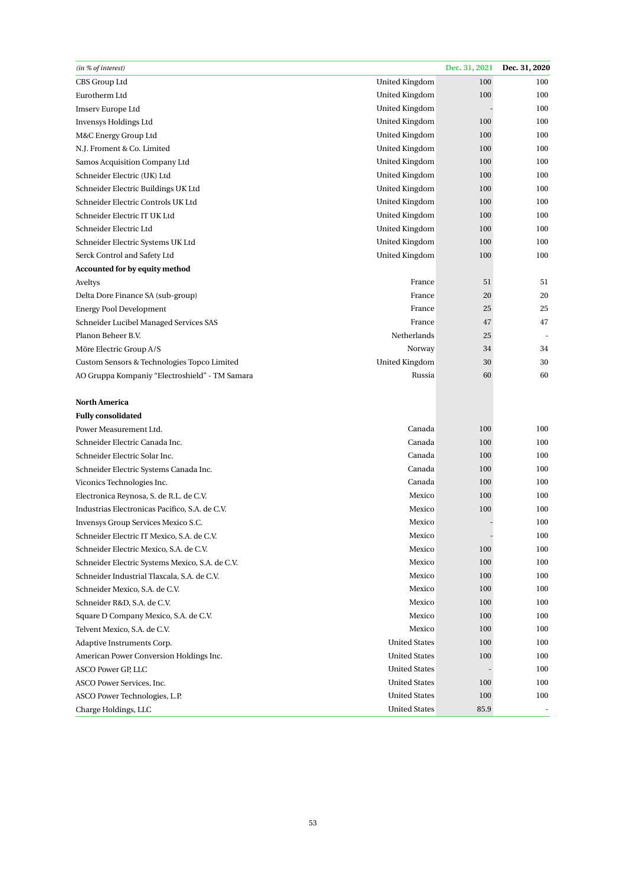| *(in % of interest)* | | Dec. 31, 2021 | Dec. 31, 2020 |
|---|---|---|---|
| CBS Group Ltd | United Kingdom | 100 | 100 |
| Eurotherm Ltd | United Kingdom | 100 | 100 |
| Imserv Europe Ltd | United Kingdom | - | 100 |
| Invensys Holdings Ltd | United Kingdom | 100 | 100 |
| M&C Energy Group Ltd | United Kingdom | 100 | 100 |
| N.J. Froment & Co. Limited | United Kingdom | 100 | 100 |
| Samos Acquisition Company Ltd | United Kingdom | 100 | 100 |
| Schneider Electric (UK) Ltd | United Kingdom | 100 | 100 |
| Schneider Electric Buildings UK Ltd | United Kingdom | 100 | 100 |
| Schneider Electric Controls UK Ltd | United Kingdom | 100 | 100 |
| Schneider Electric IT UK Ltd | United Kingdom | 100 | 100 |
| Schneider Electric Ltd | United Kingdom | 100 | 100 |
| Schneider Electric Systems UK Ltd | United Kingdom | 100 | 100 |
| Serck Control and Safety Ltd | United Kingdom | 100 | 100 |
| **Accounted for by equity method** | | | |
| Aveltys | France | 51 | 51 |
| Delta Dore Finance SA (sub-group) | France | 20 | 20 |
| Energy Pool Development | France | 25 | 25 |
| Schneider Lucibel Managed Services SAS | France | 47 | 47 |
| Planon Beheer B.V. | Netherlands | 25 | - |
| Möre Electric Group A/S | Norway | 34 | 34 |
| Custom Sensors & Technologies Topco Limited | United Kingdom | 30 | 30 |
| AO Gruppa Kompaniy "Electroshield" - TM Samara | Russia | 60 | 60 |
| | | | |
| **North America** | | | |
| **Fully consolidated** | | | |
| Power Measurement Ltd. | Canada | 100 | 100 |
| Schneider Electric Canada Inc. | Canada | 100 | 100 |
| Schneider Electric Solar Inc. | Canada | 100 | 100 |
| Schneider Electric Systems Canada Inc. | Canada | 100 | 100 |
| Viconics Technologies Inc. | Canada | 100 | 100 |
| Electronica Reynosa, S. de R.L. de C.V. | Mexico | 100 | 100 |
| Industrias Electronicas Pacifico, S.A. de C.V. | Mexico | 100 | 100 |
| Invensys Group Services Mexico S.C. | Mexico | - | 100 |
| Schneider Electric IT Mexico, S.A. de C.V. | Mexico | - | 100 |
| Schneider Electric Mexico, S.A. de C.V. | Mexico | 100 | 100 |
| Schneider Electric Systems Mexico, S.A. de C.V. | Mexico | 100 | 100 |
| Schneider Industrial Tlaxcala, S.A. de C.V. | Mexico | 100 | 100 |
| Schneider Mexico, S.A. de C.V. | Mexico | 100 | 100 |
| Schneider R&D, S.A. de C.V. | Mexico | 100 | 100 |
| Square D Company Mexico, S.A. de C.V. | Mexico | 100 | 100 |
| Telvent Mexico, S.A. de C.V. | Mexico | 100 | 100 |
| Adaptive Instruments Corp. | United States | 100 | 100 |
| American Power Conversion Holdings Inc. | United States | 100 | 100 |
| ASCO Power GP, LLC | United States | - | 100 |
| ASCO Power Services, Inc. | United States | 100 | 100 |
| ASCO Power Technologies, L.P. | United States | 100 | 100 |
| Charge Holdings, LLC | United States | 85.9 | - |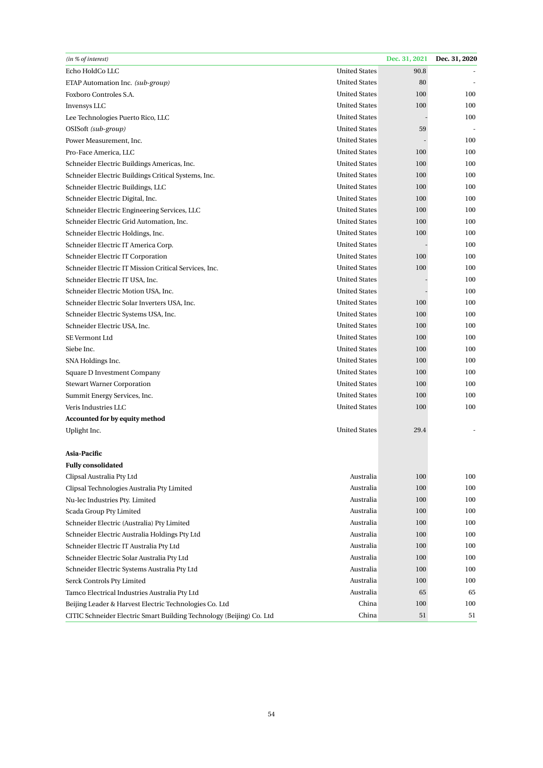| *(in % of interest)* | | Dec. 31, 2021 | Dec. 31, 2020 |
|---|---|---|---|
| Echo HoldCo LLC | United States | 90.8 | - |
| ETAP Automation Inc. *(sub-group)* | United States | 80 | - |
| Foxboro Controles S.A. | United States | 100 | 100 |
| Invensys LLC | United States | 100 | 100 |
| Lee Technologies Puerto Rico, LLC | United States | - | 100 |
| OSISoft *(sub-group)* | United States | 59 | - |
| Power Measurement, Inc. | United States | - | 100 |
| Pro-Face America, LLC | United States | 100 | 100 |
| Schneider Electric Buildings Americas, Inc. | United States | 100 | 100 |
| Schneider Electric Buildings Critical Systems, Inc. | United States | 100 | 100 |
| Schneider Electric Buildings, LLC | United States | 100 | 100 |
| Schneider Electric Digital, Inc. | United States | 100 | 100 |
| Schneider Electric Engineering Services, LLC | United States | 100 | 100 |
| Schneider Electric Grid Automation, Inc. | United States | 100 | 100 |
| Schneider Electric Holdings, Inc. | United States | 100 | 100 |
| Schneider Electric IT America Corp. | United States | - | 100 |
| Schneider Electric IT Corporation | United States | 100 | 100 |
| Schneider Electric IT Mission Critical Services, Inc. | United States | 100 | 100 |
| Schneider Electric IT USA, Inc. | United States | - | 100 |
| Schneider Electric Motion USA, Inc. | United States | - | 100 |
| Schneider Electric Solar Inverters USA, Inc. | United States | 100 | 100 |
| Schneider Electric Systems USA, Inc. | United States | 100 | 100 |
| Schneider Electric USA, Inc. | United States | 100 | 100 |
| SE Vermont Ltd | United States | 100 | 100 |
| Siebe Inc. | United States | 100 | 100 |
| SNA Holdings Inc. | United States | 100 | 100 |
| Square D Investment Company | United States | 100 | 100 |
| Stewart Warner Corporation | United States | 100 | 100 |
| Summit Energy Services, Inc. | United States | 100 | 100 |
| Veris Industries LLC | United States | 100 | 100 |
| **Accounted for by equity method** | | | |
| Uplight Inc. | United States | 29.4 | - |
| | | | |
| **Asia-Pacific** | | | |
| **Fully consolidated** | | | |
| Clipsal Australia Pty Ltd | Australia | 100 | 100 |
| Clipsal Technologies Australia Pty Limited | Australia | 100 | 100 |
| Nu-lec Industries Pty. Limited | Australia | 100 | 100 |
| Scada Group Pty Limited | Australia | 100 | 100 |
| Schneider Electric (Australia) Pty Limited | Australia | 100 | 100 |
| Schneider Electric Australia Holdings Pty Ltd | Australia | 100 | 100 |
| Schneider Electric IT Australia Pty Ltd | Australia | 100 | 100 |
| Schneider Electric Solar Australia Pty Ltd | Australia | 100 | 100 |
| Schneider Electric Systems Australia Pty Ltd | Australia | 100 | 100 |
| Serck Controls Pty Limited | Australia | 100 | 100 |
| Tamco Electrical Industries Australia Pty Ltd | Australia | 65 | 65 |
| Beijing Leader & Harvest Electric Technologies Co. Ltd | China | 100 | 100 |
| CITIC Schneider Electric Smart Building Technology (Beijing) Co. Ltd | China | 51 | 51 |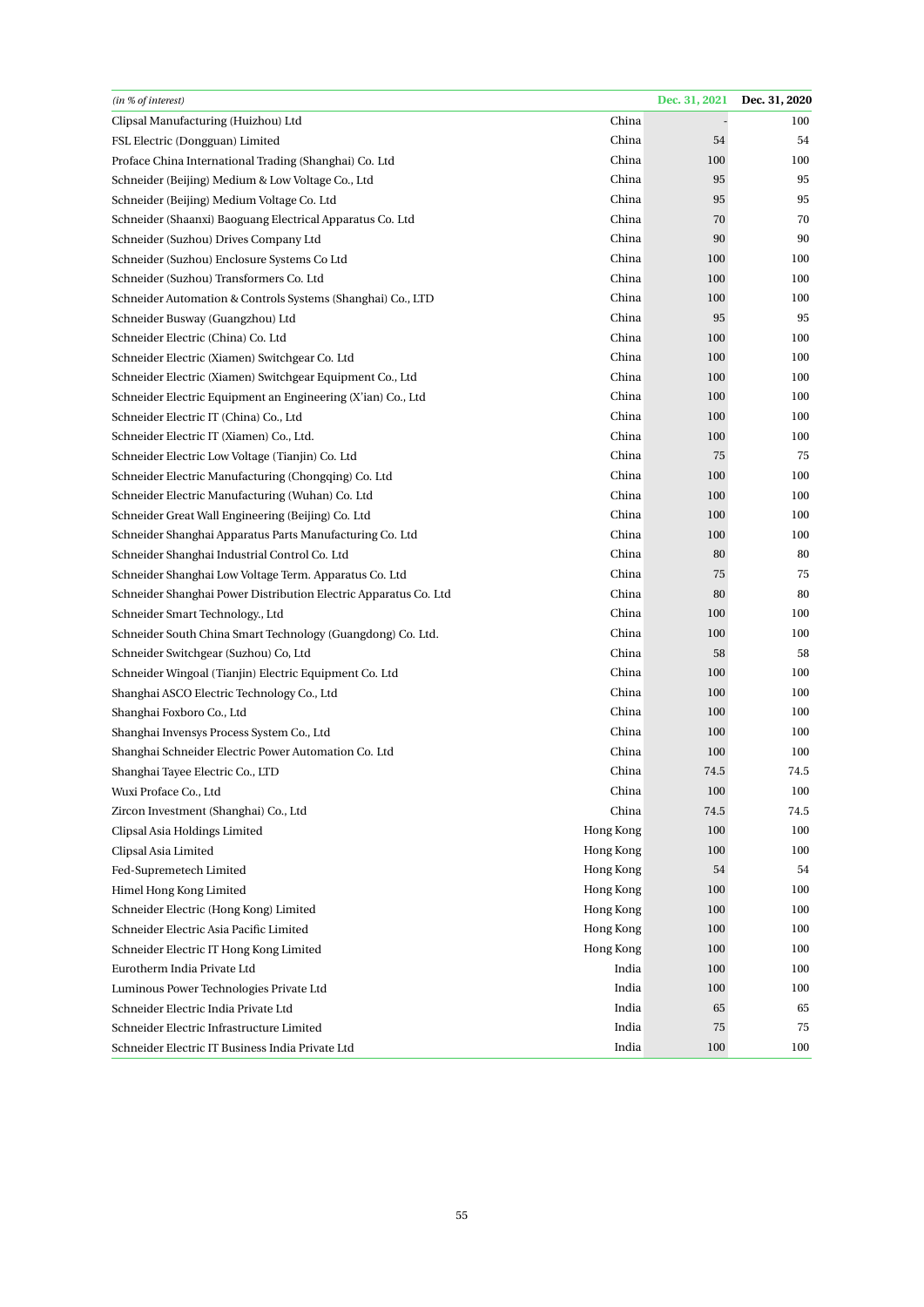| *(in % of interest)* | | Dec. 31, 2021 | Dec. 31, 2020 |
|---|---|---|---|
| Clipsal Manufacturing (Huizhou) Ltd | China | - | 100 |
| FSL Electric (Dongguan) Limited | China | 54 | 54 |
| Proface China International Trading (Shanghai) Co. Ltd | China | 100 | 100 |
| Schneider (Beijing) Medium & Low Voltage Co., Ltd | China | 95 | 95 |
| Schneider (Beijing) Medium Voltage Co. Ltd | China | 95 | 95 |
| Schneider (Shaanxi) Baoguang Electrical Apparatus Co. Ltd | China | 70 | 70 |
| Schneider (Suzhou) Drives Company Ltd | China | 90 | 90 |
| Schneider (Suzhou) Enclosure Systems Co Ltd | China | 100 | 100 |
| Schneider (Suzhou) Transformers Co. Ltd | China | 100 | 100 |
| Schneider Automation & Controls Systems (Shanghai) Co., LTD | China | 100 | 100 |
| Schneider Busway (Guangzhou) Ltd | China | 95 | 95 |
| Schneider Electric (China) Co. Ltd | China | 100 | 100 |
| Schneider Electric (Xiamen) Switchgear Co. Ltd | China | 100 | 100 |
| Schneider Electric (Xiamen) Switchgear Equipment Co., Ltd | China | 100 | 100 |
| Schneider Electric Equipment an Engineering (X'ian) Co., Ltd | China | 100 | 100 |
| Schneider Electric IT (China) Co., Ltd | China | 100 | 100 |
| Schneider Electric IT (Xiamen) Co., Ltd. | China | 100 | 100 |
| Schneider Electric Low Voltage (Tianjin) Co. Ltd | China | 75 | 75 |
| Schneider Electric Manufacturing (Chongqing) Co. Ltd | China | 100 | 100 |
| Schneider Electric Manufacturing (Wuhan) Co. Ltd | China | 100 | 100 |
| Schneider Great Wall Engineering (Beijing) Co. Ltd | China | 100 | 100 |
| Schneider Shanghai Apparatus Parts Manufacturing Co. Ltd | China | 100 | 100 |
| Schneider Shanghai Industrial Control Co. Ltd | China | 80 | 80 |
| Schneider Shanghai Low Voltage Term. Apparatus Co. Ltd | China | 75 | 75 |
| Schneider Shanghai Power Distribution Electric Apparatus Co. Ltd | China | 80 | 80 |
| Schneider Smart Technology., Ltd | China | 100 | 100 |
| Schneider South China Smart Technology (Guangdong) Co. Ltd. | China | 100 | 100 |
| Schneider Switchgear (Suzhou) Co, Ltd | China | 58 | 58 |
| Schneider Wingoal (Tianjin) Electric Equipment Co. Ltd | China | 100 | 100 |
| Shanghai ASCO Electric Technology Co., Ltd | China | 100 | 100 |
| Shanghai Foxboro Co., Ltd | China | 100 | 100 |
| Shanghai Invensys Process System Co., Ltd | China | 100 | 100 |
| Shanghai Schneider Electric Power Automation Co. Ltd | China | 100 | 100 |
| Shanghai Tayee Electric Co., LTD | China | 74.5 | 74.5 |
| Wuxi Proface Co., Ltd | China | 100 | 100 |
| Zircon Investment (Shanghai) Co., Ltd | China | 74.5 | 74.5 |
| Clipsal Asia Holdings Limited | Hong Kong | 100 | 100 |
| Clipsal Asia Limited | Hong Kong | 100 | 100 |
| Fed-Supremetech Limited | Hong Kong | 54 | 54 |
| Himel Hong Kong Limited | Hong Kong | 100 | 100 |
| Schneider Electric (Hong Kong) Limited | Hong Kong | 100 | 100 |
| Schneider Electric Asia Pacific Limited | Hong Kong | 100 | 100 |
| Schneider Electric IT Hong Kong Limited | Hong Kong | 100 | 100 |
| Eurotherm India Private Ltd | India | 100 | 100 |
| Luminous Power Technologies Private Ltd | India | 100 | 100 |
| Schneider Electric India Private Ltd | India | 65 | 65 |
| Schneider Electric Infrastructure Limited | India | 75 | 75 |
| Schneider Electric IT Business India Private Ltd | India | 100 | 100 |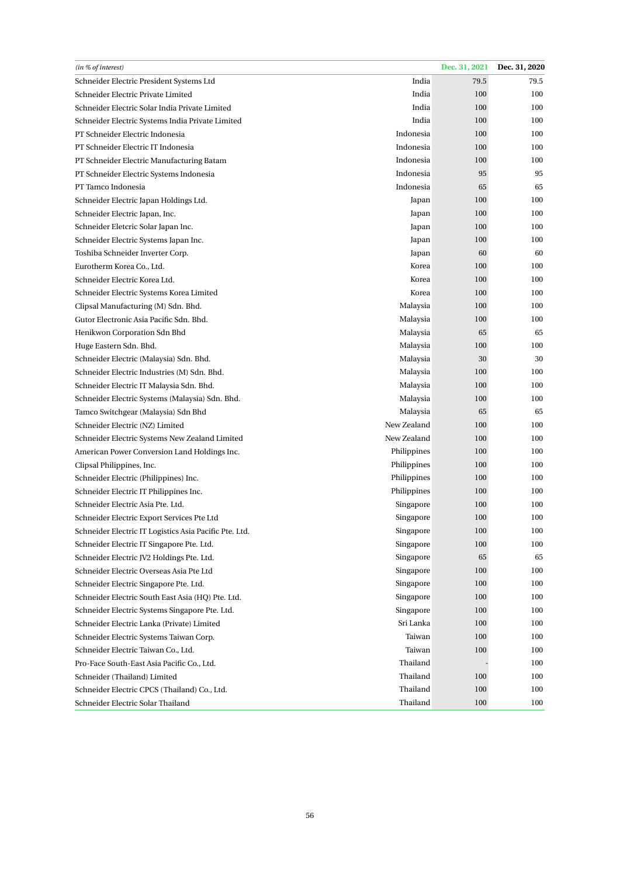| *(in % of interest)* | | Dec. 31, 2021 | Dec. 31, 2020 |
|---|---|---|---|
| Schneider Electric President Systems Ltd | India | 79.5 | 79.5 |
| Schneider Electric Private Limited | India | 100 | 100 |
| Schneider Electric Solar India Private Limited | India | 100 | 100 |
| Schneider Electric Systems India Private Limited | India | 100 | 100 |
| PT Schneider Electric Indonesia | Indonesia | 100 | 100 |
| PT Schneider Electric IT Indonesia | Indonesia | 100 | 100 |
| PT Schneider Electric Manufacturing Batam | Indonesia | 100 | 100 |
| PT Schneider Electric Systems Indonesia | Indonesia | 95 | 95 |
| PT Tamco Indonesia | Indonesia | 65 | 65 |
| Schneider Electric Japan Holdings Ltd. | Japan | 100 | 100 |
| Schneider Electric Japan, Inc. | Japan | 100 | 100 |
| Schneider Eletcric Solar Japan Inc. | Japan | 100 | 100 |
| Schneider Electric Systems Japan Inc. | Japan | 100 | 100 |
| Toshiba Schneider Inverter Corp. | Japan | 60 | 60 |
| Eurotherm Korea Co., Ltd. | Korea | 100 | 100 |
| Schneider Electric Korea Ltd. | Korea | 100 | 100 |
| Schneider Electric Systems Korea Limited | Korea | 100 | 100 |
| Clipsal Manufacturing (M) Sdn. Bhd. | Malaysia | 100 | 100 |
| Gutor Electronic Asia Pacific Sdn. Bhd. | Malaysia | 100 | 100 |
| Henikwon Corporation Sdn Bhd | Malaysia | 65 | 65 |
| Huge Eastern Sdn. Bhd. | Malaysia | 100 | 100 |
| Schneider Electric (Malaysia) Sdn. Bhd. | Malaysia | 30 | 30 |
| Schneider Electric Industries (M) Sdn. Bhd. | Malaysia | 100 | 100 |
| Schneider Electric IT Malaysia Sdn. Bhd. | Malaysia | 100 | 100 |
| Schneider Electric Systems (Malaysia) Sdn. Bhd. | Malaysia | 100 | 100 |
| Tamco Switchgear (Malaysia) Sdn Bhd | Malaysia | 65 | 65 |
| Schneider Electric (NZ) Limited | New Zealand | 100 | 100 |
| Schneider Electric Systems New Zealand Limited | New Zealand | 100 | 100 |
| American Power Conversion Land Holdings Inc. | Philippines | 100 | 100 |
| Clipsal Philippines, Inc. | Philippines | 100 | 100 |
| Schneider Electric (Philippines) Inc. | Philippines | 100 | 100 |
| Schneider Electric IT Philippines Inc. | Philippines | 100 | 100 |
| Schneider Electric Asia Pte. Ltd. | Singapore | 100 | 100 |
| Schneider Electric Export Services Pte Ltd | Singapore | 100 | 100 |
| Schneider Electric IT Logistics Asia Pacific Pte. Ltd. | Singapore | 100 | 100 |
| Schneider Electric IT Singapore Pte. Ltd. | Singapore | 100 | 100 |
| Schneider Electric JV2 Holdings Pte. Ltd. | Singapore | 65 | 65 |
| Schneider Electric Overseas Asia Pte Ltd | Singapore | 100 | 100 |
| Schneider Electric Singapore Pte. Ltd. | Singapore | 100 | 100 |
| Schneider Electric South East Asia (HQ) Pte. Ltd. | Singapore | 100 | 100 |
| Schneider Electric Systems Singapore Pte. Ltd. | Singapore | 100 | 100 |
| Schneider Electric Lanka (Private) Limited | Sri Lanka | 100 | 100 |
| Schneider Electric Systems Taiwan Corp. | Taiwan | 100 | 100 |
| Schneider Electric Taiwan Co., Ltd. | Taiwan | 100 | 100 |
| Pro-Face South-East Asia Pacific Co., Ltd. | Thailand | - | 100 |
| Schneider (Thailand) Limited | Thailand | 100 | 100 |
| Schneider Electric CPCS (Thailand) Co., Ltd. | Thailand | 100 | 100 |
| Schneider Electric Solar Thailand | Thailand | 100 | 100 |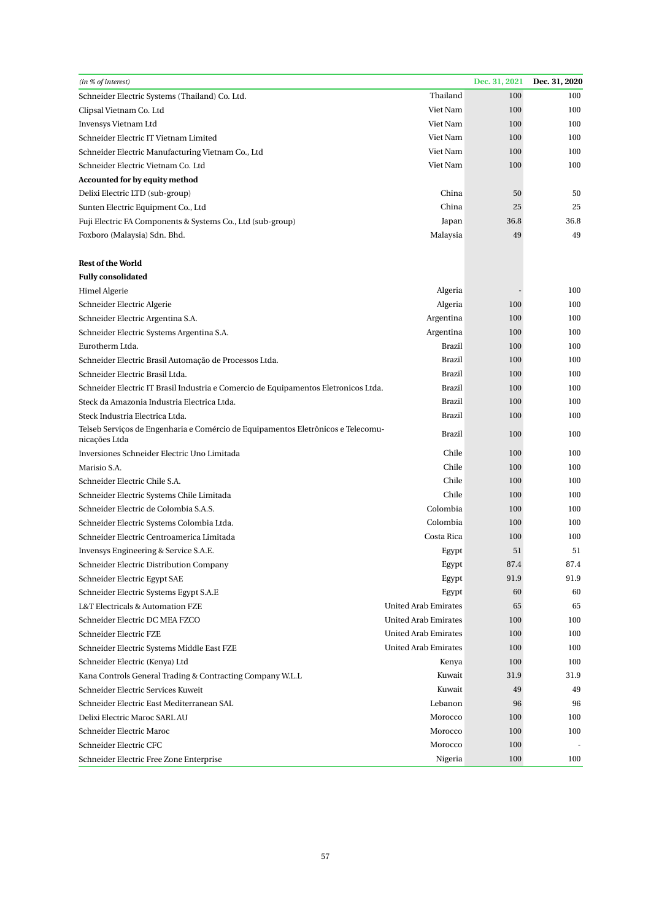| *(in % of interest)* | | Dec. 31, 2021 | Dec. 31, 2020 |
|---|---|---|---|
| Schneider Electric Systems (Thailand) Co. Ltd. | Thailand | 100 | 100 |
| Clipsal Vietnam Co. Ltd | Viet Nam | 100 | 100 |
| Invensys Vietnam Ltd | Viet Nam | 100 | 100 |
| Schneider Electric IT Vietnam Limited | Viet Nam | 100 | 100 |
| Schneider Electric Manufacturing Vietnam Co., Ltd | Viet Nam | 100 | 100 |
| Schneider Electric Vietnam Co. Ltd | Viet Nam | 100 | 100 |
| **Accounted for by equity method** | | | |
| Delixi Electric LTD (sub-group) | China | 50 | 50 |
| Sunten Electric Equipment Co., Ltd | China | 25 | 25 |
| Fuji Electric FA Components & Systems Co., Ltd (sub-group) | Japan | 36.8 | 36.8 |
| Foxboro (Malaysia) Sdn. Bhd. | Malaysia | 49 | 49 |
| | | | |
| **Rest of the World** | | | |
| **Fully consolidated** | | | |
| Himel Algerie | Algeria | - | 100 |
| Schneider Electric Algerie | Algeria | 100 | 100 |
| Schneider Electric Argentina S.A. | Argentina | 100 | 100 |
| Schneider Electric Systems Argentina S.A. | Argentina | 100 | 100 |
| Eurotherm Ltda. | Brazil | 100 | 100 |
| Schneider Electric Brasil Automação de Processos Ltda. | Brazil | 100 | 100 |
| Schneider Electric Brasil Ltda. | Brazil | 100 | 100 |
| Schneider Electric IT Brasil Industria e Comercio de Equipamentos Eletronicos Ltda. | Brazil | 100 | 100 |
| Steck da Amazonia Industria Electrica Ltda. | Brazil | 100 | 100 |
| Steck Industria Electrica Ltda. | Brazil | 100 | 100 |
| Telseb Serviços de Engenharia e Comércio de Equipamentos Eletrônicos e Telecomunicações Ltda | Brazil | 100 | 100 |
| Inversiones Schneider Electric Uno Limitada | Chile | 100 | 100 |
| Marisio S.A. | Chile | 100 | 100 |
| Schneider Electric Chile S.A. | Chile | 100 | 100 |
| Schneider Electric Systems Chile Limitada | Chile | 100 | 100 |
| Schneider Electric de Colombia S.A.S. | Colombia | 100 | 100 |
| Schneider Electric Systems Colombia Ltda. | Colombia | 100 | 100 |
| Schneider Electric Centroamerica Limitada | Costa Rica | 100 | 100 |
| Invensys Engineering & Service S.A.E. | Egypt | 51 | 51 |
| Schneider Electric Distribution Company | Egypt | 87.4 | 87.4 |
| Schneider Electric Egypt SAE | Egypt | 91.9 | 91.9 |
| Schneider Electric Systems Egypt S.A.E | Egypt | 60 | 60 |
| L&T Electricals & Automation FZE | United Arab Emirates | 65 | 65 |
| Schneider Electric DC MEA FZCO | United Arab Emirates | 100 | 100 |
| Schneider Electric FZE | United Arab Emirates | 100 | 100 |
| Schneider Electric Systems Middle East FZE | United Arab Emirates | 100 | 100 |
| Schneider Electric (Kenya) Ltd | Kenya | 100 | 100 |
| Kana Controls General Trading & Contracting Company W.L.L | Kuwait | 31.9 | 31.9 |
| Schneider Electric Services Kuweit | Kuwait | 49 | 49 |
| Schneider Electric East Mediterranean SAL | Lebanon | 96 | 96 |
| Delixi Electric Maroc SARL AU | Morocco | 100 | 100 |
| Schneider Electric Maroc | Morocco | 100 | 100 |
| Schneider Electric CFC | Morocco | 100 | - |
| Schneider Electric Free Zone Enterprise | Nigeria | 100 | 100 |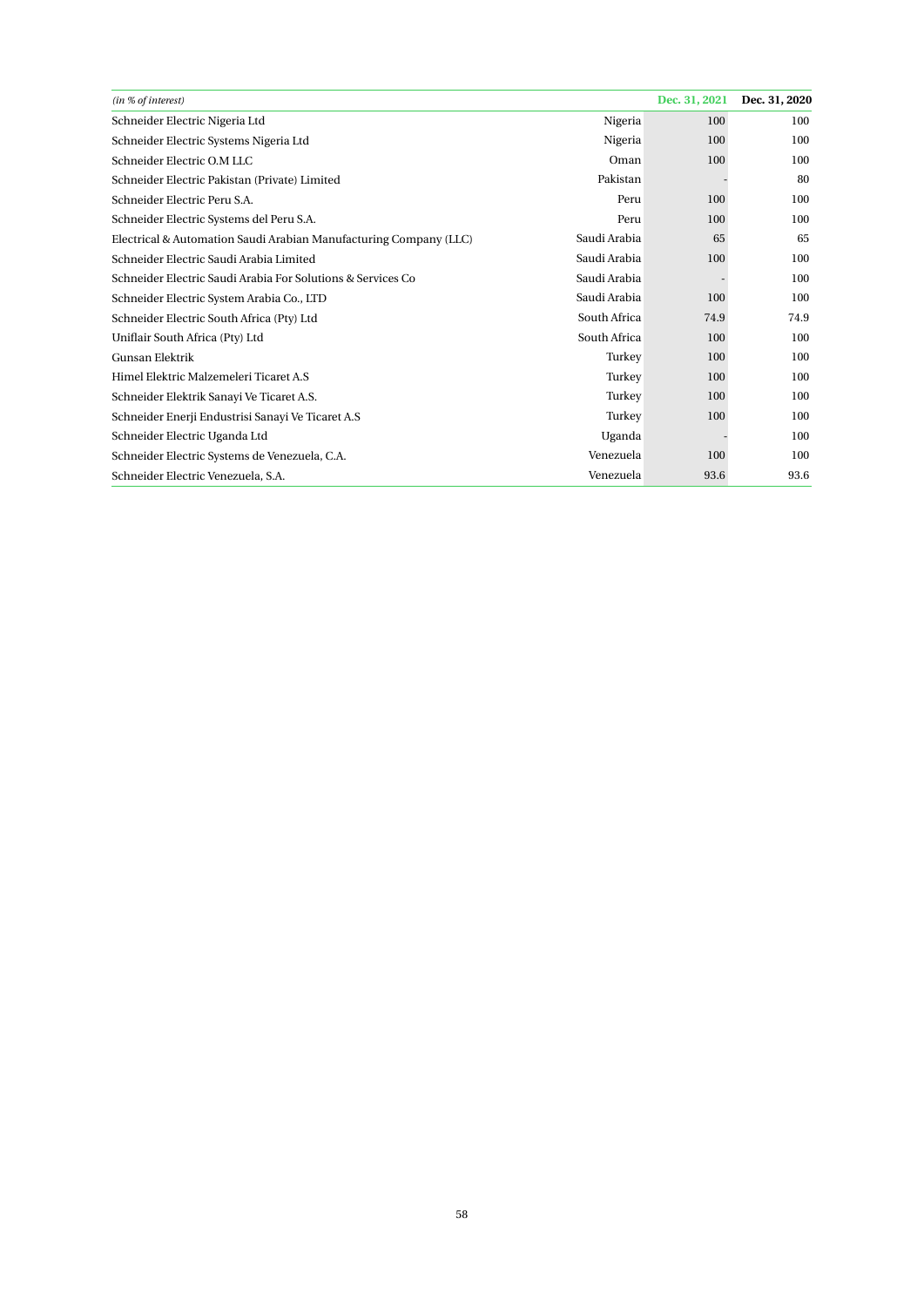| *(in % of interest)* | | Dec. 31, 2021 | Dec. 31, 2020 |
|---|---|---|---|
| Schneider Electric Nigeria Ltd | Nigeria | 100 | 100 |
| Schneider Electric Systems Nigeria Ltd | Nigeria | 100 | 100 |
| Schneider Electric O.M LLC | Oman | 100 | 100 |
| Schneider Electric Pakistan (Private) Limited | Pakistan | - | 80 |
| Schneider Electric Peru S.A. | Peru | 100 | 100 |
| Schneider Electric Systems del Peru S.A. | Peru | 100 | 100 |
| Electrical & Automation Saudi Arabian Manufacturing Company (LLC) | Saudi Arabia | 65 | 65 |
| Schneider Electric Saudi Arabia Limited | Saudi Arabia | 100 | 100 |
| Schneider Electric Saudi Arabia For Solutions & Services Co | Saudi Arabia | - | 100 |
| Schneider Electric System Arabia Co., LTD | Saudi Arabia | 100 | 100 |
| Schneider Electric South Africa (Pty) Ltd | South Africa | 74.9 | 74.9 |
| Uniflair South Africa (Pty) Ltd | South Africa | 100 | 100 |
| Gunsan Elektrik | Turkey | 100 | 100 |
| Himel Elektric Malzemeleri Ticaret A.S | Turkey | 100 | 100 |
| Schneider Elektrik Sanayi Ve Ticaret A.S. | Turkey | 100 | 100 |
| Schneider Enerji Endustrisi Sanayi Ve Ticaret A.S | Turkey | 100 | 100 |
| Schneider Electric Uganda Ltd | Uganda | - | 100 |
| Schneider Electric Systems de Venezuela, C.A. | Venezuela | 100 | 100 |
| Schneider Electric Venezuela, S.A. | Venezuela | 93.6 | 93.6 |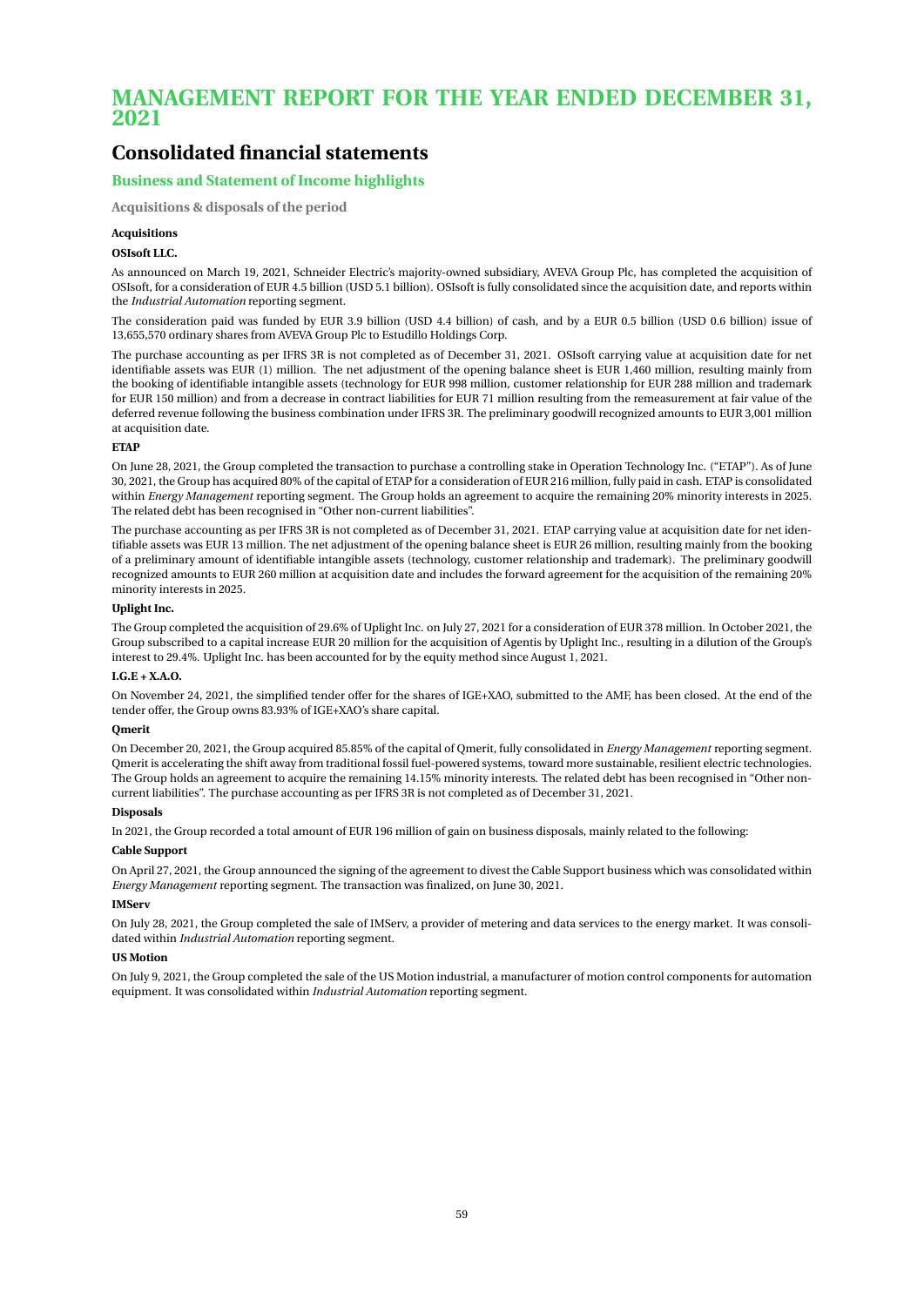# MANAGEMENT REPORT FOR THE YEAR ENDED DECEMBER 31, 2021

## Consolidated financial statements

### Business and Statement of Income highlights

#### Acquisitions & disposals of the period

**Acquisitions**

**OSIsoft LLC.**

As announced on March 19, 2021, Schneider Electric's majority-owned subsidiary, AVEVA Group Plc, has completed the acquisition of OSIsoft, for a consideration of EUR 4.5 billion (USD 5.1 billion). OSIsoft is fully consolidated since the acquisition date, and reports within the *Industrial Automation* reporting segment.

The consideration paid was funded by EUR 3.9 billion (USD 4.4 billion) of cash, and by a EUR 0.5 billion (USD 0.6 billion) issue of 13,655,570 ordinary shares from AVEVA Group Plc to Estudillo Holdings Corp.

The purchase accounting as per IFRS 3R is not completed as of December 31, 2021. OSIsoft carrying value at acquisition date for net identifiable assets was EUR (1) million. The net adjustment of the opening balance sheet is EUR 1,460 million, resulting mainly from the booking of identifiable intangible assets (technology for EUR 998 million, customer relationship for EUR 288 million and trademark for EUR 150 million) and from a decrease in contract liabilities for EUR 71 million resulting from the remeasurement at fair value of the deferred revenue following the business combination under IFRS 3R. The preliminary goodwill recognized amounts to EUR 3,001 million at acquisition date.

**ETAP**

On June 28, 2021, the Group completed the transaction to purchase a controlling stake in Operation Technology Inc. ("ETAP"). As of June 30, 2021, the Group has acquired 80% of the capital of ETAP for a consideration of EUR 216 million, fully paid in cash. ETAP is consolidated within *Energy Management* reporting segment. The Group holds an agreement to acquire the remaining 20% minority interests in 2025. The related debt has been recognised in "Other non-current liabilities".

The purchase accounting as per IFRS 3R is not completed as of December 31, 2021. ETAP carrying value at acquisition date for net identifiable assets was EUR 13 million. The net adjustment of the opening balance sheet is EUR 26 million, resulting mainly from the booking of a preliminary amount of identifiable intangible assets (technology, customer relationship and trademark). The preliminary goodwill recognized amounts to EUR 260 million at acquisition date and includes the forward agreement for the acquisition of the remaining 20% minority interests in 2025.

**Uplight Inc.**

The Group completed the acquisition of 29.6% of Uplight Inc. on July 27, 2021 for a consideration of EUR 378 million. In October 2021, the Group subscribed to a capital increase EUR 20 million for the acquisition of Agentis by Uplight Inc., resulting in a dilution of the Group's interest to 29.4%. Uplight Inc. has been accounted for by the equity method since August 1, 2021.

**I.G.E + X.A.O.**

On November 24, 2021, the simplified tender offer for the shares of IGE+XAO, submitted to the AMF, has been closed. At the end of the tender offer, the Group owns 83.93% of IGE+XAO's share capital.

**Qmerit**

On December 20, 2021, the Group acquired 85.85% of the capital of Qmerit, fully consolidated in *Energy Management* reporting segment. Qmerit is accelerating the shift away from traditional fossil fuel-powered systems, toward more sustainable, resilient electric technologies. The Group holds an agreement to acquire the remaining 14.15% minority interests. The related debt has been recognised in "Other non-current liabilities". The purchase accounting as per IFRS 3R is not completed as of December 31, 2021.

**Disposals**

In 2021, the Group recorded a total amount of EUR 196 million of gain on business disposals, mainly related to the following:

**Cable Support**

On April 27, 2021, the Group announced the signing of the agreement to divest the Cable Support business which was consolidated within *Energy Management* reporting segment. The transaction was finalized, on June 30, 2021.

**IMServ**

On July 28, 2021, the Group completed the sale of IMServ, a provider of metering and data services to the energy market. It was consolidated within *Industrial Automation* reporting segment.

**US Motion**

On July 9, 2021, the Group completed the sale of the US Motion industrial, a manufacturer of motion control components for automation equipment. It was consolidated within *Industrial Automation* reporting segment.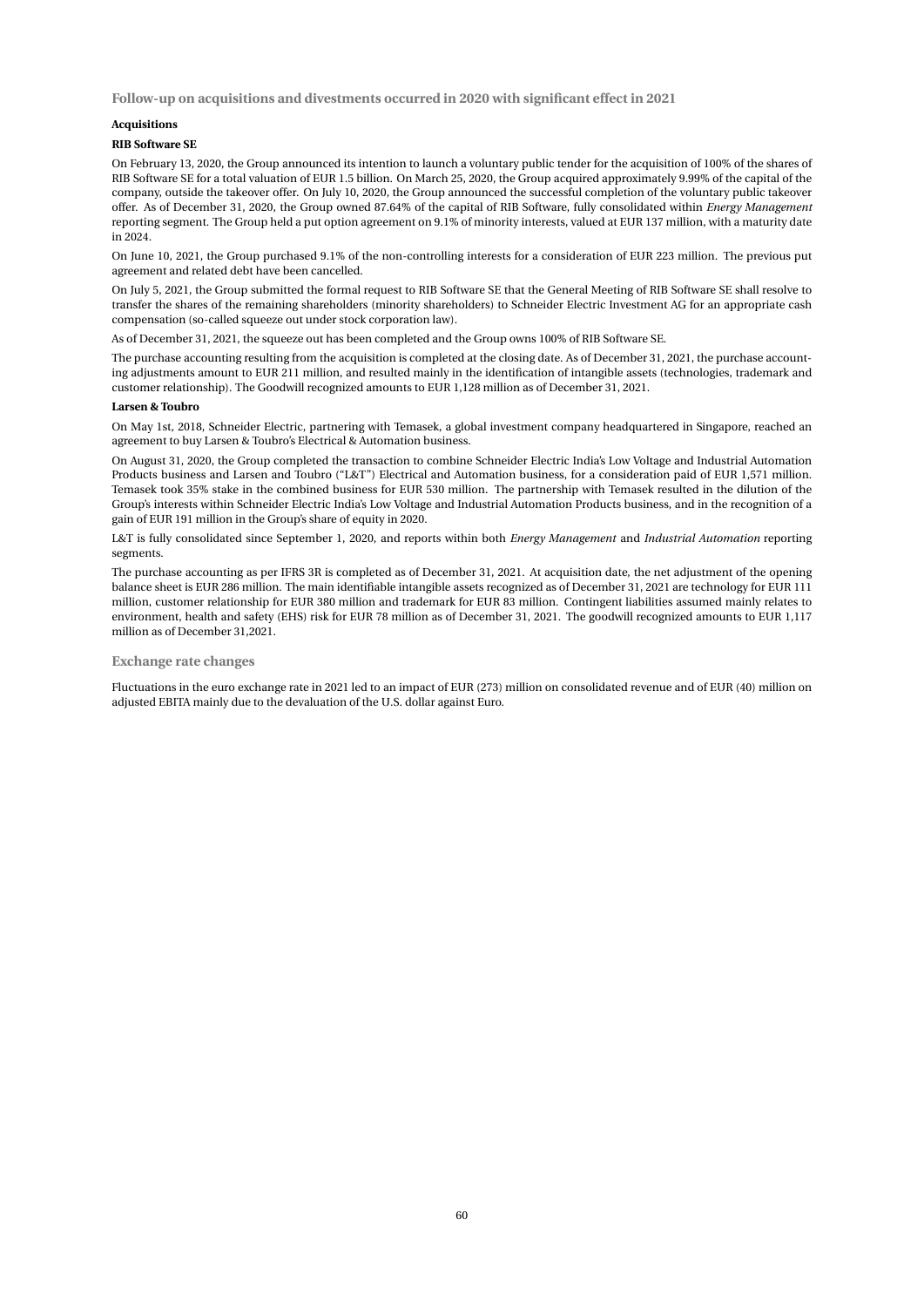## Follow-up on acquisitions and divestments occurred in 2020 with significant effect in 2021

**Acquisitions**

**RIB Software SE**

On February 13, 2020, the Group announced its intention to launch a voluntary public tender for the acquisition of 100% of the shares of RIB Software SE for a total valuation of EUR 1.5 billion. On March 25, 2020, the Group acquired approximately 9.99% of the capital of the company, outside the takeover offer. On July 10, 2020, the Group announced the successful completion of the voluntary public takeover offer. As of December 31, 2020, the Group owned 87.64% of the capital of RIB Software, fully consolidated within *Energy Management* reporting segment. The Group held a put option agreement on 9.1% of minority interests, valued at EUR 137 million, with a maturity date in 2024.

On June 10, 2021, the Group purchased 9.1% of the non-controlling interests for a consideration of EUR 223 million. The previous put agreement and related debt have been cancelled.

On July 5, 2021, the Group submitted the formal request to RIB Software SE that the General Meeting of RIB Software SE shall resolve to transfer the shares of the remaining shareholders (minority shareholders) to Schneider Electric Investment AG for an appropriate cash compensation (so-called squeeze out under stock corporation law).

As of December 31, 2021, the squeeze out has been completed and the Group owns 100% of RIB Software SE.

The purchase accounting resulting from the acquisition is completed at the closing date. As of December 31, 2021, the purchase accounting adjustments amount to EUR 211 million, and resulted mainly in the identification of intangible assets (technologies, trademark and customer relationship). The Goodwill recognized amounts to EUR 1,128 million as of December 31, 2021.

**Larsen & Toubro**

On May 1st, 2018, Schneider Electric, partnering with Temasek, a global investment company headquartered in Singapore, reached an agreement to buy Larsen & Toubro's Electrical & Automation business.

On August 31, 2020, the Group completed the transaction to combine Schneider Electric India's Low Voltage and Industrial Automation Products business and Larsen and Toubro ("L&T") Electrical and Automation business, for a consideration paid of EUR 1,571 million. Temasek took 35% stake in the combined business for EUR 530 million. The partnership with Temasek resulted in the dilution of the Group's interests within Schneider Electric India's Low Voltage and Industrial Automation Products business, and in the recognition of a gain of EUR 191 million in the Group's share of equity in 2020.

L&T is fully consolidated since September 1, 2020, and reports within both *Energy Management* and *Industrial Automation* reporting segments.

The purchase accounting as per IFRS 3R is completed as of December 31, 2021. At acquisition date, the net adjustment of the opening balance sheet is EUR 286 million. The main identifiable intangible assets recognized as of December 31, 2021 are technology for EUR 111 million, customer relationship for EUR 380 million and trademark for EUR 83 million. Contingent liabilities assumed mainly relates to environment, health and safety (EHS) risk for EUR 78 million as of December 31, 2021. The goodwill recognized amounts to EUR 1,117 million as of December 31,2021.

## Exchange rate changes

Fluctuations in the euro exchange rate in 2021 led to an impact of EUR (273) million on consolidated revenue and of EUR (40) million on adjusted EBITA mainly due to the devaluation of the U.S. dollar against Euro.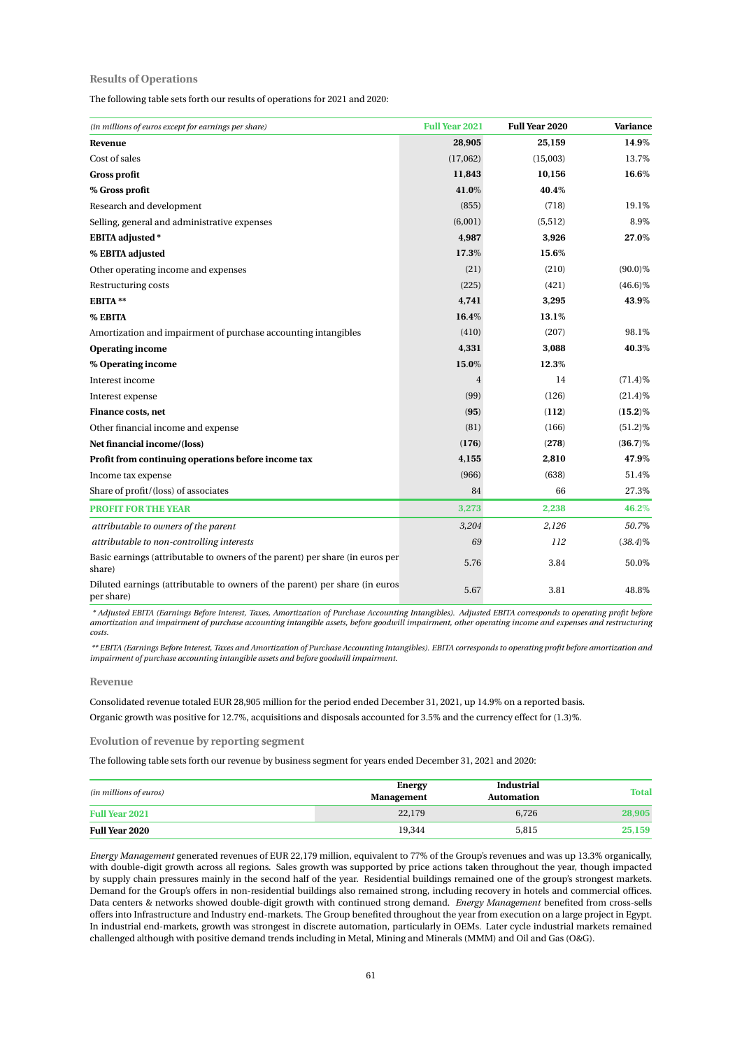### Results of Operations

The following table sets forth our results of operations for 2021 and 2020:

| *(in millions of euros except for earnings per share)* | Full Year 2021 | Full Year 2020 | Variance |
|---|---|---|---|
| **Revenue** | **28,905** | **25,159** | **14.9%** |
| Cost of sales | (17,062) | (15,003) | 13.7% |
| **Gross profit** | **11,843** | **10,156** | **16.6%** |
| **% Gross profit** | **41.0%** | **40.4%** | |
| Research and development | (855) | (718) | 19.1% |
| Selling, general and administrative expenses | (6,001) | (5,512) | 8.9% |
| **EBITA adjusted \*** | **4,987** | **3,926** | **27.0%** |
| **% EBITA adjusted** | **17.3%** | **15.6%** | |
| Other operating income and expenses | (21) | (210) | (90.0)% |
| Restructuring costs | (225) | (421) | (46.6)% |
| **EBITA \*\*** | **4,741** | **3,295** | **43.9%** |
| **% EBITA** | **16.4%** | **13.1%** | |
| Amortization and impairment of purchase accounting intangibles | (410) | (207) | 98.1% |
| **Operating income** | **4,331** | **3,088** | **40.3%** |
| **% Operating income** | **15.0%** | **12.3%** | |
| Interest income | 4 | 14 | (71.4)% |
| Interest expense | (99) | (126) | (21.4)% |
| **Finance costs, net** | **(95)** | **(112)** | **(15.2)%** |
| Other financial income and expense | (81) | (166) | (51.2)% |
| **Net financial income/(loss)** | **(176)** | **(278)** | **(36.7)%** |
| **Profit from continuing operations before income tax** | **4,155** | **2,810** | **47.9%** |
| Income tax expense | (966) | (638) | 51.4% |
| Share of profit/(loss) of associates | 84 | 66 | 27.3% |
| **PROFIT FOR THE YEAR** | **3,273** | **2,238** | **46.2%** |
| *attributable to owners of the parent* | *3,204* | *2,126* | *50.7%* |
| *attributable to non-controlling interests* | *69* | *112* | *(38.4)%* |
| Basic earnings (attributable to owners of the parent) per share (in euros per share) | 5.76 | 3.84 | 50.0% |
| Diluted earnings (attributable to owners of the parent) per share (in euros per share) | 5.67 | 3.81 | 48.8% |

*\* Adjusted EBITA (Earnings Before Interest, Taxes, Amortization of Purchase Accounting Intangibles). Adjusted EBITA corresponds to operating profit before amortization and impairment of purchase accounting intangible assets, before goodwill impairment, other operating income and expenses and restructuring costs.*

*\*\* EBITA (Earnings Before Interest, Taxes and Amortization of Purchase Accounting Intangibles). EBITA corresponds to operating profit before amortization and impairment of purchase accounting intangible assets and before goodwill impairment.*

### Revenue

Consolidated revenue totaled EUR 28,905 million for the period ended December 31, 2021, up 14.9% on a reported basis.

Organic growth was positive for 12.7%, acquisitions and disposals accounted for 3.5% and the currency effect for (1.3)%.

### Evolution of revenue by reporting segment

The following table sets forth our revenue by business segment for years ended December 31, 2021 and 2020:

| *(in millions of euros)* | Energy Management | Industrial Automation | Total |
|---|---|---|---|
| **Full Year 2021** | 22,179 | 6,726 | **28,905** |
| **Full Year 2020** | 19,344 | 5,815 | **25,159** |

*Energy Management* generated revenues of EUR 22,179 million, equivalent to 77% of the Group's revenues and was up 13.3% organically, with double-digit growth across all regions. Sales growth was supported by price actions taken throughout the year, though impacted by supply chain pressures mainly in the second half of the year. Residential buildings remained one of the group's strongest markets. Demand for the Group's offers in non-residential buildings also remained strong, including recovery in hotels and commercial offices. Data centers & networks showed double-digit growth with continued strong demand. *Energy Management* benefited from cross-sells offers into Infrastructure and Industry end-markets. The Group benefited throughout the year from execution on a large project in Egypt. In industrial end-markets, growth was strongest in discrete automation, particularly in OEMs. Later cycle industrial markets remained challenged although with positive demand trends including in Metal, Mining and Minerals (MMM) and Oil and Gas (O&G).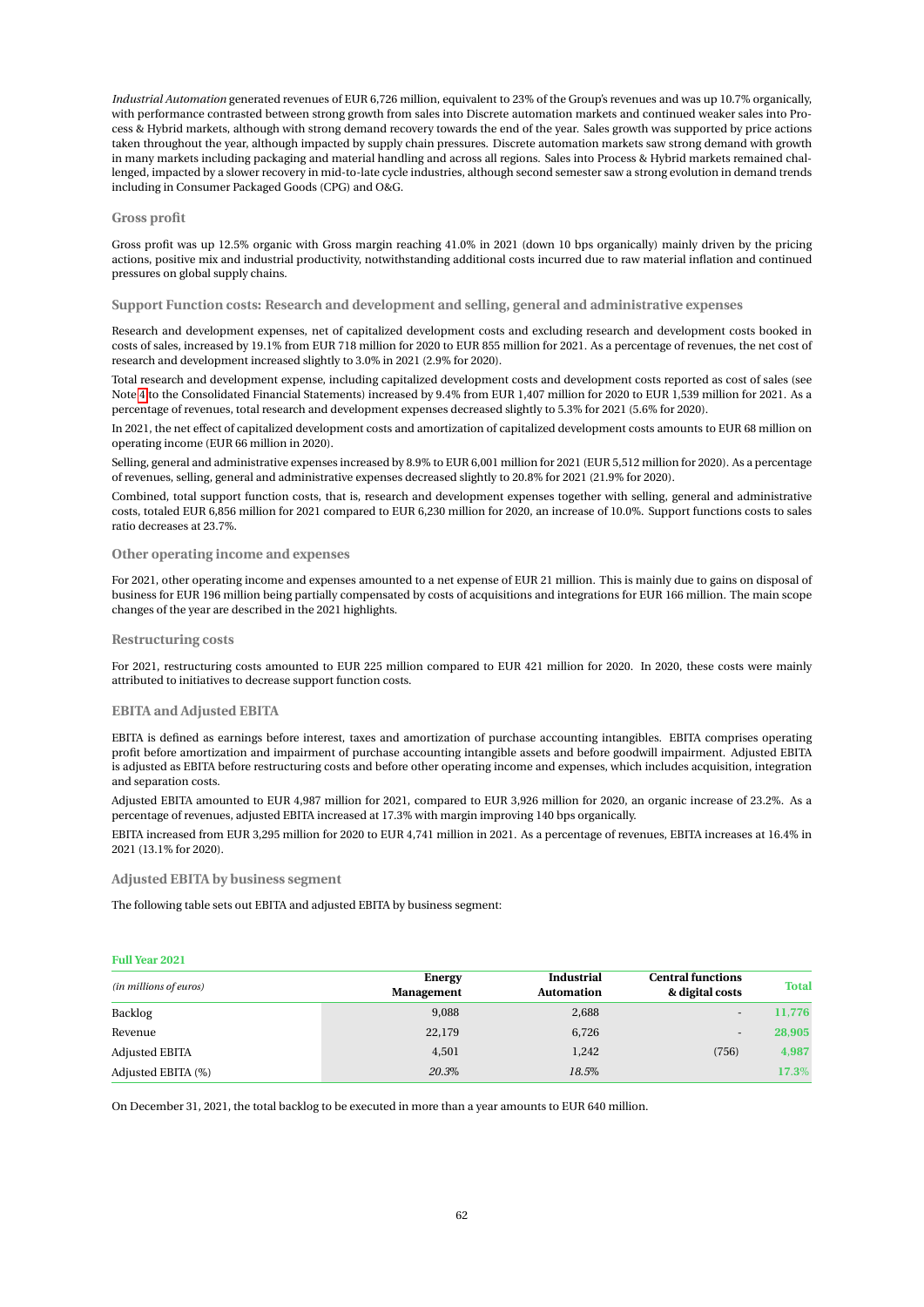*Industrial Automation* generated revenues of EUR 6,726 million, equivalent to 23% of the Group's revenues and was up 10.7% organically, with performance contrasted between strong growth from sales into Discrete automation markets and continued weaker sales into Process & Hybrid markets, although with strong demand recovery towards the end of the year. Sales growth was supported by price actions taken throughout the year, although impacted by supply chain pressures. Discrete automation markets saw strong demand with growth in many markets including packaging and material handling and across all regions. Sales into Process & Hybrid markets remained challenged, impacted by a slower recovery in mid-to-late cycle industries, although second semester saw a strong evolution in demand trends including in Consumer Packaged Goods (CPG) and O&G.

### Gross profit

Gross profit was up 12.5% organic with Gross margin reaching 41.0% in 2021 (down 10 bps organically) mainly driven by the pricing actions, positive mix and industrial productivity, notwithstanding additional costs incurred due to raw material inflation and continued pressures on global supply chains.

### Support Function costs: Research and development and selling, general and administrative expenses

Research and development expenses, net of capitalized development costs and excluding research and development costs booked in costs of sales, increased by 19.1% from EUR 718 million for 2020 to EUR 855 million for 2021. As a percentage of revenues, the net cost of research and development increased slightly to 3.0% in 2021 (2.9% for 2020).

Total research and development expense, including capitalized development costs and development costs reported as cost of sales (see Note 4 to the Consolidated Financial Statements) increased by 9.4% from EUR 1,407 million for 2020 to EUR 1,539 million for 2021. As a percentage of revenues, total research and development expenses decreased slightly to 5.3% for 2021 (5.6% for 2020).

In 2021, the net effect of capitalized development costs and amortization of capitalized development costs amounts to EUR 68 million on operating income (EUR 66 million in 2020).

Selling, general and administrative expenses increased by 8.9% to EUR 6,001 million for 2021 (EUR 5,512 million for 2020). As a percentage of revenues, selling, general and administrative expenses decreased slightly to 20.8% for 2021 (21.9% for 2020).

Combined, total support function costs, that is, research and development expenses together with selling, general and administrative costs, totaled EUR 6,856 million for 2021 compared to EUR 6,230 million for 2020, an increase of 10.0%. Support functions costs to sales ratio decreases at 23.7%.

### Other operating income and expenses

For 2021, other operating income and expenses amounted to a net expense of EUR 21 million. This is mainly due to gains on disposal of business for EUR 196 million being partially compensated by costs of acquisitions and integrations for EUR 166 million. The main scope changes of the year are described in the 2021 highlights.

### Restructuring costs

For 2021, restructuring costs amounted to EUR 225 million compared to EUR 421 million for 2020. In 2020, these costs were mainly attributed to initiatives to decrease support function costs.

### EBITA and Adjusted EBITA

EBITA is defined as earnings before interest, taxes and amortization of purchase accounting intangibles. EBITA comprises operating profit before amortization and impairment of purchase accounting intangible assets and before goodwill impairment. Adjusted EBITA is adjusted as EBITA before restructuring costs and before other operating income and expenses, which includes acquisition, integration and separation costs.

Adjusted EBITA amounted to EUR 4,987 million for 2021, compared to EUR 3,926 million for 2020, an organic increase of 23.2%. As a percentage of revenues, adjusted EBITA increased at 17.3% with margin improving 140 bps organically.

EBITA increased from EUR 3,295 million for 2020 to EUR 4,741 million in 2021. As a percentage of revenues, EBITA increases at 16.4% in 2021 (13.1% for 2020).

### Adjusted EBITA by business segment

The following table sets out EBITA and adjusted EBITA by business segment:

**Full Year 2021**

| *(in millions of euros)* | Energy Management | Industrial Automation | Central functions & digital costs | Total |
|---|---|---|---|---|
| Backlog | 9,088 | 2,688 | - | 11,776 |
| Revenue | 22,179 | 6,726 | - | 28,905 |
| Adjusted EBITA | 4,501 | 1,242 | (756) | 4,987 |
| Adjusted EBITA (%) | *20.3%* | *18.5%* | | 17.3% |

On December 31, 2021, the total backlog to be executed in more than a year amounts to EUR 640 million.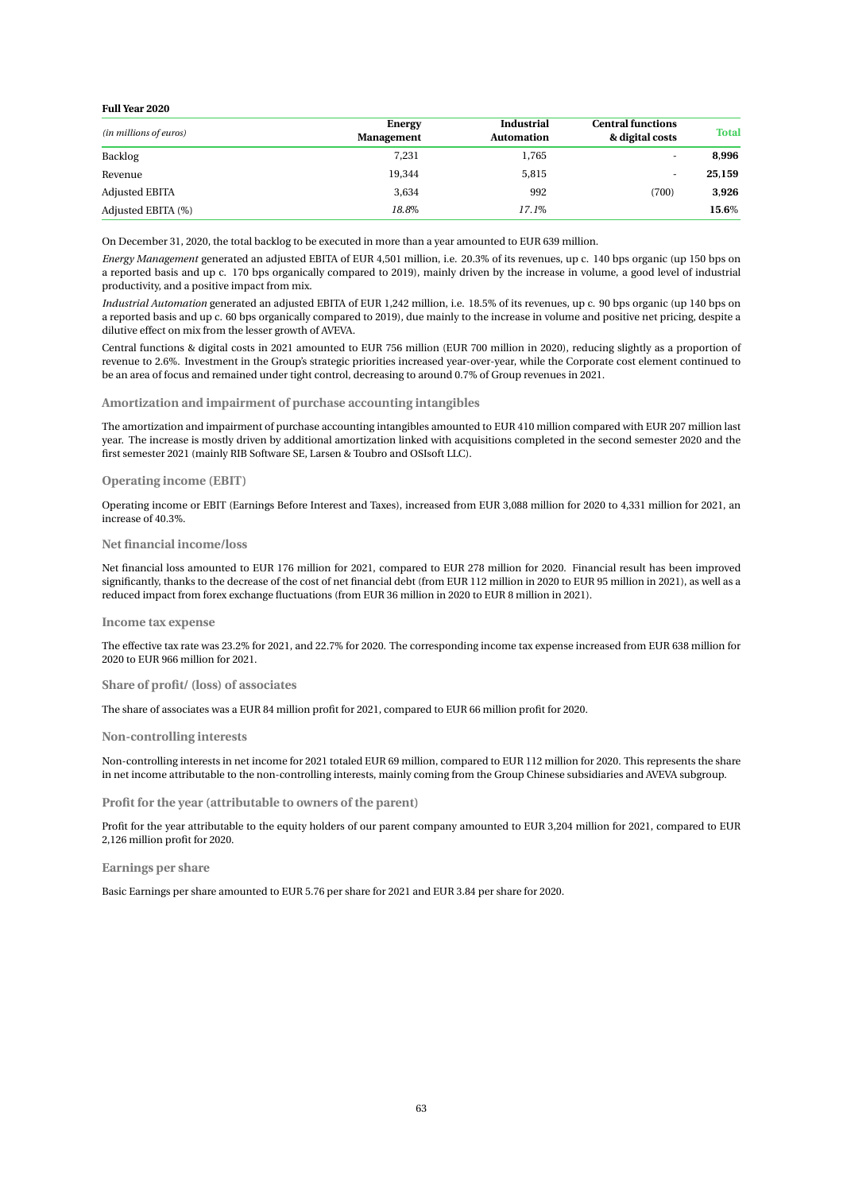**Full Year 2020**

| *(in millions of euros)* | Energy Management | Industrial Automation | Central functions & digital costs | Total |
|---|---|---|---|---|
| Backlog | 7,231 | 1,765 | - | **8,996** |
| Revenue | 19,344 | 5,815 | - | **25,159** |
| Adjusted EBITA | 3,634 | 992 | (700) | **3,926** |
| Adjusted EBITA (%) | *18.8%* | *17.1%* | | **15.6%** |

On December 31, 2020, the total backlog to be executed in more than a year amounted to EUR 639 million.

*Energy Management* generated an adjusted EBITA of EUR 4,501 million, i.e. 20.3% of its revenues, up c. 140 bps organic (up 150 bps on a reported basis and up c. 170 bps organically compared to 2019), mainly driven by the increase in volume, a good level of industrial productivity, and a positive impact from mix.

*Industrial Automation* generated an adjusted EBITA of EUR 1,242 million, i.e. 18.5% of its revenues, up c. 90 bps organic (up 140 bps on a reported basis and up c. 60 bps organically compared to 2019), due mainly to the increase in volume and positive net pricing, despite a dilutive effect on mix from the lesser growth of AVEVA.

Central functions & digital costs in 2021 amounted to EUR 756 million (EUR 700 million in 2020), reducing slightly as a proportion of revenue to 2.6%. Investment in the Group's strategic priorities increased year-over-year, while the Corporate cost element continued to be an area of focus and remained under tight control, decreasing to around 0.7% of Group revenues in 2021.

### Amortization and impairment of purchase accounting intangibles

The amortization and impairment of purchase accounting intangibles amounted to EUR 410 million compared with EUR 207 million last year. The increase is mostly driven by additional amortization linked with acquisitions completed in the second semester 2020 and the first semester 2021 (mainly RIB Software SE, Larsen & Toubro and OSIsoft LLC).

### Operating income (EBIT)

Operating income or EBIT (Earnings Before Interest and Taxes), increased from EUR 3,088 million for 2020 to 4,331 million for 2021, an increase of 40.3%.

### Net financial income/loss

Net financial loss amounted to EUR 176 million for 2021, compared to EUR 278 million for 2020. Financial result has been improved significantly, thanks to the decrease of the cost of net financial debt (from EUR 112 million in 2020 to EUR 95 million in 2021), as well as a reduced impact from forex exchange fluctuations (from EUR 36 million in 2020 to EUR 8 million in 2021).

### Income tax expense

The effective tax rate was 23.2% for 2021, and 22.7% for 2020. The corresponding income tax expense increased from EUR 638 million for 2020 to EUR 966 million for 2021.

### Share of profit/ (loss) of associates

The share of associates was a EUR 84 million profit for 2021, compared to EUR 66 million profit for 2020.

### Non-controlling interests

Non-controlling interests in net income for 2021 totaled EUR 69 million, compared to EUR 112 million for 2020. This represents the share in net income attributable to the non-controlling interests, mainly coming from the Group Chinese subsidiaries and AVEVA subgroup.

### Profit for the year (attributable to owners of the parent)

Profit for the year attributable to the equity holders of our parent company amounted to EUR 3,204 million for 2021, compared to EUR 2,126 million profit for 2020.

### Earnings per share

Basic Earnings per share amounted to EUR 5.76 per share for 2021 and EUR 3.84 per share for 2020.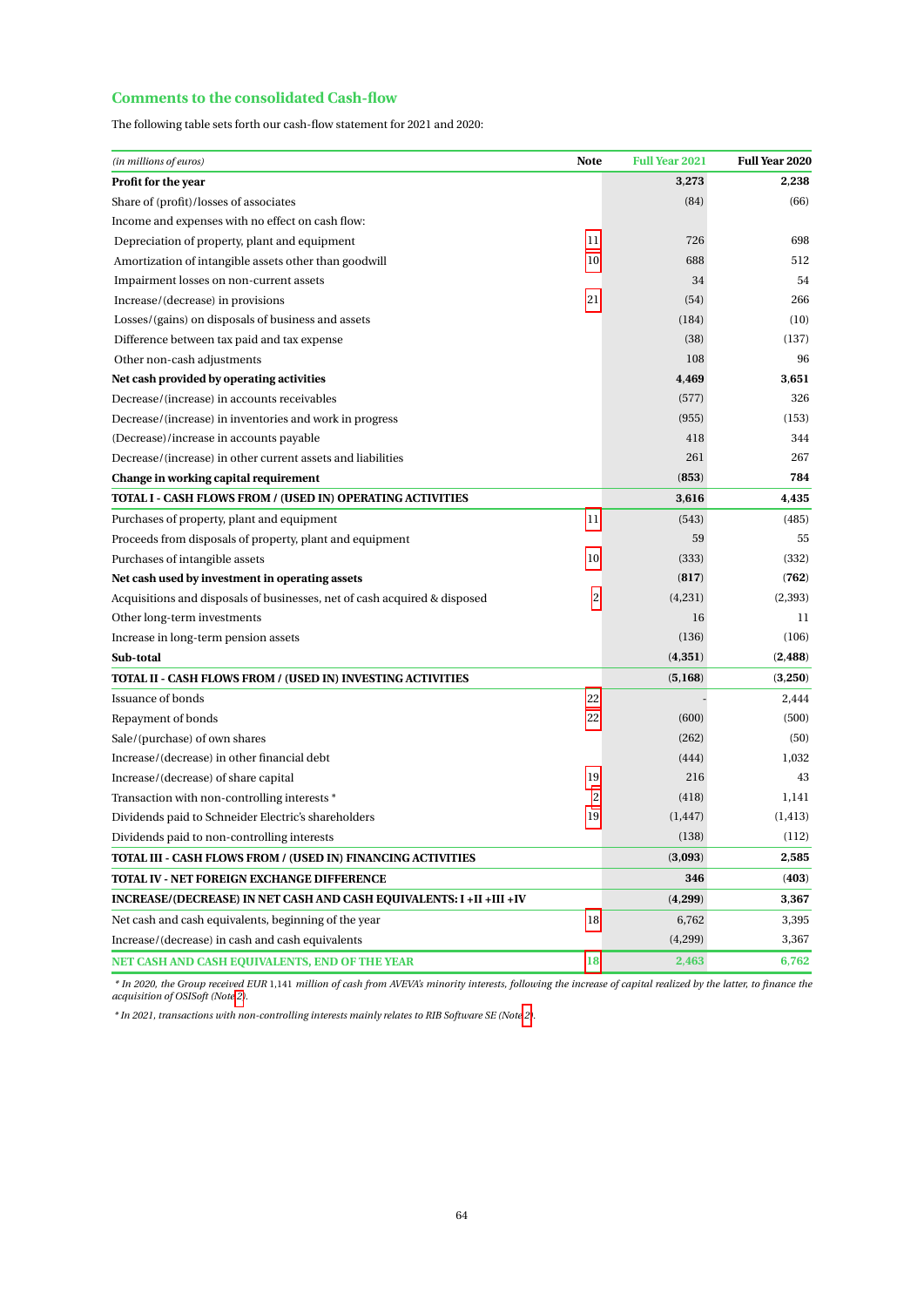## Comments to the consolidated Cash-flow

The following table sets forth our cash-flow statement for 2021 and 2020:

| *(in millions of euros)* | Note | Full Year 2021 | Full Year 2020 |
|---|---|---|---|
| **Profit for the year** | | **3,273** | **2,238** |
| Share of (profit)/losses of associates | | (84) | (66) |
| Income and expenses with no effect on cash flow: | | | |
| Depreciation of property, plant and equipment | 11 | 726 | 698 |
| Amortization of intangible assets other than goodwill | 10 | 688 | 512 |
| Impairment losses on non-current assets | | 34 | 54 |
| Increase/(decrease) in provisions | 21 | (54) | 266 |
| Losses/(gains) on disposals of business and assets | | (184) | (10) |
| Difference between tax paid and tax expense | | (38) | (137) |
| Other non-cash adjustments | | 108 | 96 |
| **Net cash provided by operating activities** | | **4,469** | **3,651** |
| Decrease/(increase) in accounts receivables | | (577) | 326 |
| Decrease/(increase) in inventories and work in progress | | (955) | (153) |
| (Decrease)/increase in accounts payable | | 418 | 344 |
| Decrease/(increase) in other current assets and liabilities | | 261 | 267 |
| **Change in working capital requirement** | | **(853)** | **784** |
| **TOTAL I - CASH FLOWS FROM / (USED IN) OPERATING ACTIVITIES** | | **3,616** | **4,435** |
| Purchases of property, plant and equipment | 11 | (543) | (485) |
| Proceeds from disposals of property, plant and equipment | | 59 | 55 |
| Purchases of intangible assets | 10 | (333) | (332) |
| **Net cash used by investment in operating assets** | | **(817)** | **(762)** |
| Acquisitions and disposals of businesses, net of cash acquired & disposed | 2 | (4,231) | (2,393) |
| Other long-term investments | | 16 | 11 |
| Increase in long-term pension assets | | (136) | (106) |
| **Sub-total** | | **(4,351)** | **(2,488)** |
| **TOTAL II - CASH FLOWS FROM / (USED IN) INVESTING ACTIVITIES** | | **(5,168)** | **(3,250)** |
| Issuance of bonds | 22 | - | 2,444 |
| Repayment of bonds | 22 | (600) | (500) |
| Sale/(purchase) of own shares | | (262) | (50) |
| Increase/(decrease) in other financial debt | | (444) | 1,032 |
| Increase/(decrease) of share capital | 19 | 216 | 43 |
| Transaction with non-controlling interests * | 2 | (418) | 1,141 |
| Dividends paid to Schneider Electric's shareholders | 19 | (1,447) | (1,413) |
| Dividends paid to non-controlling interests | | (138) | (112) |
| **TOTAL III - CASH FLOWS FROM / (USED IN) FINANCING ACTIVITIES** | | **(3,093)** | **2,585** |
| **TOTAL IV - NET FOREIGN EXCHANGE DIFFERENCE** | | **346** | **(403)** |
| **INCREASE/(DECREASE) IN NET CASH AND CASH EQUIVALENTS: I +II +III +IV** | | **(4,299)** | **3,367** |
| Net cash and cash equivalents, beginning of the year | 18 | 6,762 | 3,395 |
| Increase/(decrease) in cash and cash equivalents | | (4,299) | 3,367 |
| **NET CASH AND CASH EQUIVALENTS, END OF THE YEAR** | 18 | **2,463** | **6,762** |

* *In 2020, the Group received EUR 1,141 million of cash from AVEVA's minority interests, following the increase of capital realized by the latter, to finance the acquisition of OSISoft (Note 2).*

* *In 2021, transactions with non-controlling interests mainly relates to RIB Software SE (Note 2).*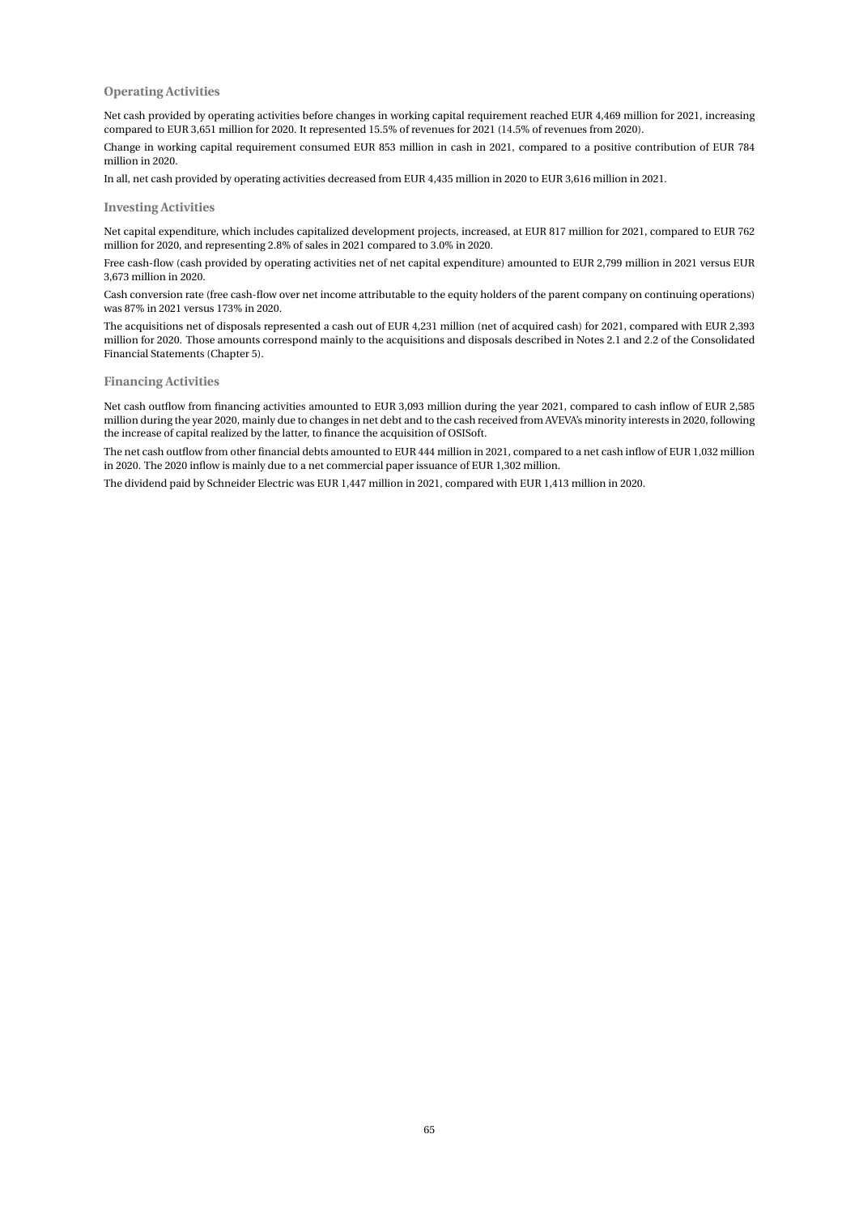### Operating Activities

Net cash provided by operating activities before changes in working capital requirement reached EUR 4,469 million for 2021, increasing compared to EUR 3,651 million for 2020. It represented 15.5% of revenues for 2021 (14.5% of revenues from 2020).

Change in working capital requirement consumed EUR 853 million in cash in 2021, compared to a positive contribution of EUR 784 million in 2020.

In all, net cash provided by operating activities decreased from EUR 4,435 million in 2020 to EUR 3,616 million in 2021.

### Investing Activities

Net capital expenditure, which includes capitalized development projects, increased, at EUR 817 million for 2021, compared to EUR 762 million for 2020, and representing 2.8% of sales in 2021 compared to 3.0% in 2020.

Free cash-flow (cash provided by operating activities net of net capital expenditure) amounted to EUR 2,799 million in 2021 versus EUR 3,673 million in 2020.

Cash conversion rate (free cash-flow over net income attributable to the equity holders of the parent company on continuing operations) was 87% in 2021 versus 173% in 2020.

The acquisitions net of disposals represented a cash out of EUR 4,231 million (net of acquired cash) for 2021, compared with EUR 2,393 million for 2020. Those amounts correspond mainly to the acquisitions and disposals described in Notes 2.1 and 2.2 of the Consolidated Financial Statements (Chapter 5).

### Financing Activities

Net cash outflow from financing activities amounted to EUR 3,093 million during the year 2021, compared to cash inflow of EUR 2,585 million during the year 2020, mainly due to changes in net debt and to the cash received from AVEVA's minority interests in 2020, following the increase of capital realized by the latter, to finance the acquisition of OSISoft.

The net cash outflow from other financial debts amounted to EUR 444 million in 2021, compared to a net cash inflow of EUR 1,032 million in 2020. The 2020 inflow is mainly due to a net commercial paper issuance of EUR 1,302 million.

The dividend paid by Schneider Electric was EUR 1,447 million in 2021, compared with EUR 1,413 million in 2020.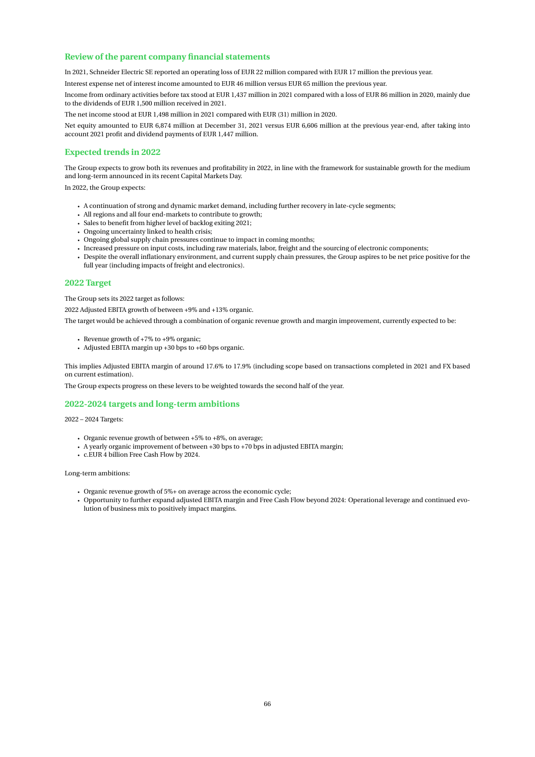## Review of the parent company financial statements

In 2021, Schneider Electric SE reported an operating loss of EUR 22 million compared with EUR 17 million the previous year.

Interest expense net of interest income amounted to EUR 46 million versus EUR 65 million the previous year.

Income from ordinary activities before tax stood at EUR 1,437 million in 2021 compared with a loss of EUR 86 million in 2020, mainly due to the dividends of EUR 1,500 million received in 2021.

The net income stood at EUR 1,498 million in 2021 compared with EUR (31) million in 2020.

Net equity amounted to EUR 6,874 million at December 31, 2021 versus EUR 6,606 million at the previous year-end, after taking into account 2021 profit and dividend payments of EUR 1,447 million.

## Expected trends in 2022

The Group expects to grow both its revenues and profitability in 2022, in line with the framework for sustainable growth for the medium and long-term announced in its recent Capital Markets Day.

In 2022, the Group expects:

- A continuation of strong and dynamic market demand, including further recovery in late-cycle segments;
- All regions and all four end-markets to contribute to growth;
- Sales to benefit from higher level of backlog exiting 2021;
- Ongoing uncertainty linked to health crisis;
- Ongoing global supply chain pressures continue to impact in coming months;
- Increased pressure on input costs, including raw materials, labor, freight and the sourcing of electronic components;
- Despite the overall inflationary environment, and current supply chain pressures, the Group aspires to be net price positive for the full year (including impacts of freight and electronics).

## 2022 Target

The Group sets its 2022 target as follows:

2022 Adjusted EBITA growth of between +9% and +13% organic.

The target would be achieved through a combination of organic revenue growth and margin improvement, currently expected to be:

- Revenue growth of +7% to +9% organic;
- Adjusted EBITA margin up +30 bps to +60 bps organic.

This implies Adjusted EBITA margin of around 17.6% to 17.9% (including scope based on transactions completed in 2021 and FX based on current estimation).

The Group expects progress on these levers to be weighted towards the second half of the year.

## 2022-2024 targets and long-term ambitions

2022 – 2024 Targets:

- Organic revenue growth of between +5% to +8%, on average;
- A yearly organic improvement of between +30 bps to +70 bps in adjusted EBITA margin;
- c.EUR 4 billion Free Cash Flow by 2024.

Long-term ambitions:

- Organic revenue growth of 5%+ on average across the economic cycle;
- Opportunity to further expand adjusted EBITA margin and Free Cash Flow beyond 2024: Operational leverage and continued evolution of business mix to positively impact margins.